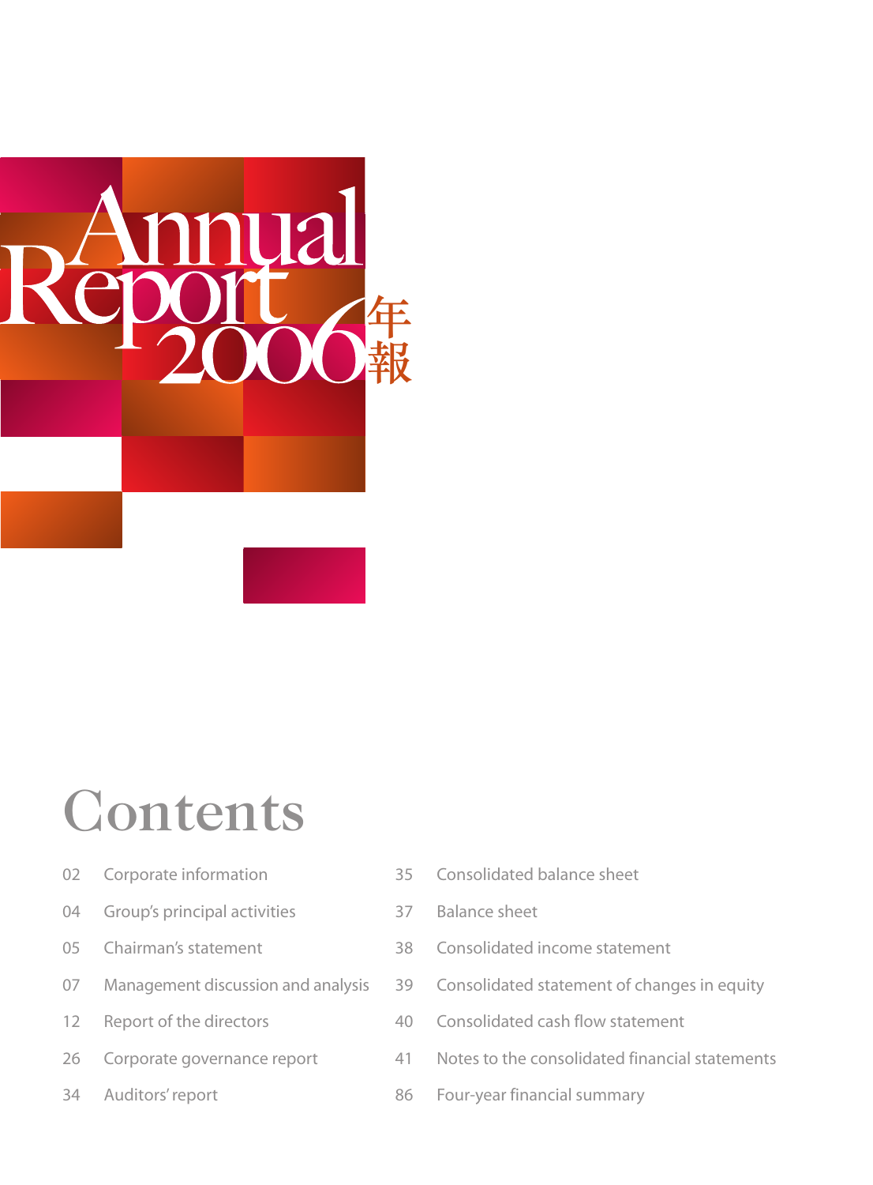# Annual Report 2006 年報

## Contents

| | | | |
|---|---|---|---|
| 02 | Corporate information | 35 | Consolidated balance sheet |
| 04 | Group's principal activities | 37 | Balance sheet |
| 05 | Chairman's statement | 38 | Consolidated income statement |
| 07 | Management discussion and analysis | 39 | Consolidated statement of changes in equity |
| 12 | Report of the directors | 40 | Consolidated cash flow statement |
| 26 | Corporate governance report | 41 | Notes to the consolidated financial statements |
| 34 | Auditors' report | 86 | Four-year financial summary |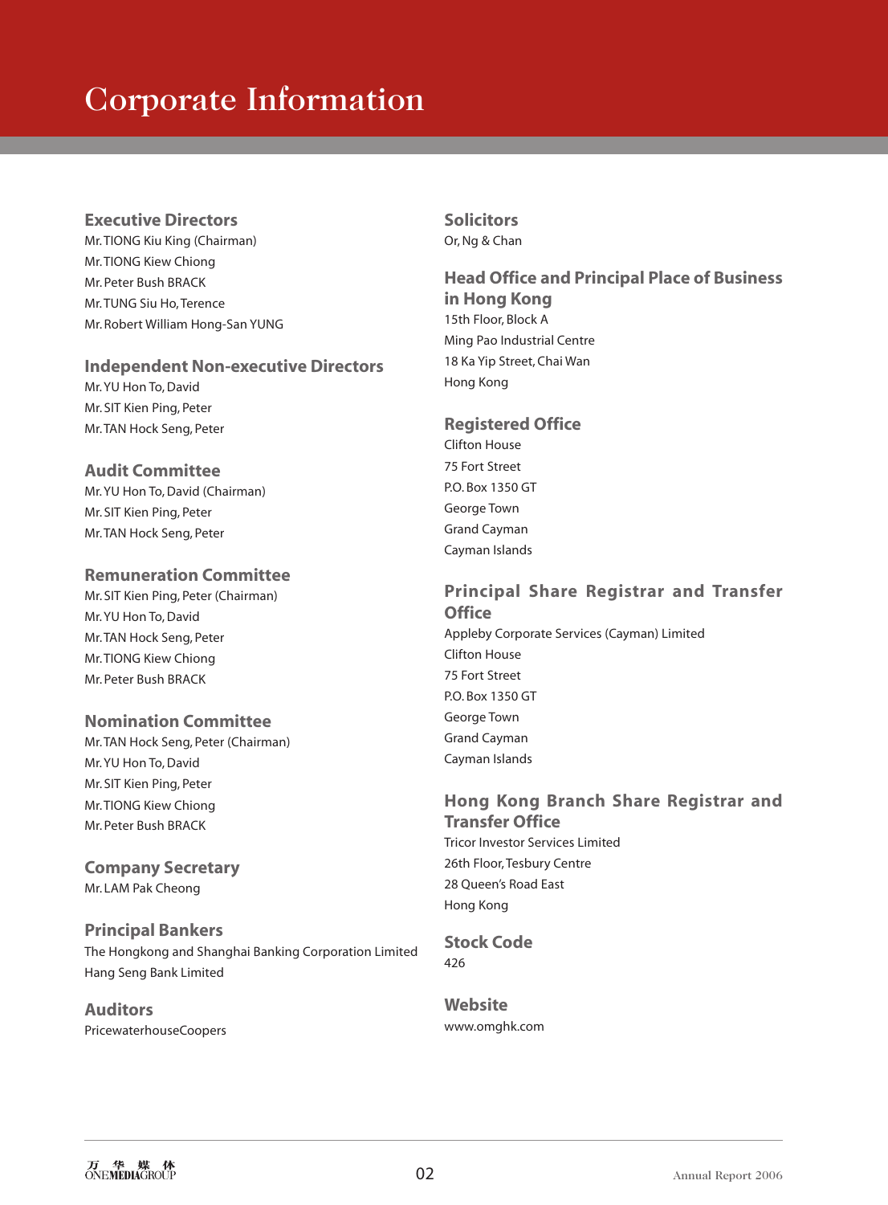# Corporate Information

## Executive Directors

Mr. TIONG Kiu King (Chairman)
Mr. TIONG Kiew Chiong
Mr. Peter Bush BRACK
Mr. TUNG Siu Ho, Terence
Mr. Robert William Hong-San YUNG

## Independent Non-executive Directors

Mr. YU Hon To, David
Mr. SIT Kien Ping, Peter
Mr. TAN Hock Seng, Peter

## Audit Committee

Mr. YU Hon To, David (Chairman)
Mr. SIT Kien Ping, Peter
Mr. TAN Hock Seng, Peter

## Remuneration Committee

Mr. SIT Kien Ping, Peter (Chairman)
Mr. YU Hon To, David
Mr. TAN Hock Seng, Peter
Mr. TIONG Kiew Chiong
Mr. Peter Bush BRACK

## Nomination Committee

Mr. TAN Hock Seng, Peter (Chairman)
Mr. YU Hon To, David
Mr. SIT Kien Ping, Peter
Mr. TIONG Kiew Chiong
Mr. Peter Bush BRACK

## Company Secretary

Mr. LAM Pak Cheong

## Principal Bankers

The Hongkong and Shanghai Banking Corporation Limited
Hang Seng Bank Limited

## Auditors

PricewaterhouseCoopers

## Solicitors

Or, Ng & Chan

## Head Office and Principal Place of Business in Hong Kong

15th Floor, Block A
Ming Pao Industrial Centre
18 Ka Yip Street, Chai Wan
Hong Kong

## Registered Office

Clifton House
75 Fort Street
P.O. Box 1350 GT
George Town
Grand Cayman
Cayman Islands

## Principal Share Registrar and Transfer Office

Appleby Corporate Services (Cayman) Limited
Clifton House
75 Fort Street
P.O. Box 1350 GT
George Town
Grand Cayman
Cayman Islands

## Hong Kong Branch Share Registrar and Transfer Office

Tricor Investor Services Limited
26th Floor, Tesbury Centre
28 Queen's Road East
Hong Kong

## Stock Code

426

## Website

www.omghk.com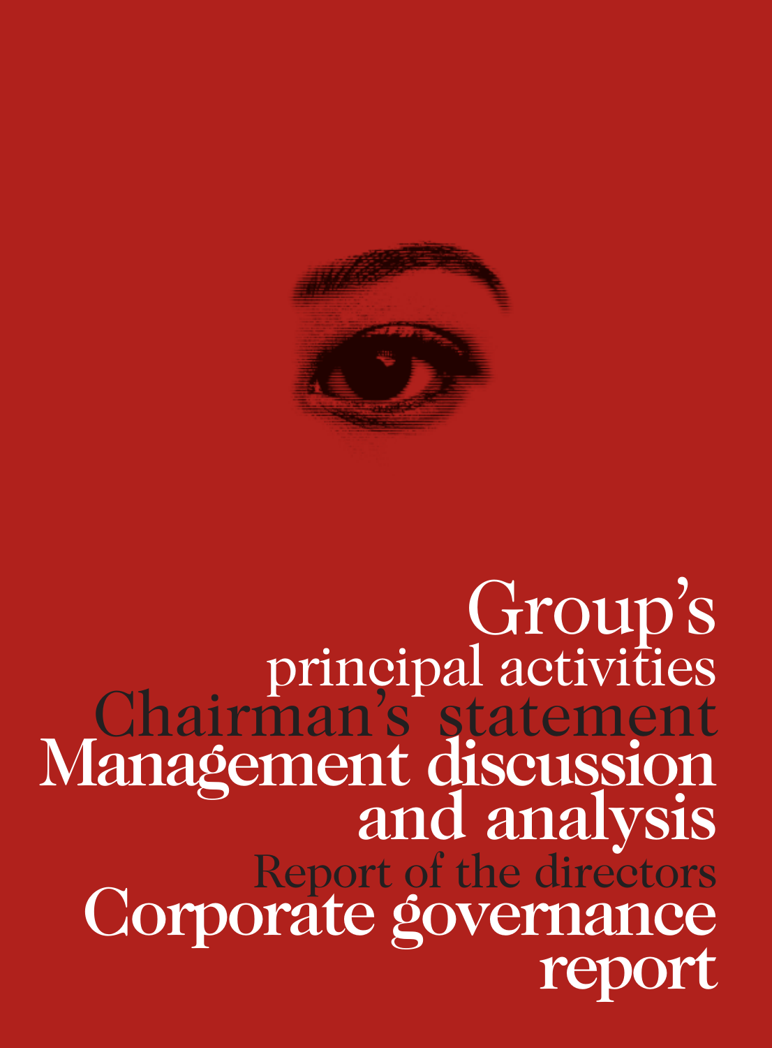# Group's principal activities

# Chairman's statement

# Management discussion and analysis

# Report of the directors

# Corporate governance report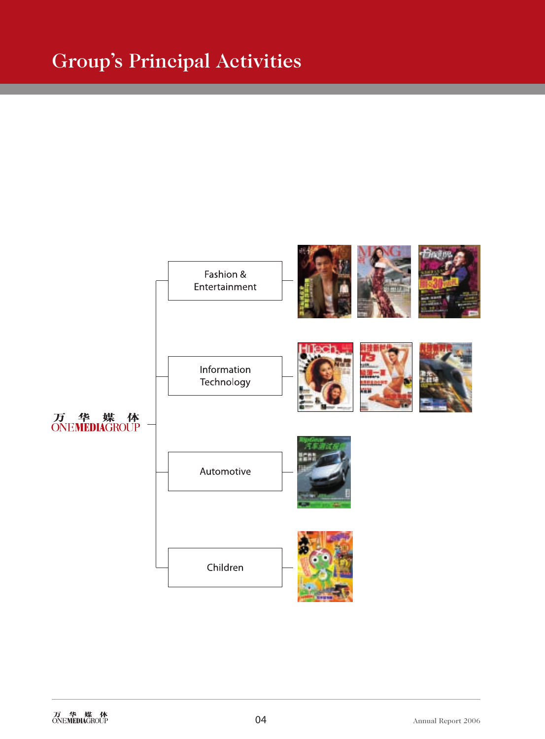# Group's Principal Activities

万 华 媒 体
ONEMEDIAGROUP

- Fashion & Entertainment
- Information Technology
- Automotive
- Children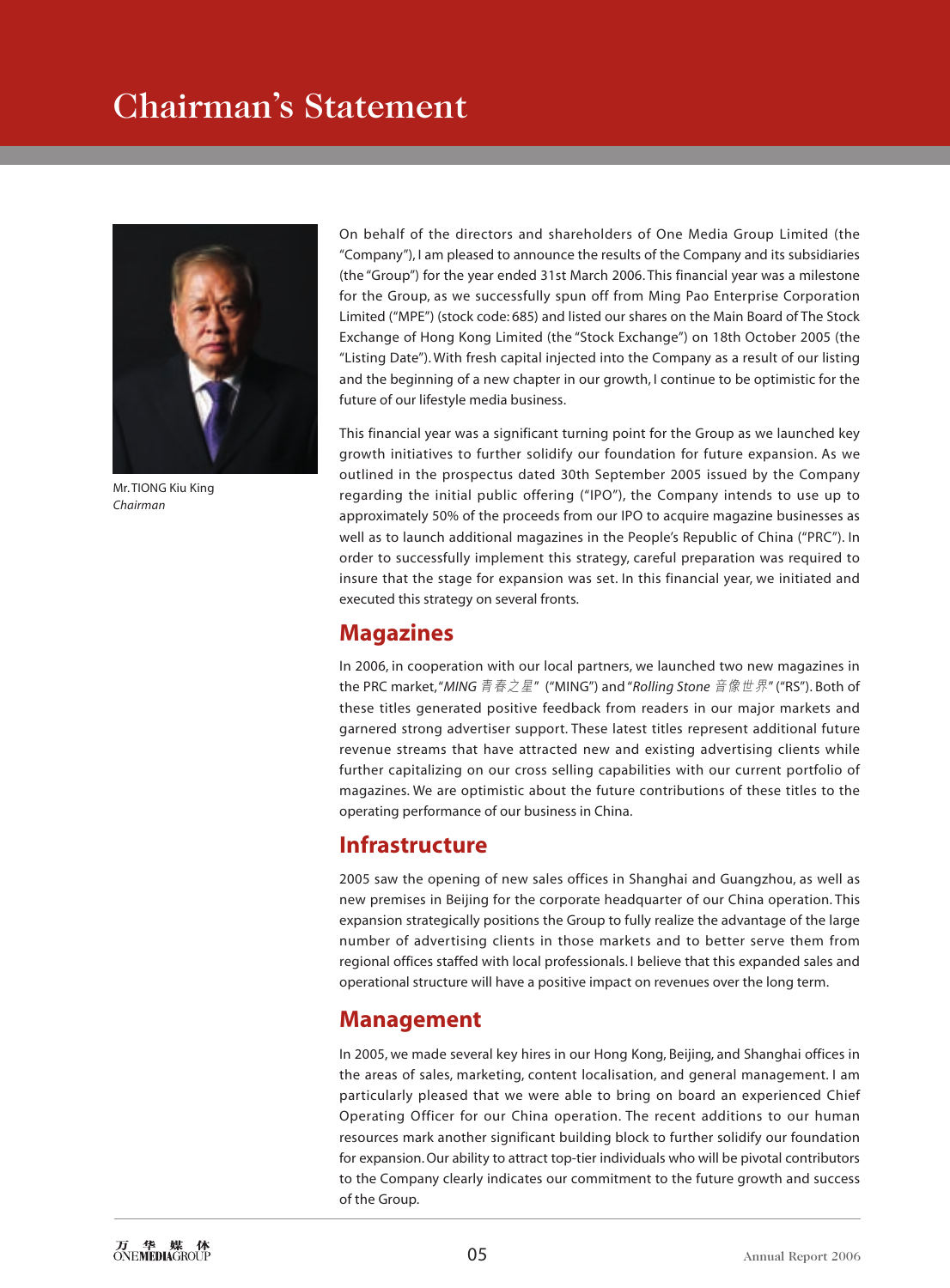# Chairman's Statement

Mr. TIONG Kiu King
*Chairman*

On behalf of the directors and shareholders of One Media Group Limited (the "Company"), I am pleased to announce the results of the Company and its subsidiaries (the "Group") for the year ended 31st March 2006. This financial year was a milestone for the Group, as we successfully spun off from Ming Pao Enterprise Corporation Limited ("MPE") (stock code: 685) and listed our shares on the Main Board of The Stock Exchange of Hong Kong Limited (the "Stock Exchange") on 18th October 2005 (the "Listing Date"). With fresh capital injected into the Company as a result of our listing and the beginning of a new chapter in our growth, I continue to be optimistic for the future of our lifestyle media business.

This financial year was a significant turning point for the Group as we launched key growth initiatives to further solidify our foundation for future expansion. As we outlined in the prospectus dated 30th September 2005 issued by the Company regarding the initial public offering ("IPO"), the Company intends to use up to approximately 50% of the proceeds from our IPO to acquire magazine businesses as well as to launch additional magazines in the People's Republic of China ("PRC"). In order to successfully implement this strategy, careful preparation was required to insure that the stage for expansion was set. In this financial year, we initiated and executed this strategy on several fronts.

## Magazines

In 2006, in cooperation with our local partners, we launched two new magazines in the PRC market, "*MING 青春之星*" ("MING") and "*Rolling Stone 音像世界*" ("RS"). Both of these titles generated positive feedback from readers in our major markets and garnered strong advertiser support. These latest titles represent additional future revenue streams that have attracted new and existing advertising clients while further capitalizing on our cross selling capabilities with our current portfolio of magazines. We are optimistic about the future contributions of these titles to the operating performance of our business in China.

## Infrastructure

2005 saw the opening of new sales offices in Shanghai and Guangzhou, as well as new premises in Beijing for the corporate headquarter of our China operation. This expansion strategically positions the Group to fully realize the advantage of the large number of advertising clients in those markets and to better serve them from regional offices staffed with local professionals. I believe that this expanded sales and operational structure will have a positive impact on revenues over the long term.

## Management

In 2005, we made several key hires in our Hong Kong, Beijing, and Shanghai offices in the areas of sales, marketing, content localisation, and general management. I am particularly pleased that we were able to bring on board an experienced Chief Operating Officer for our China operation. The recent additions to our human resources mark another significant building block to further solidify our foundation for expansion. Our ability to attract top-tier individuals who will be pivotal contributors to the Company clearly indicates our commitment to the future growth and success of the Group.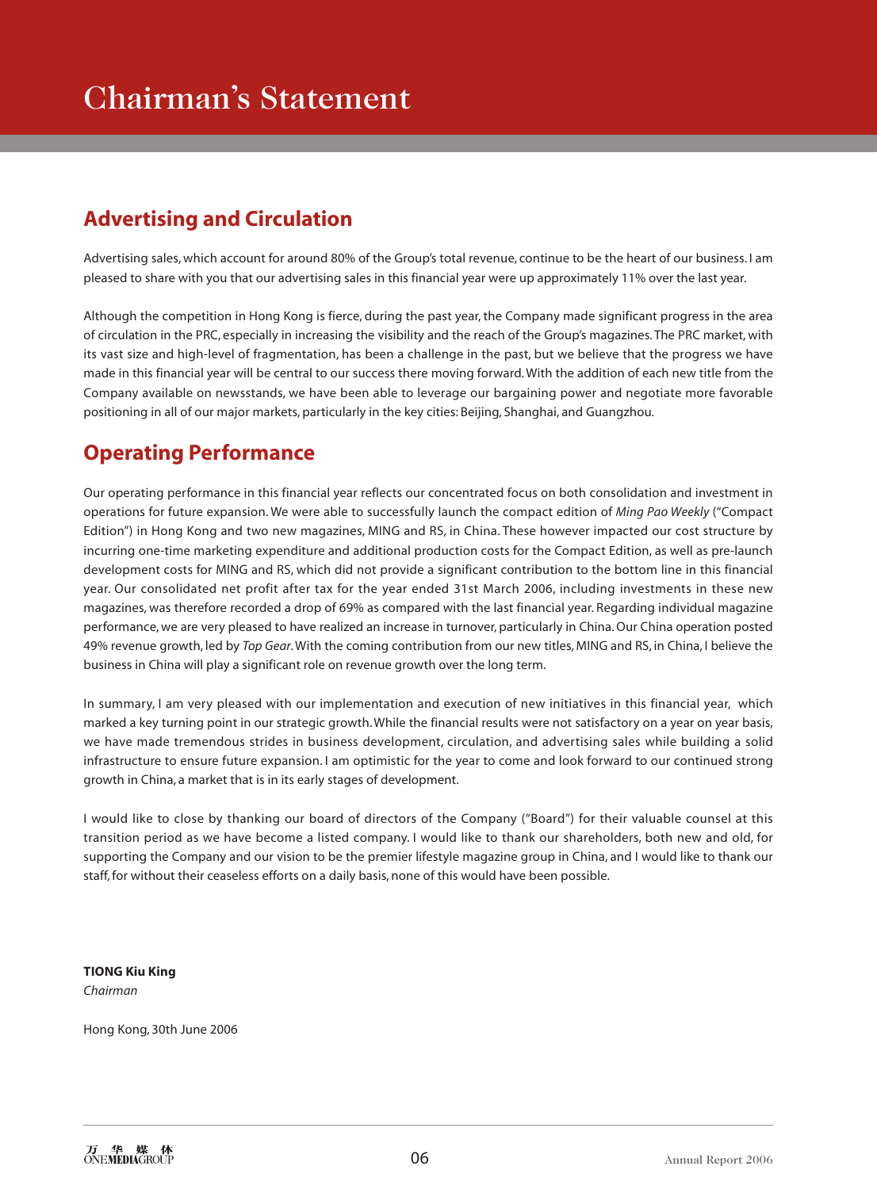# Chairman's Statement

## Advertising and Circulation

Advertising sales, which account for around 80% of the Group's total revenue, continue to be the heart of our business. I am pleased to share with you that our advertising sales in this financial year were up approximately 11% over the last year.

Although the competition in Hong Kong is fierce, during the past year, the Company made significant progress in the area of circulation in the PRC, especially in increasing the visibility and the reach of the Group's magazines. The PRC market, with its vast size and high-level of fragmentation, has been a challenge in the past, but we believe that the progress we have made in this financial year will be central to our success there moving forward. With the addition of each new title from the Company available on newsstands, we have been able to leverage our bargaining power and negotiate more favorable positioning in all of our major markets, particularly in the key cities: Beijing, Shanghai, and Guangzhou.

## Operating Performance

Our operating performance in this financial year reflects our concentrated focus on both consolidation and investment in operations for future expansion. We were able to successfully launch the compact edition of *Ming Pao Weekly* ("Compact Edition") in Hong Kong and two new magazines, MING and RS, in China. These however impacted our cost structure by incurring one-time marketing expenditure and additional production costs for the Compact Edition, as well as pre-launch development costs for MING and RS, which did not provide a significant contribution to the bottom line in this financial year. Our consolidated net profit after tax for the year ended 31st March 2006, including investments in these new magazines, was therefore recorded a drop of 69% as compared with the last financial year. Regarding individual magazine performance, we are very pleased to have realized an increase in turnover, particularly in China. Our China operation posted 49% revenue growth, led by *Top Gear*. With the coming contribution from our new titles, MING and RS, in China, I believe the business in China will play a significant role on revenue growth over the long term.

In summary, I am very pleased with our implementation and execution of new initiatives in this financial year, which marked a key turning point in our strategic growth. While the financial results were not satisfactory on a year on year basis, we have made tremendous strides in business development, circulation, and advertising sales while building a solid infrastructure to ensure future expansion. I am optimistic for the year to come and look forward to our continued strong growth in China, a market that is in its early stages of development.

I would like to close by thanking our board of directors of the Company ("Board") for their valuable counsel at this transition period as we have become a listed company. I would like to thank our shareholders, both new and old, for supporting the Company and our vision to be the premier lifestyle magazine group in China, and I would like to thank our staff, for without their ceaseless efforts on a daily basis, none of this would have been possible.

**TIONG Kiu King**
*Chairman*

Hong Kong, 30th June 2006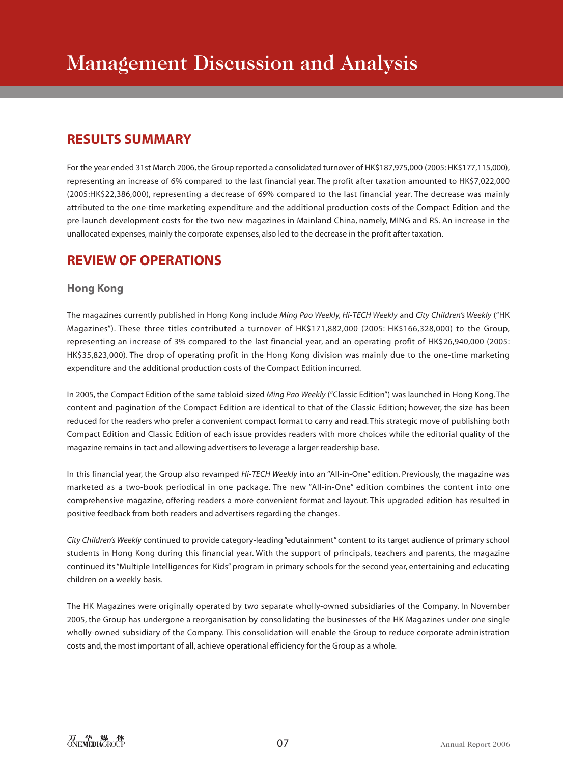# Management Discussion and Analysis

## RESULTS SUMMARY

For the year ended 31st March 2006, the Group reported a consolidated turnover of HK$187,975,000 (2005: HK$177,115,000), representing an increase of 6% compared to the last financial year. The profit after taxation amounted to HK$7,022,000 (2005:HK$22,386,000), representing a decrease of 69% compared to the last financial year. The decrease was mainly attributed to the one-time marketing expenditure and the additional production costs of the Compact Edition and the pre-launch development costs for the two new magazines in Mainland China, namely, MING and RS. An increase in the unallocated expenses, mainly the corporate expenses, also led to the decrease in the profit after taxation.

## REVIEW OF OPERATIONS

### Hong Kong

The magazines currently published in Hong Kong include *Ming Pao Weekly, Hi-TECH Weekly* and *City Children's Weekly* ("HK Magazines"). These three titles contributed a turnover of HK$171,882,000 (2005: HK$166,328,000) to the Group, representing an increase of 3% compared to the last financial year, and an operating profit of HK$26,940,000 (2005: HK$35,823,000). The drop of operating profit in the Hong Kong division was mainly due to the one-time marketing expenditure and the additional production costs of the Compact Edition incurred.

In 2005, the Compact Edition of the same tabloid-sized *Ming Pao Weekly* ("Classic Edition") was launched in Hong Kong. The content and pagination of the Compact Edition are identical to that of the Classic Edition; however, the size has been reduced for the readers who prefer a convenient compact format to carry and read. This strategic move of publishing both Compact Edition and Classic Edition of each issue provides readers with more choices while the editorial quality of the magazine remains in tact and allowing advertisers to leverage a larger readership base.

In this financial year, the Group also revamped *Hi-TECH Weekly* into an "All-in-One" edition. Previously, the magazine was marketed as a two-book periodical in one package. The new "All-in-One" edition combines the content into one comprehensive magazine, offering readers a more convenient format and layout. This upgraded edition has resulted in positive feedback from both readers and advertisers regarding the changes.

*City Children's Weekly* continued to provide category-leading "edutainment" content to its target audience of primary school students in Hong Kong during this financial year. With the support of principals, teachers and parents, the magazine continued its "Multiple Intelligences for Kids" program in primary schools for the second year, entertaining and educating children on a weekly basis.

The HK Magazines were originally operated by two separate wholly-owned subsidiaries of the Company. In November 2005, the Group has undergone a reorganisation by consolidating the businesses of the HK Magazines under one single wholly-owned subsidiary of the Company. This consolidation will enable the Group to reduce corporate administration costs and, the most important of all, achieve operational efficiency for the Group as a whole.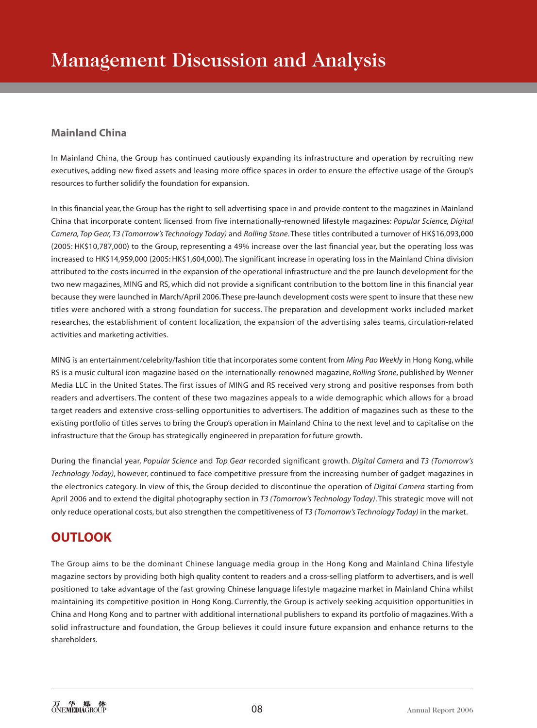# Management Discussion and Analysis

### Mainland China

In Mainland China, the Group has continued cautiously expanding its infrastructure and operation by recruiting new executives, adding new fixed assets and leasing more office spaces in order to ensure the effective usage of the Group's resources to further solidify the foundation for expansion.

In this financial year, the Group has the right to sell advertising space in and provide content to the magazines in Mainland China that incorporate content licensed from five internationally-renowned lifestyle magazines: *Popular Science, Digital Camera, Top Gear, T3 (Tomorrow's Technology Today)* and *Rolling Stone*. These titles contributed a turnover of HK$16,093,000 (2005: HK$10,787,000) to the Group, representing a 49% increase over the last financial year, but the operating loss was increased to HK$14,959,000 (2005: HK$1,604,000). The significant increase in operating loss in the Mainland China division attributed to the costs incurred in the expansion of the operational infrastructure and the pre-launch development for the two new magazines, MING and RS, which did not provide a significant contribution to the bottom line in this financial year because they were launched in March/April 2006. These pre-launch development costs were spent to insure that these new titles were anchored with a strong foundation for success. The preparation and development works included market researches, the establishment of content localization, the expansion of the advertising sales teams, circulation-related activities and marketing activities.

MING is an entertainment/celebrity/fashion title that incorporates some content from *Ming Pao Weekly* in Hong Kong, while RS is a music cultural icon magazine based on the internationally-renowned magazine, *Rolling Stone*, published by Wenner Media LLC in the United States. The first issues of MING and RS received very strong and positive responses from both readers and advertisers. The content of these two magazines appeals to a wide demographic which allows for a broad target readers and extensive cross-selling opportunities to advertisers. The addition of magazines such as these to the existing portfolio of titles serves to bring the Group's operation in Mainland China to the next level and to capitalise on the infrastructure that the Group has strategically engineered in preparation for future growth.

During the financial year, *Popular Science* and *Top Gear* recorded significant growth. *Digital Camera* and *T3 (Tomorrow's Technology Today)*, however, continued to face competitive pressure from the increasing number of gadget magazines in the electronics category. In view of this, the Group decided to discontinue the operation of *Digital Camera* starting from April 2006 and to extend the digital photography section in *T3 (Tomorrow's Technology Today)*. This strategic move will not only reduce operational costs, but also strengthen the competitiveness of *T3 (Tomorrow's Technology Today)* in the market.

## OUTLOOK

The Group aims to be the dominant Chinese language media group in the Hong Kong and Mainland China lifestyle magazine sectors by providing both high quality content to readers and a cross-selling platform to advertisers, and is well positioned to take advantage of the fast growing Chinese language lifestyle magazine market in Mainland China whilst maintaining its competitive position in Hong Kong. Currently, the Group is actively seeking acquisition opportunities in China and Hong Kong and to partner with additional international publishers to expand its portfolio of magazines. With a solid infrastructure and foundation, the Group believes it could insure future expansion and enhance returns to the shareholders.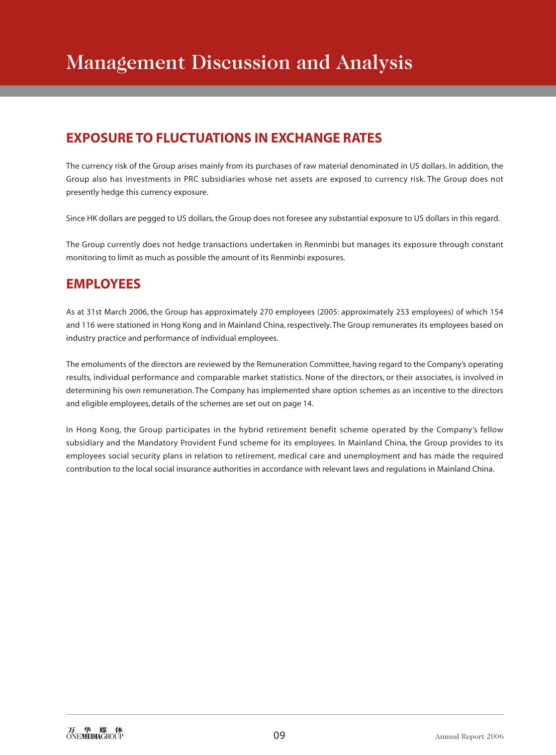# Management Discussion and Analysis

## EXPOSURE TO FLUCTUATIONS IN EXCHANGE RATES

The currency risk of the Group arises mainly from its purchases of raw material denominated in US dollars. In addition, the Group also has investments in PRC subsidiaries whose net assets are exposed to currency risk. The Group does not presently hedge this currency exposure.

Since HK dollars are pegged to US dollars, the Group does not foresee any substantial exposure to US dollars in this regard.

The Group currently does not hedge transactions undertaken in Renminbi but manages its exposure through constant monitoring to limit as much as possible the amount of its Renminbi exposures.

## EMPLOYEES

As at 31st March 2006, the Group has approximately 270 employees (2005: approximately 253 employees) of which 154 and 116 were stationed in Hong Kong and in Mainland China, respectively. The Group remunerates its employees based on industry practice and performance of individual employees.

The emoluments of the directors are reviewed by the Remuneration Committee, having regard to the Company's operating results, individual performance and comparable market statistics. None of the directors, or their associates, is involved in determining his own remuneration. The Company has implemented share option schemes as an incentive to the directors and eligible employees, details of the schemes are set out on page 14.

In Hong Kong, the Group participates in the hybrid retirement benefit scheme operated by the Company's fellow subsidiary and the Mandatory Provident Fund scheme for its employees. In Mainland China, the Group provides to its employees social security plans in relation to retirement, medical care and unemployment and has made the required contribution to the local social insurance authorities in accordance with relevant laws and regulations in Mainland China.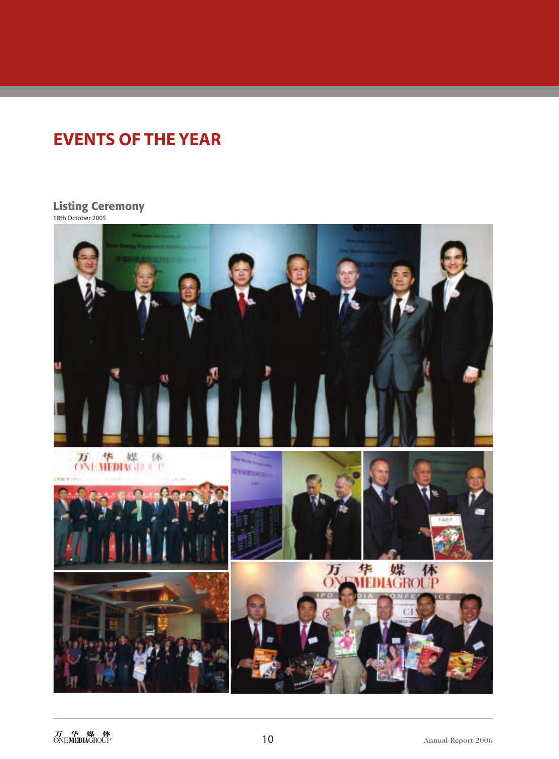# EVENTS OF THE YEAR

## Listing Ceremony

18th October 2005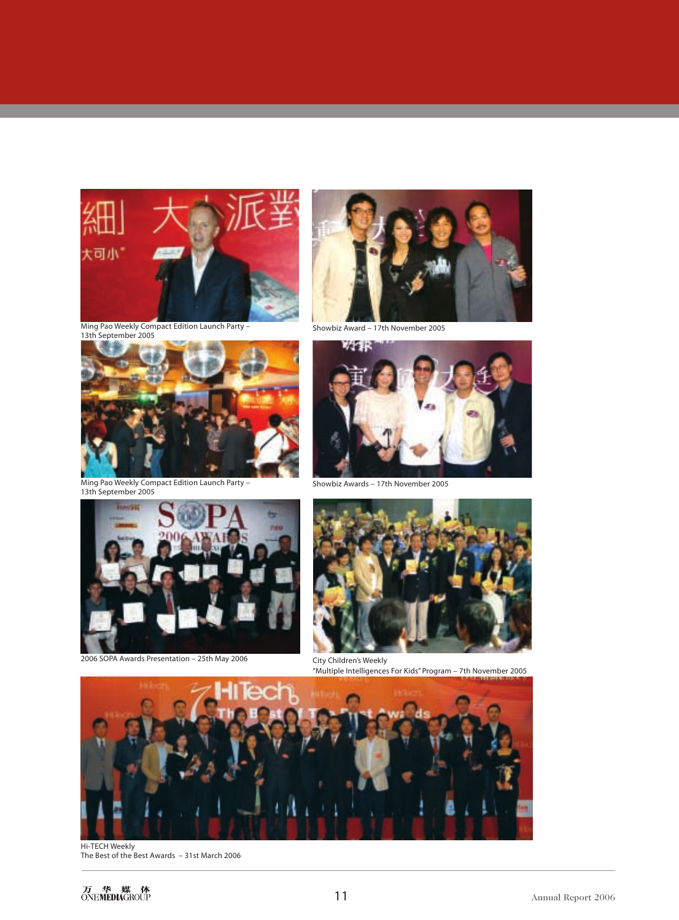Ming Pao Weekly Compact Edition Launch Party – 13th September 2005

Showbiz Award – 17th November 2005

Ming Pao Weekly Compact Edition Launch Party – 13th September 2005

Showbiz Awards – 17th November 2005

2006 SOPA Awards Presentation – 25th May 2006

City Children's Weekly
"Multiple Intelligences For Kids" Program – 7th November 2005

Hi-TECH Weekly
The Best of the Best Awards – 31st March 2006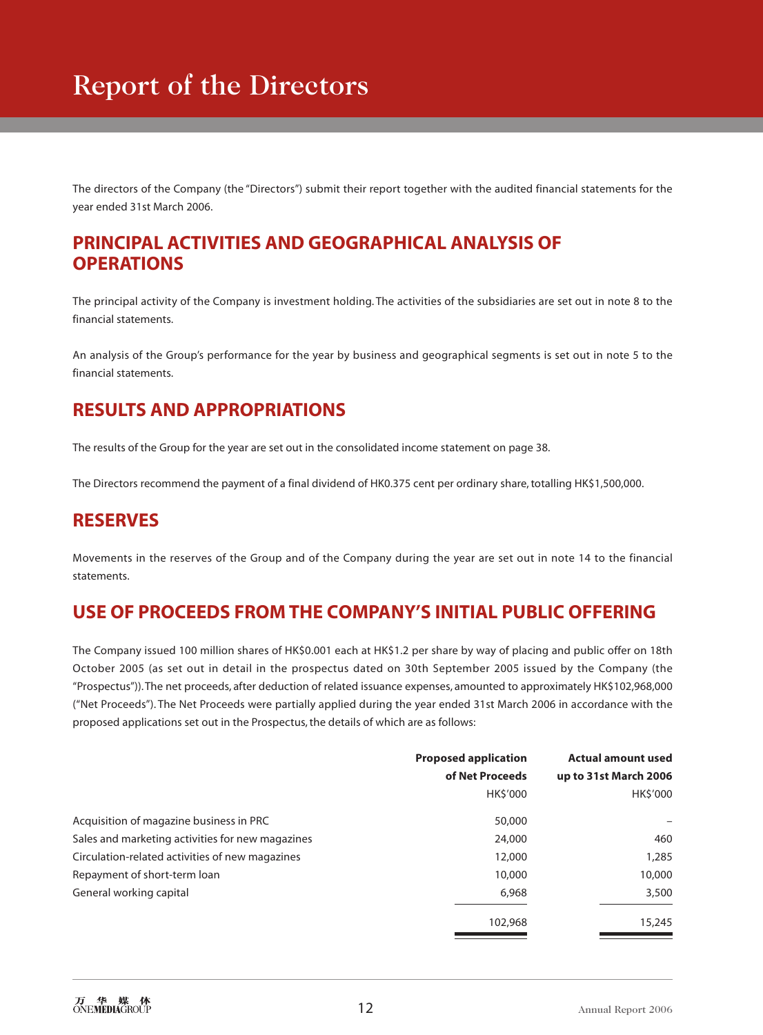# Report of the Directors

The directors of the Company (the "Directors") submit their report together with the audited financial statements for the year ended 31st March 2006.

## PRINCIPAL ACTIVITIES AND GEOGRAPHICAL ANALYSIS OF OPERATIONS

The principal activity of the Company is investment holding. The activities of the subsidiaries are set out in note 8 to the financial statements.

An analysis of the Group's performance for the year by business and geographical segments is set out in note 5 to the financial statements.

## RESULTS AND APPROPRIATIONS

The results of the Group for the year are set out in the consolidated income statement on page 38.

The Directors recommend the payment of a final dividend of HK0.375 cent per ordinary share, totalling HK$1,500,000.

## RESERVES

Movements in the reserves of the Group and of the Company during the year are set out in note 14 to the financial statements.

## USE OF PROCEEDS FROM THE COMPANY'S INITIAL PUBLIC OFFERING

The Company issued 100 million shares of HK$0.001 each at HK$1.2 per share by way of placing and public offer on 18th October 2005 (as set out in detail in the prospectus dated on 30th September 2005 issued by the Company (the "Prospectus")). The net proceeds, after deduction of related issuance expenses, amounted to approximately HK$102,968,000 ("Net Proceeds"). The Net Proceeds were partially applied during the year ended 31st March 2006 in accordance with the proposed applications set out in the Prospectus, the details of which are as follows:

| | Proposed application of Net Proceeds HK$'000 | Actual amount used up to 31st March 2006 HK$'000 |
|---|---|---|
| Acquisition of magazine business in PRC | 50,000 | – |
| Sales and marketing activities for new magazines | 24,000 | 460 |
| Circulation-related activities of new magazines | 12,000 | 1,285 |
| Repayment of short-term loan | 10,000 | 10,000 |
| General working capital | 6,968 | 3,500 |
| | 102,968 | 15,245 |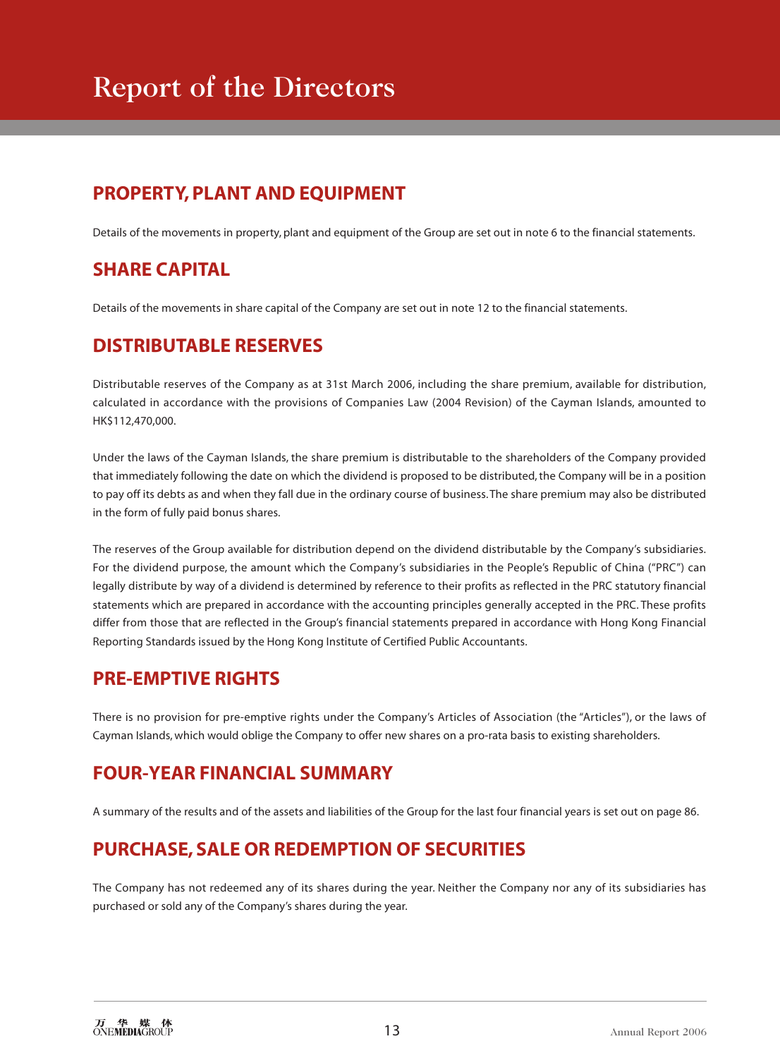# Report of the Directors

## PROPERTY, PLANT AND EQUIPMENT

Details of the movements in property, plant and equipment of the Group are set out in note 6 to the financial statements.

## SHARE CAPITAL

Details of the movements in share capital of the Company are set out in note 12 to the financial statements.

## DISTRIBUTABLE RESERVES

Distributable reserves of the Company as at 31st March 2006, including the share premium, available for distribution, calculated in accordance with the provisions of Companies Law (2004 Revision) of the Cayman Islands, amounted to HK$112,470,000.

Under the laws of the Cayman Islands, the share premium is distributable to the shareholders of the Company provided that immediately following the date on which the dividend is proposed to be distributed, the Company will be in a position to pay off its debts as and when they fall due in the ordinary course of business. The share premium may also be distributed in the form of fully paid bonus shares.

The reserves of the Group available for distribution depend on the dividend distributable by the Company's subsidiaries. For the dividend purpose, the amount which the Company's subsidiaries in the People's Republic of China ("PRC") can legally distribute by way of a dividend is determined by reference to their profits as reflected in the PRC statutory financial statements which are prepared in accordance with the accounting principles generally accepted in the PRC. These profits differ from those that are reflected in the Group's financial statements prepared in accordance with Hong Kong Financial Reporting Standards issued by the Hong Kong Institute of Certified Public Accountants.

## PRE-EMPTIVE RIGHTS

There is no provision for pre-emptive rights under the Company's Articles of Association (the "Articles"), or the laws of Cayman Islands, which would oblige the Company to offer new shares on a pro-rata basis to existing shareholders.

## FOUR-YEAR FINANCIAL SUMMARY

A summary of the results and of the assets and liabilities of the Group for the last four financial years is set out on page 86.

## PURCHASE, SALE OR REDEMPTION OF SECURITIES

The Company has not redeemed any of its shares during the year. Neither the Company nor any of its subsidiaries has purchased or sold any of the Company's shares during the year.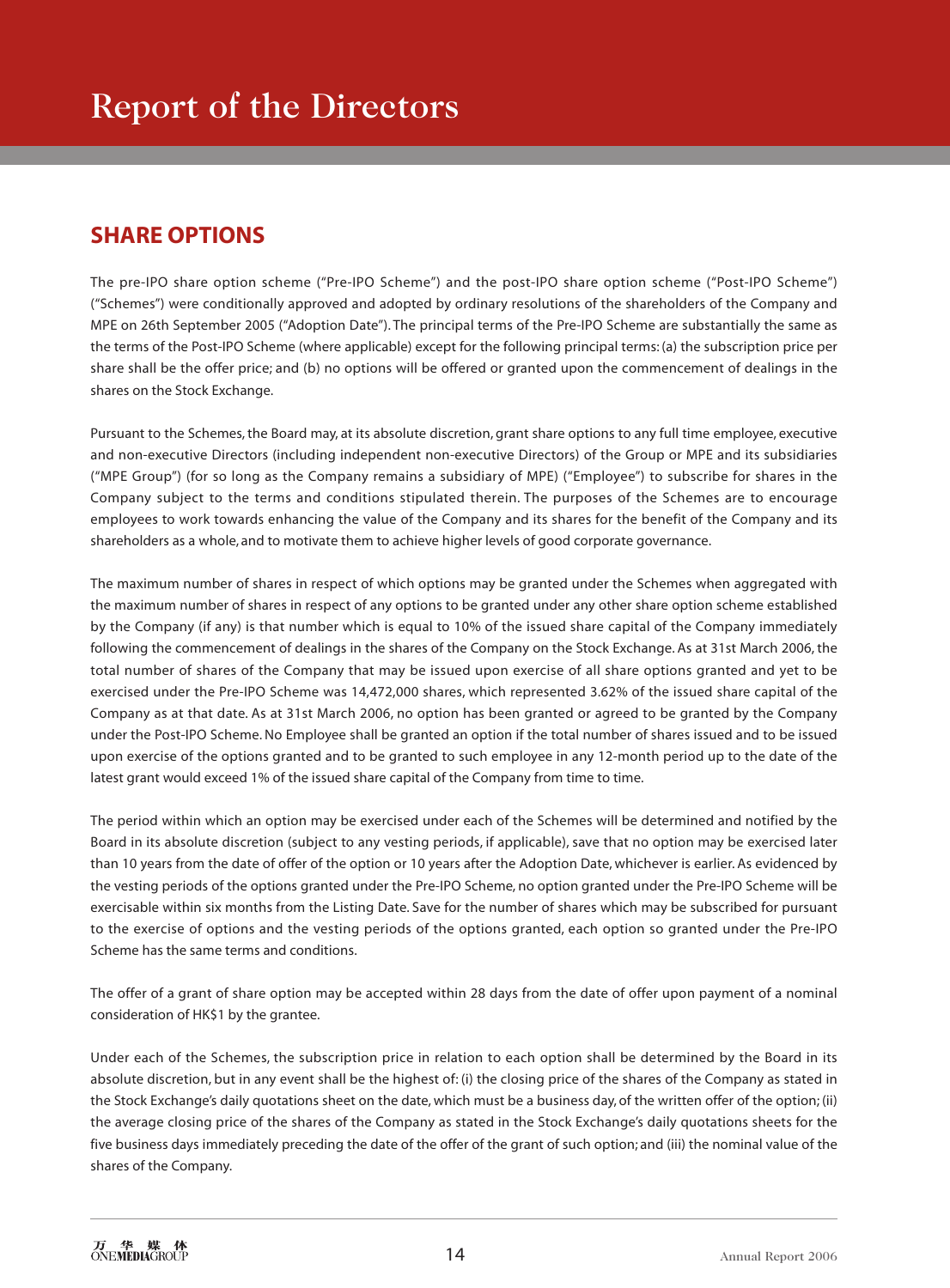# Report of the Directors

## SHARE OPTIONS

The pre-IPO share option scheme ("Pre-IPO Scheme") and the post-IPO share option scheme ("Post-IPO Scheme") ("Schemes") were conditionally approved and adopted by ordinary resolutions of the shareholders of the Company and MPE on 26th September 2005 ("Adoption Date"). The principal terms of the Pre-IPO Scheme are substantially the same as the terms of the Post-IPO Scheme (where applicable) except for the following principal terms: (a) the subscription price per share shall be the offer price; and (b) no options will be offered or granted upon the commencement of dealings in the shares on the Stock Exchange.

Pursuant to the Schemes, the Board may, at its absolute discretion, grant share options to any full time employee, executive and non-executive Directors (including independent non-executive Directors) of the Group or MPE and its subsidiaries ("MPE Group") (for so long as the Company remains a subsidiary of MPE) ("Employee") to subscribe for shares in the Company subject to the terms and conditions stipulated therein. The purposes of the Schemes are to encourage employees to work towards enhancing the value of the Company and its shares for the benefit of the Company and its shareholders as a whole, and to motivate them to achieve higher levels of good corporate governance.

The maximum number of shares in respect of which options may be granted under the Schemes when aggregated with the maximum number of shares in respect of any options to be granted under any other share option scheme established by the Company (if any) is that number which is equal to 10% of the issued share capital of the Company immediately following the commencement of dealings in the shares of the Company on the Stock Exchange. As at 31st March 2006, the total number of shares of the Company that may be issued upon exercise of all share options granted and yet to be exercised under the Pre-IPO Scheme was 14,472,000 shares, which represented 3.62% of the issued share capital of the Company as at that date. As at 31st March 2006, no option has been granted or agreed to be granted by the Company under the Post-IPO Scheme. No Employee shall be granted an option if the total number of shares issued and to be issued upon exercise of the options granted and to be granted to such employee in any 12-month period up to the date of the latest grant would exceed 1% of the issued share capital of the Company from time to time.

The period within which an option may be exercised under each of the Schemes will be determined and notified by the Board in its absolute discretion (subject to any vesting periods, if applicable), save that no option may be exercised later than 10 years from the date of offer of the option or 10 years after the Adoption Date, whichever is earlier. As evidenced by the vesting periods of the options granted under the Pre-IPO Scheme, no option granted under the Pre-IPO Scheme will be exercisable within six months from the Listing Date. Save for the number of shares which may be subscribed for pursuant to the exercise of options and the vesting periods of the options granted, each option so granted under the Pre-IPO Scheme has the same terms and conditions.

The offer of a grant of share option may be accepted within 28 days from the date of offer upon payment of a nominal consideration of HK$1 by the grantee.

Under each of the Schemes, the subscription price in relation to each option shall be determined by the Board in its absolute discretion, but in any event shall be the highest of: (i) the closing price of the shares of the Company as stated in the Stock Exchange's daily quotations sheet on the date, which must be a business day, of the written offer of the option; (ii) the average closing price of the shares of the Company as stated in the Stock Exchange's daily quotations sheets for the five business days immediately preceding the date of the offer of the grant of such option; and (iii) the nominal value of the shares of the Company.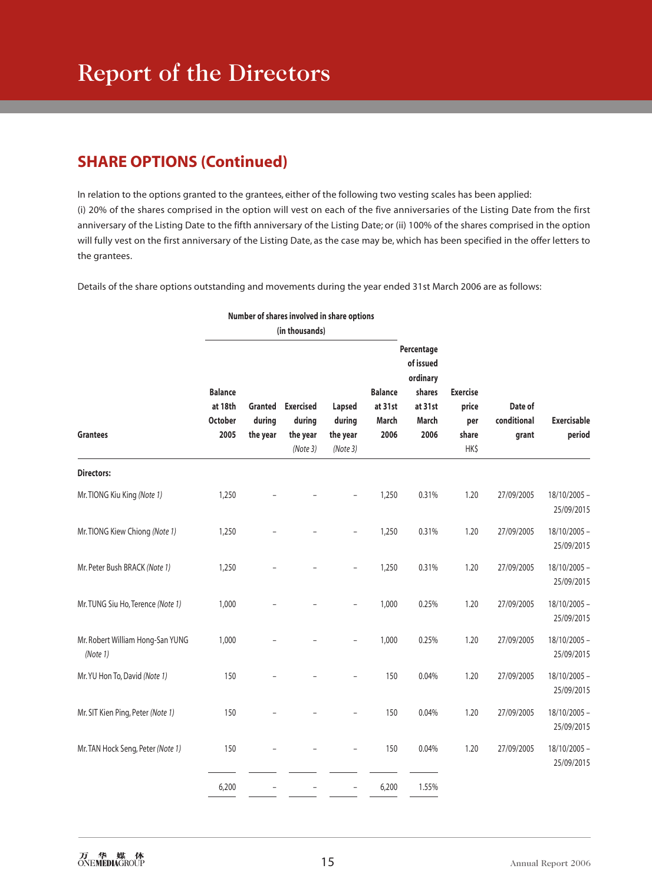# Report of the Directors

## SHARE OPTIONS (Continued)

In relation to the options granted to the grantees, either of the following two vesting scales has been applied:
(i) 20% of the shares comprised in the option will vest on each of the five anniversaries of the Listing Date from the first anniversary of the Listing Date to the fifth anniversary of the Listing Date; or (ii) 100% of the shares comprised in the option will fully vest on the first anniversary of the Listing Date, as the case may be, which has been specified in the offer letters to the grantees.

Details of the share options outstanding and movements during the year ended 31st March 2006 are as follows:

| | Number of shares involved in share options (in thousands) | | | | | | | | |
|---|---|---|---|---|---|---|---|---|---|
| Grantees | Balance at 18th October 2005 | Granted during the year | Exercised during the year *(Note 3)* | Lapsed during the year *(Note 3)* | Balance at 31st March 2006 | Percentage of issued ordinary shares at 31st March 2006 | Exercise price per share HK$ | Date of conditional grant | Exercisable period |
| **Directors:** | | | | | | | | | |
| Mr. TIONG Kiu King *(Note 1)* | 1,250 | – | – | – | 1,250 | 0.31% | 1.20 | 27/09/2005 | 18/10/2005 – 25/09/2015 |
| Mr. TIONG Kiew Chiong *(Note 1)* | 1,250 | – | – | – | 1,250 | 0.31% | 1.20 | 27/09/2005 | 18/10/2005 – 25/09/2015 |
| Mr. Peter Bush BRACK *(Note 1)* | 1,250 | – | – | – | 1,250 | 0.31% | 1.20 | 27/09/2005 | 18/10/2005 – 25/09/2015 |
| Mr. TUNG Siu Ho, Terence *(Note 1)* | 1,000 | – | – | – | 1,000 | 0.25% | 1.20 | 27/09/2005 | 18/10/2005 – 25/09/2015 |
| Mr. Robert William Hong-San YUNG *(Note 1)* | 1,000 | – | – | – | 1,000 | 0.25% | 1.20 | 27/09/2005 | 18/10/2005 – 25/09/2015 |
| Mr. YU Hon To, David *(Note 1)* | 150 | – | – | – | 150 | 0.04% | 1.20 | 27/09/2005 | 18/10/2005 – 25/09/2015 |
| Mr. SIT Kien Ping, Peter *(Note 1)* | 150 | – | – | – | 150 | 0.04% | 1.20 | 27/09/2005 | 18/10/2005 – 25/09/2015 |
| Mr. TAN Hock Seng, Peter *(Note 1)* | 150 | – | – | – | 150 | 0.04% | 1.20 | 27/09/2005 | 18/10/2005 – 25/09/2015 |
| | 6,200 | – | – | – | 6,200 | 1.55% | | | |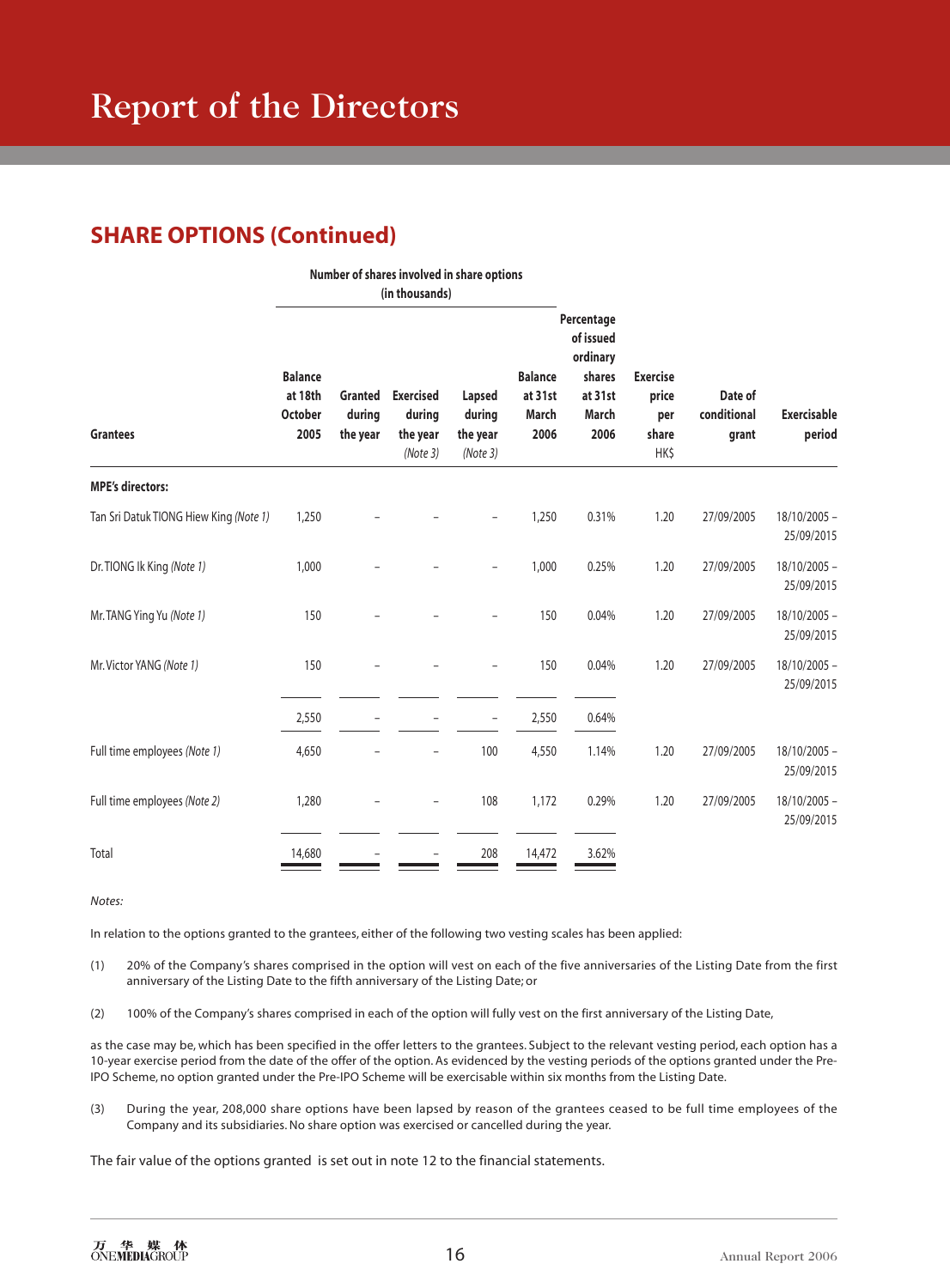# Report of the Directors

## SHARE OPTIONS (Continued)

| Grantees | Number of shares involved in share options (in thousands) | | | | | | | | |
|---|---|---|---|---|---|---|---|---|---|
| | Balance at 18th October 2005 | Granted during the year | Exercised during the year *(Note 3)* | Lapsed during the year *(Note 3)* | Balance at 31st March 2006 | Percentage of issued ordinary shares at 31st March 2006 | Exercise price per share HK$ | Date of conditional grant | Exercisable period |
| **MPE's directors:** | | | | | | | | | |
| Tan Sri Datuk TIONG Hiew King *(Note 1)* | 1,250 | – | – | – | 1,250 | 0.31% | 1.20 | 27/09/2005 | 18/10/2005 – 25/09/2015 |
| Dr. TIONG Ik King *(Note 1)* | 1,000 | – | – | – | 1,000 | 0.25% | 1.20 | 27/09/2005 | 18/10/2005 – 25/09/2015 |
| Mr. TANG Ying Yu *(Note 1)* | 150 | – | – | – | 150 | 0.04% | 1.20 | 27/09/2005 | 18/10/2005 – 25/09/2015 |
| Mr. Victor YANG *(Note 1)* | 150 | – | – | – | 150 | 0.04% | 1.20 | 27/09/2005 | 18/10/2005 – 25/09/2015 |
| | 2,550 | – | – | – | 2,550 | 0.64% | | | |
| Full time employees *(Note 1)* | 4,650 | – | – | 100 | 4,550 | 1.14% | 1.20 | 27/09/2005 | 18/10/2005 – 25/09/2015 |
| Full time employees *(Note 2)* | 1,280 | – | – | 108 | 1,172 | 0.29% | 1.20 | 27/09/2005 | 18/10/2005 – 25/09/2015 |
| Total | 14,680 | – | – | 208 | 14,472 | 3.62% | | | |

*Notes:*

In relation to the options granted to the grantees, either of the following two vesting scales has been applied:

(1) 20% of the Company's shares comprised in the option will vest on each of the five anniversaries of the Listing Date from the first anniversary of the Listing Date to the fifth anniversary of the Listing Date; or

(2) 100% of the Company's shares comprised in each of the option will fully vest on the first anniversary of the Listing Date,

as the case may be, which has been specified in the offer letters to the grantees. Subject to the relevant vesting period, each option has a 10-year exercise period from the date of the offer of the option. As evidenced by the vesting periods of the options granted under the Pre-IPO Scheme, no option granted under the Pre-IPO Scheme will be exercisable within six months from the Listing Date.

(3) During the year, 208,000 share options have been lapsed by reason of the grantees ceased to be full time employees of the Company and its subsidiaries. No share option was exercised or cancelled during the year.

The fair value of the options granted is set out in note 12 to the financial statements.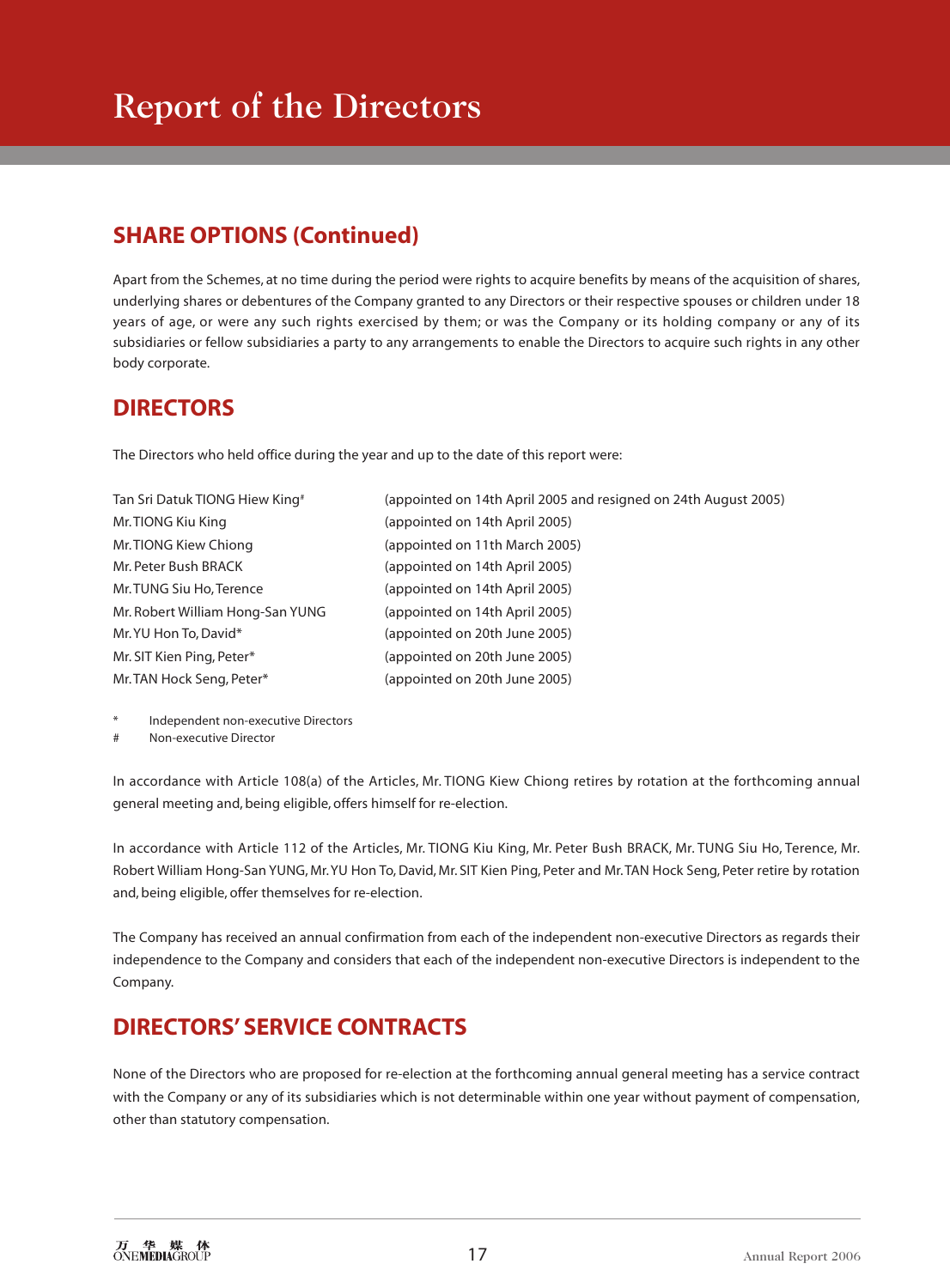# Report of the Directors

## SHARE OPTIONS (Continued)

Apart from the Schemes, at no time during the period were rights to acquire benefits by means of the acquisition of shares, underlying shares or debentures of the Company granted to any Directors or their respective spouses or children under 18 years of age, or were any such rights exercised by them; or was the Company or its holding company or any of its subsidiaries or fellow subsidiaries a party to any arrangements to enable the Directors to acquire such rights in any other body corporate.

## DIRECTORS

The Directors who held office during the year and up to the date of this report were:

| | |
|---|---|
| Tan Sri Datuk TIONG Hiew King# | (appointed on 14th April 2005 and resigned on 24th August 2005) |
| Mr. TIONG Kiu King | (appointed on 14th April 2005) |
| Mr. TIONG Kiew Chiong | (appointed on 11th March 2005) |
| Mr. Peter Bush BRACK | (appointed on 14th April 2005) |
| Mr. TUNG Siu Ho, Terence | (appointed on 14th April 2005) |
| Mr. Robert William Hong-San YUNG | (appointed on 14th April 2005) |
| Mr. YU Hon To, David* | (appointed on 20th June 2005) |
| Mr. SIT Kien Ping, Peter* | (appointed on 20th June 2005) |
| Mr. TAN Hock Seng, Peter* | (appointed on 20th June 2005) |

\* Independent non-executive Directors

\# Non-executive Director

In accordance with Article 108(a) of the Articles, Mr. TIONG Kiew Chiong retires by rotation at the forthcoming annual general meeting and, being eligible, offers himself for re-election.

In accordance with Article 112 of the Articles, Mr. TIONG Kiu King, Mr. Peter Bush BRACK, Mr. TUNG Siu Ho, Terence, Mr. Robert William Hong-San YUNG, Mr. YU Hon To, David, Mr. SIT Kien Ping, Peter and Mr. TAN Hock Seng, Peter retire by rotation and, being eligible, offer themselves for re-election.

The Company has received an annual confirmation from each of the independent non-executive Directors as regards their independence to the Company and considers that each of the independent non-executive Directors is independent to the Company.

## DIRECTORS' SERVICE CONTRACTS

None of the Directors who are proposed for re-election at the forthcoming annual general meeting has a service contract with the Company or any of its subsidiaries which is not determinable within one year without payment of compensation, other than statutory compensation.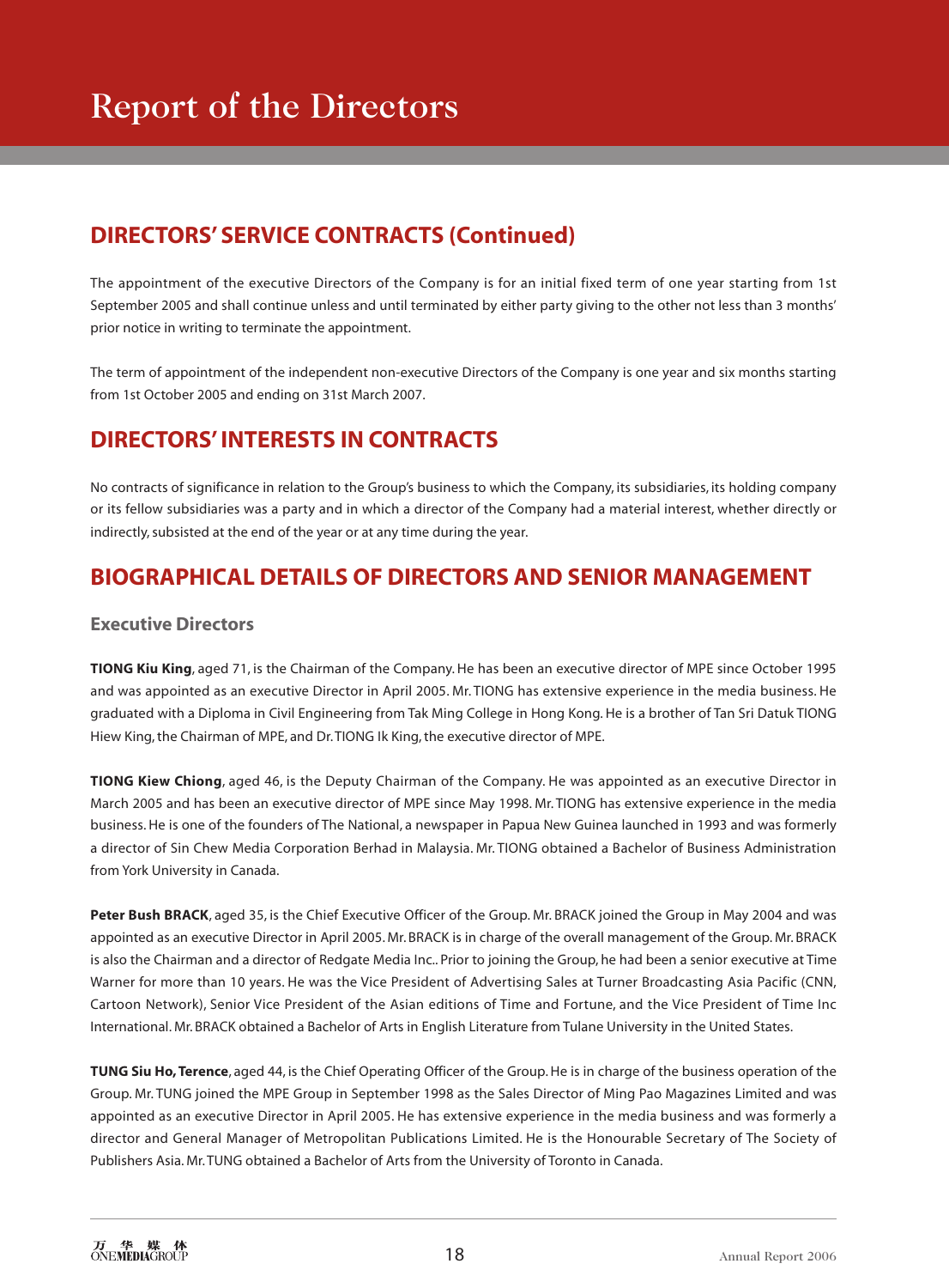# Report of the Directors

## DIRECTORS' SERVICE CONTRACTS (Continued)

The appointment of the executive Directors of the Company is for an initial fixed term of one year starting from 1st September 2005 and shall continue unless and until terminated by either party giving to the other not less than 3 months' prior notice in writing to terminate the appointment.

The term of appointment of the independent non-executive Directors of the Company is one year and six months starting from 1st October 2005 and ending on 31st March 2007.

## DIRECTORS' INTERESTS IN CONTRACTS

No contracts of significance in relation to the Group's business to which the Company, its subsidiaries, its holding company or its fellow subsidiaries was a party and in which a director of the Company had a material interest, whether directly or indirectly, subsisted at the end of the year or at any time during the year.

## BIOGRAPHICAL DETAILS OF DIRECTORS AND SENIOR MANAGEMENT

### Executive Directors

**TIONG Kiu King**, aged 71, is the Chairman of the Company. He has been an executive director of MPE since October 1995 and was appointed as an executive Director in April 2005. Mr. TIONG has extensive experience in the media business. He graduated with a Diploma in Civil Engineering from Tak Ming College in Hong Kong. He is a brother of Tan Sri Datuk TIONG Hiew King, the Chairman of MPE, and Dr. TIONG Ik King, the executive director of MPE.

**TIONG Kiew Chiong**, aged 46, is the Deputy Chairman of the Company. He was appointed as an executive Director in March 2005 and has been an executive director of MPE since May 1998. Mr. TIONG has extensive experience in the media business. He is one of the founders of The National, a newspaper in Papua New Guinea launched in 1993 and was formerly a director of Sin Chew Media Corporation Berhad in Malaysia. Mr. TIONG obtained a Bachelor of Business Administration from York University in Canada.

**Peter Bush BRACK**, aged 35, is the Chief Executive Officer of the Group. Mr. BRACK joined the Group in May 2004 and was appointed as an executive Director in April 2005. Mr. BRACK is in charge of the overall management of the Group. Mr. BRACK is also the Chairman and a director of Redgate Media Inc.. Prior to joining the Group, he had been a senior executive at Time Warner for more than 10 years. He was the Vice President of Advertising Sales at Turner Broadcasting Asia Pacific (CNN, Cartoon Network), Senior Vice President of the Asian editions of Time and Fortune, and the Vice President of Time Inc International. Mr. BRACK obtained a Bachelor of Arts in English Literature from Tulane University in the United States.

**TUNG Siu Ho, Terence**, aged 44, is the Chief Operating Officer of the Group. He is in charge of the business operation of the Group. Mr. TUNG joined the MPE Group in September 1998 as the Sales Director of Ming Pao Magazines Limited and was appointed as an executive Director in April 2005. He has extensive experience in the media business and was formerly a director and General Manager of Metropolitan Publications Limited. He is the Honourable Secretary of The Society of Publishers Asia. Mr. TUNG obtained a Bachelor of Arts from the University of Toronto in Canada.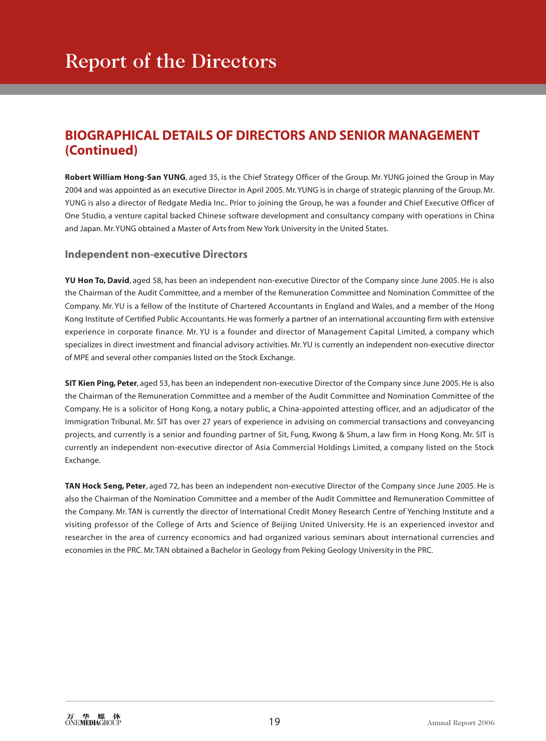# Report of the Directors

## BIOGRAPHICAL DETAILS OF DIRECTORS AND SENIOR MANAGEMENT (Continued)

**Robert William Hong-San YUNG**, aged 35, is the Chief Strategy Officer of the Group. Mr. YUNG joined the Group in May 2004 and was appointed as an executive Director in April 2005. Mr. YUNG is in charge of strategic planning of the Group. Mr. YUNG is also a director of Redgate Media Inc.. Prior to joining the Group, he was a founder and Chief Executive Officer of One Studio, a venture capital backed Chinese software development and consultancy company with operations in China and Japan. Mr. YUNG obtained a Master of Arts from New York University in the United States.

### Independent non-executive Directors

**YU Hon To, David**, aged 58, has been an independent non-executive Director of the Company since June 2005. He is also the Chairman of the Audit Committee, and a member of the Remuneration Committee and Nomination Committee of the Company. Mr. YU is a fellow of the Institute of Chartered Accountants in England and Wales, and a member of the Hong Kong Institute of Certified Public Accountants. He was formerly a partner of an international accounting firm with extensive experience in corporate finance. Mr. YU is a founder and director of Management Capital Limited, a company which specializes in direct investment and financial advisory activities. Mr. YU is currently an independent non-executive director of MPE and several other companies listed on the Stock Exchange.

**SIT Kien Ping, Peter**, aged 53, has been an independent non-executive Director of the Company since June 2005. He is also the Chairman of the Remuneration Committee and a member of the Audit Committee and Nomination Committee of the Company. He is a solicitor of Hong Kong, a notary public, a China-appointed attesting officer, and an adjudicator of the Immigration Tribunal. Mr. SIT has over 27 years of experience in advising on commercial transactions and conveyancing projects, and currently is a senior and founding partner of Sit, Fung, Kwong & Shum, a law firm in Hong Kong. Mr. SIT is currently an independent non-executive director of Asia Commercial Holdings Limited, a company listed on the Stock Exchange.

**TAN Hock Seng, Peter**, aged 72, has been an independent non-executive Director of the Company since June 2005. He is also the Chairman of the Nomination Committee and a member of the Audit Committee and Remuneration Committee of the Company. Mr. TAN is currently the director of International Credit Money Research Centre of Yenching Institute and a visiting professor of the College of Arts and Science of Beijing United University. He is an experienced investor and researcher in the area of currency economics and had organized various seminars about international currencies and economies in the PRC. Mr. TAN obtained a Bachelor in Geology from Peking Geology University in the PRC.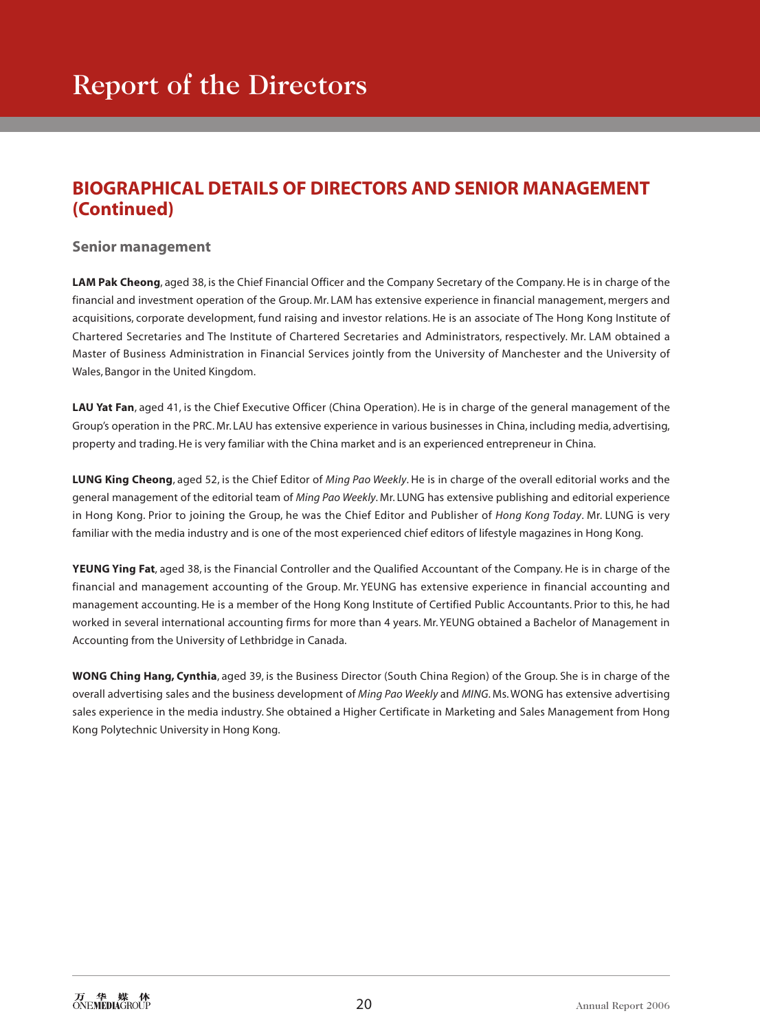## BIOGRAPHICAL DETAILS OF DIRECTORS AND SENIOR MANAGEMENT (Continued)

### Senior management

**LAM Pak Cheong**, aged 38, is the Chief Financial Officer and the Company Secretary of the Company. He is in charge of the financial and investment operation of the Group. Mr. LAM has extensive experience in financial management, mergers and acquisitions, corporate development, fund raising and investor relations. He is an associate of The Hong Kong Institute of Chartered Secretaries and The Institute of Chartered Secretaries and Administrators, respectively. Mr. LAM obtained a Master of Business Administration in Financial Services jointly from the University of Manchester and the University of Wales, Bangor in the United Kingdom.

**LAU Yat Fan**, aged 41, is the Chief Executive Officer (China Operation). He is in charge of the general management of the Group's operation in the PRC. Mr. LAU has extensive experience in various businesses in China, including media, advertising, property and trading. He is very familiar with the China market and is an experienced entrepreneur in China.

**LUNG King Cheong**, aged 52, is the Chief Editor of *Ming Pao Weekly*. He is in charge of the overall editorial works and the general management of the editorial team of *Ming Pao Weekly*. Mr. LUNG has extensive publishing and editorial experience in Hong Kong. Prior to joining the Group, he was the Chief Editor and Publisher of *Hong Kong Today*. Mr. LUNG is very familiar with the media industry and is one of the most experienced chief editors of lifestyle magazines in Hong Kong.

**YEUNG Ying Fat**, aged 38, is the Financial Controller and the Qualified Accountant of the Company. He is in charge of the financial and management accounting of the Group. Mr. YEUNG has extensive experience in financial accounting and management accounting. He is a member of the Hong Kong Institute of Certified Public Accountants. Prior to this, he had worked in several international accounting firms for more than 4 years. Mr. YEUNG obtained a Bachelor of Management in Accounting from the University of Lethbridge in Canada.

**WONG Ching Hang, Cynthia**, aged 39, is the Business Director (South China Region) of the Group. She is in charge of the overall advertising sales and the business development of *Ming Pao Weekly* and *MING*. Ms. WONG has extensive advertising sales experience in the media industry. She obtained a Higher Certificate in Marketing and Sales Management from Hong Kong Polytechnic University in Hong Kong.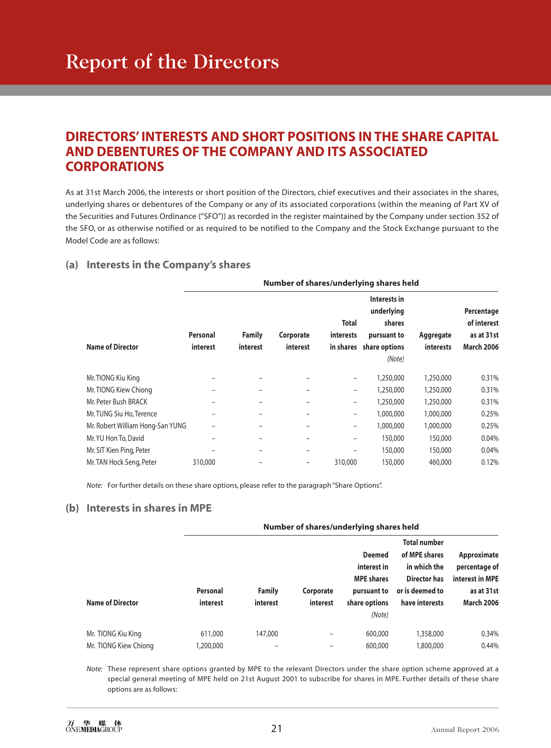# Report of the Directors

## DIRECTORS' INTERESTS AND SHORT POSITIONS IN THE SHARE CAPITAL AND DEBENTURES OF THE COMPANY AND ITS ASSOCIATED CORPORATIONS

As at 31st March 2006, the interests or short position of the Directors, chief executives and their associates in the shares, underlying shares or debentures of the Company or any of its associated corporations (within the meaning of Part XV of the Securities and Futures Ordinance ("SFO")) as recorded in the register maintained by the Company under section 352 of the SFO, or as otherwise notified or as required to be notified to the Company and the Stock Exchange pursuant to the Model Code are as follows:

### (a) Interests in the Company's shares

| | Number of shares/underlying shares held | | | | | | |
|---|---|---|---|---|---|---|---|
| Name of Director | Personal interest | Family interest | Corporate interest | Total interests in shares | Interests in underlying shares pursuant to share options *(Note)* | Aggregate interests | Percentage of interest as at 31st March 2006 |
| Mr. TIONG Kiu King | – | – | – | – | 1,250,000 | 1,250,000 | 0.31% |
| Mr. TIONG Kiew Chiong | – | – | – | – | 1,250,000 | 1,250,000 | 0.31% |
| Mr. Peter Bush BRACK | – | – | – | – | 1,250,000 | 1,250,000 | 0.31% |
| Mr. TUNG Siu Ho, Terence | – | – | – | – | 1,000,000 | 1,000,000 | 0.25% |
| Mr. Robert William Hong-San YUNG | – | – | – | – | 1,000,000 | 1,000,000 | 0.25% |
| Mr. YU Hon To, David | – | – | – | – | 150,000 | 150,000 | 0.04% |
| Mr. SIT Kien Ping, Peter | – | – | – | – | 150,000 | 150,000 | 0.04% |
| Mr. TAN Hock Seng, Peter | 310,000 | – | – | 310,000 | 150,000 | 460,000 | 0.12% |

*Note:* For further details on these share options, please refer to the paragraph "Share Options".

### (b) Interests in shares in MPE

| | Number of shares/underlying shares held | | | | | |
|---|---|---|---|---|---|---|
| Name of Director | Personal interest | Family interest | Corporate interest | Deemed interest in MPE shares pursuant to share options *(Note)* | Total number of MPE shares in which the Director has or is deemed to have interests | Approximate percentage of interest in MPE as at 31st March 2006 |
| Mr. TIONG Kiu King | 611,000 | 147,000 | – | 600,000 | 1,358,000 | 0.34% |
| Mr. TIONG Kiew Chiong | 1,200,000 | – | – | 600,000 | 1,800,000 | 0.44% |

*Note:* These represent share options granted by MPE to the relevant Directors under the share option scheme approved at a special general meeting of MPE held on 21st August 2001 to subscribe for shares in MPE. Further details of these share options are as follows: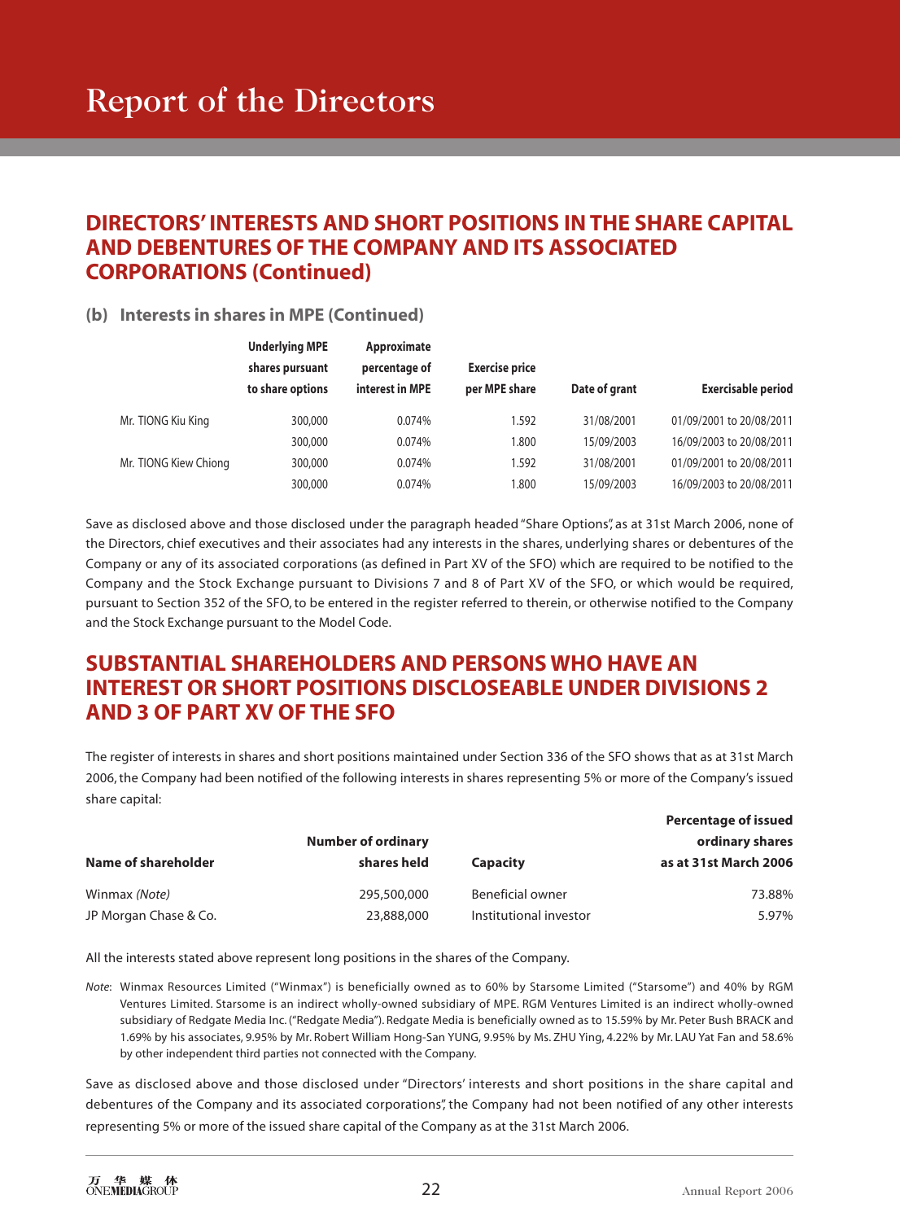# Report of the Directors

## DIRECTORS' INTERESTS AND SHORT POSITIONS IN THE SHARE CAPITAL AND DEBENTURES OF THE COMPANY AND ITS ASSOCIATED CORPORATIONS (Continued)

### (b) Interests in shares in MPE (Continued)

| | Underlying MPE shares pursuant to share options | Approximate percentage of interest in MPE | Exercise price per MPE share | Date of grant | Exercisable period |
|---|---|---|---|---|---|
| Mr. TIONG Kiu King | 300,000 | 0.074% | 1.592 | 31/08/2001 | 01/09/2001 to 20/08/2011 |
| | 300,000 | 0.074% | 1.800 | 15/09/2003 | 16/09/2003 to 20/08/2011 |
| Mr. TIONG Kiew Chiong | 300,000 | 0.074% | 1.592 | 31/08/2001 | 01/09/2001 to 20/08/2011 |
| | 300,000 | 0.074% | 1.800 | 15/09/2003 | 16/09/2003 to 20/08/2011 |

Save as disclosed above and those disclosed under the paragraph headed "Share Options", as at 31st March 2006, none of the Directors, chief executives and their associates had any interests in the shares, underlying shares or debentures of the Company or any of its associated corporations (as defined in Part XV of the SFO) which are required to be notified to the Company and the Stock Exchange pursuant to Divisions 7 and 8 of Part XV of the SFO, or which would be required, pursuant to Section 352 of the SFO, to be entered in the register referred to therein, or otherwise notified to the Company and the Stock Exchange pursuant to the Model Code.

## SUBSTANTIAL SHAREHOLDERS AND PERSONS WHO HAVE AN INTEREST OR SHORT POSITIONS DISCLOSEABLE UNDER DIVISIONS 2 AND 3 OF PART XV OF THE SFO

The register of interests in shares and short positions maintained under Section 336 of the SFO shows that as at 31st March 2006, the Company had been notified of the following interests in shares representing 5% or more of the Company's issued share capital:

| Name of shareholder | Number of ordinary shares held | Capacity | Percentage of issued ordinary shares as at 31st March 2006 |
|---|---|---|---|
| Winmax *(Note)* | 295,500,000 | Beneficial owner | 73.88% |
| JP Morgan Chase & Co. | 23,888,000 | Institutional investor | 5.97% |

All the interests stated above represent long positions in the shares of the Company.

*Note*: Winmax Resources Limited ("Winmax") is beneficially owned as to 60% by Starsome Limited ("Starsome") and 40% by RGM Ventures Limited. Starsome is an indirect wholly-owned subsidiary of MPE. RGM Ventures Limited is an indirect wholly-owned subsidiary of Redgate Media Inc. ("Redgate Media"). Redgate Media is beneficially owned as to 15.59% by Mr. Peter Bush BRACK and 1.69% by his associates, 9.95% by Mr. Robert William Hong-San YUNG, 9.95% by Ms. ZHU Ying, 4.22% by Mr. LAU Yat Fan and 58.6% by other independent third parties not connected with the Company.

Save as disclosed above and those disclosed under "Directors' interests and short positions in the share capital and debentures of the Company and its associated corporations", the Company had not been notified of any other interests representing 5% or more of the issued share capital of the Company as at the 31st March 2006.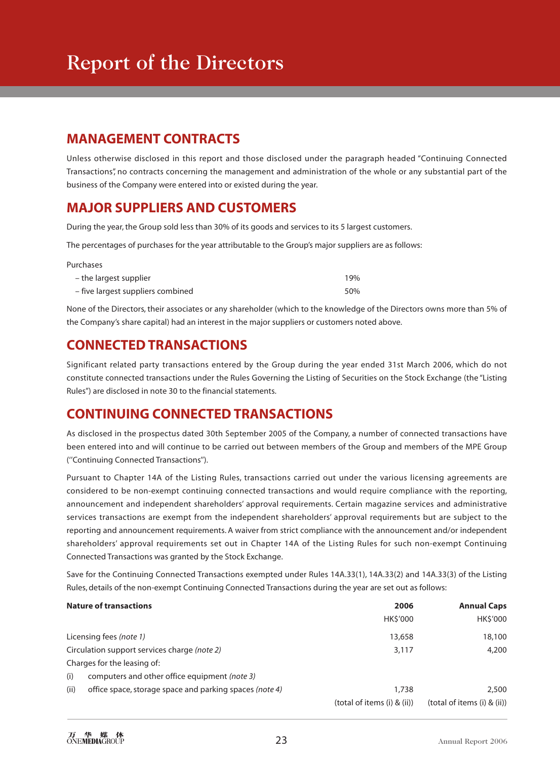# Report of the Directors

## MANAGEMENT CONTRACTS

Unless otherwise disclosed in this report and those disclosed under the paragraph headed "Continuing Connected Transactions", no contracts concerning the management and administration of the whole or any substantial part of the business of the Company were entered into or existed during the year.

## MAJOR SUPPLIERS AND CUSTOMERS

During the year, the Group sold less than 30% of its goods and services to its 5 largest customers.

The percentages of purchases for the year attributable to the Group's major suppliers are as follows:

| Purchases | |
|---|---|
| – the largest supplier | 19% |
| – five largest suppliers combined | 50% |

None of the Directors, their associates or any shareholder (which to the knowledge of the Directors owns more than 5% of the Company's share capital) had an interest in the major suppliers or customers noted above.

## CONNECTED TRANSACTIONS

Significant related party transactions entered by the Group during the year ended 31st March 2006, which do not constitute connected transactions under the Rules Governing the Listing of Securities on the Stock Exchange (the "Listing Rules") are disclosed in note 30 to the financial statements.

## CONTINUING CONNECTED TRANSACTIONS

As disclosed in the prospectus dated 30th September 2005 of the Company, a number of connected transactions have been entered into and will continue to be carried out between members of the Group and members of the MPE Group ("Continuing Connected Transactions").

Pursuant to Chapter 14A of the Listing Rules, transactions carried out under the various licensing agreements are considered to be non-exempt continuing connected transactions and would require compliance with the reporting, announcement and independent shareholders' approval requirements. Certain magazine services and administrative services transactions are exempt from the independent shareholders' approval requirements but are subject to the reporting and announcement requirements. A waiver from strict compliance with the announcement and/or independent shareholders' approval requirements set out in Chapter 14A of the Listing Rules for such non-exempt Continuing Connected Transactions was granted by the Stock Exchange.

Save for the Continuing Connected Transactions exempted under Rules 14A.33(1), 14A.33(2) and 14A.33(3) of the Listing Rules, details of the non-exempt Continuing Connected Transactions during the year are set out as follows:

| **Nature of transactions** | **2006** | **Annual Caps** |
|---|---|---|
| | HK$'000 | HK$'000 |
| Licensing fees *(note 1)* | 13,658 | 18,100 |
| Circulation support services charge *(note 2)* | 3,117 | 4,200 |
| Charges for the leasing of: | | |
| (i) computers and other office equipment *(note 3)* | | |
| (ii) office space, storage space and parking spaces *(note 4)* | 1,738 | 2,500 |
| | (total of items (i) & (ii)) | (total of items (i) & (ii)) |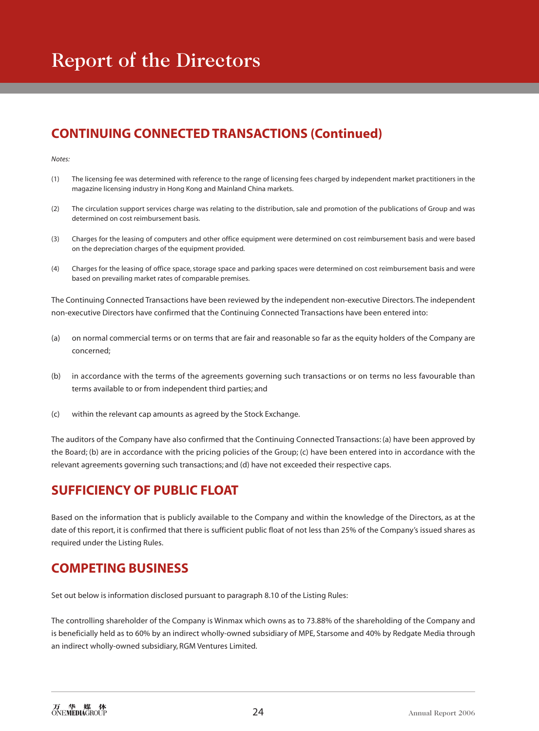# Report of the Directors

## CONTINUING CONNECTED TRANSACTIONS (Continued)

*Notes:*

(1) The licensing fee was determined with reference to the range of licensing fees charged by independent market practitioners in the magazine licensing industry in Hong Kong and Mainland China markets.

(2) The circulation support services charge was relating to the distribution, sale and promotion of the publications of Group and was determined on cost reimbursement basis.

(3) Charges for the leasing of computers and other office equipment were determined on cost reimbursement basis and were based on the depreciation charges of the equipment provided.

(4) Charges for the leasing of office space, storage space and parking spaces were determined on cost reimbursement basis and were based on prevailing market rates of comparable premises.

The Continuing Connected Transactions have been reviewed by the independent non-executive Directors. The independent non-executive Directors have confirmed that the Continuing Connected Transactions have been entered into:

(a) on normal commercial terms or on terms that are fair and reasonable so far as the equity holders of the Company are concerned;

(b) in accordance with the terms of the agreements governing such transactions or on terms no less favourable than terms available to or from independent third parties; and

(c) within the relevant cap amounts as agreed by the Stock Exchange.

The auditors of the Company have also confirmed that the Continuing Connected Transactions: (a) have been approved by the Board; (b) are in accordance with the pricing policies of the Group; (c) have been entered into in accordance with the relevant agreements governing such transactions; and (d) have not exceeded their respective caps.

## SUFFICIENCY OF PUBLIC FLOAT

Based on the information that is publicly available to the Company and within the knowledge of the Directors, as at the date of this report, it is confirmed that there is sufficient public float of not less than 25% of the Company's issued shares as required under the Listing Rules.

## COMPETING BUSINESS

Set out below is information disclosed pursuant to paragraph 8.10 of the Listing Rules:

The controlling shareholder of the Company is Winmax which owns as to 73.88% of the shareholding of the Company and is beneficially held as to 60% by an indirect wholly-owned subsidiary of MPE, Starsome and 40% by Redgate Media through an indirect wholly-owned subsidiary, RGM Ventures Limited.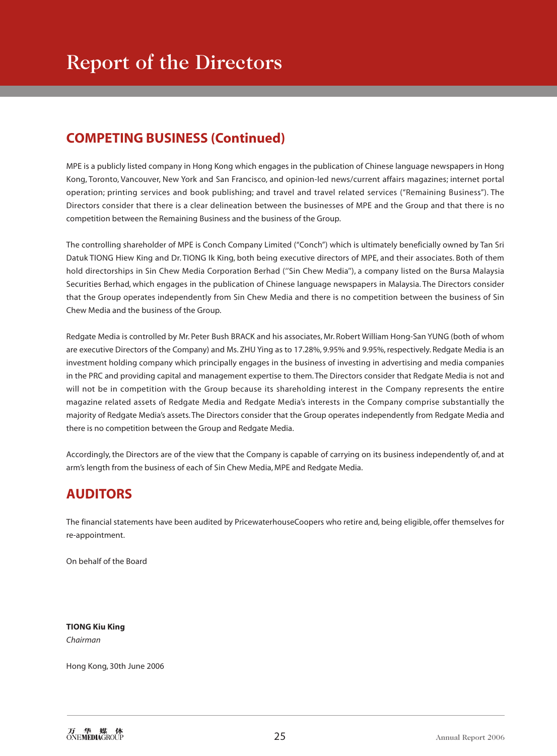# Report of the Directors

## COMPETING BUSINESS (Continued)

MPE is a publicly listed company in Hong Kong which engages in the publication of Chinese language newspapers in Hong Kong, Toronto, Vancouver, New York and San Francisco, and opinion-led news/current affairs magazines; internet portal operation; printing services and book publishing; and travel and travel related services ("Remaining Business"). The Directors consider that there is a clear delineation between the businesses of MPE and the Group and that there is no competition between the Remaining Business and the business of the Group.

The controlling shareholder of MPE is Conch Company Limited ("Conch") which is ultimately beneficially owned by Tan Sri Datuk TIONG Hiew King and Dr. TIONG Ik King, both being executive directors of MPE, and their associates. Both of them hold directorships in Sin Chew Media Corporation Berhad (''Sin Chew Media"), a company listed on the Bursa Malaysia Securities Berhad, which engages in the publication of Chinese language newspapers in Malaysia. The Directors consider that the Group operates independently from Sin Chew Media and there is no competition between the business of Sin Chew Media and the business of the Group.

Redgate Media is controlled by Mr. Peter Bush BRACK and his associates, Mr. Robert William Hong-San YUNG (both of whom are executive Directors of the Company) and Ms. ZHU Ying as to 17.28%, 9.95% and 9.95%, respectively. Redgate Media is an investment holding company which principally engages in the business of investing in advertising and media companies in the PRC and providing capital and management expertise to them. The Directors consider that Redgate Media is not and will not be in competition with the Group because its shareholding interest in the Company represents the entire magazine related assets of Redgate Media and Redgate Media's interests in the Company comprise substantially the majority of Redgate Media's assets. The Directors consider that the Group operates independently from Redgate Media and there is no competition between the Group and Redgate Media.

Accordingly, the Directors are of the view that the Company is capable of carrying on its business independently of, and at arm's length from the business of each of Sin Chew Media, MPE and Redgate Media.

## AUDITORS

The financial statements have been audited by PricewaterhouseCoopers who retire and, being eligible, offer themselves for re-appointment.

On behalf of the Board

**TIONG Kiu King**
*Chairman*

Hong Kong, 30th June 2006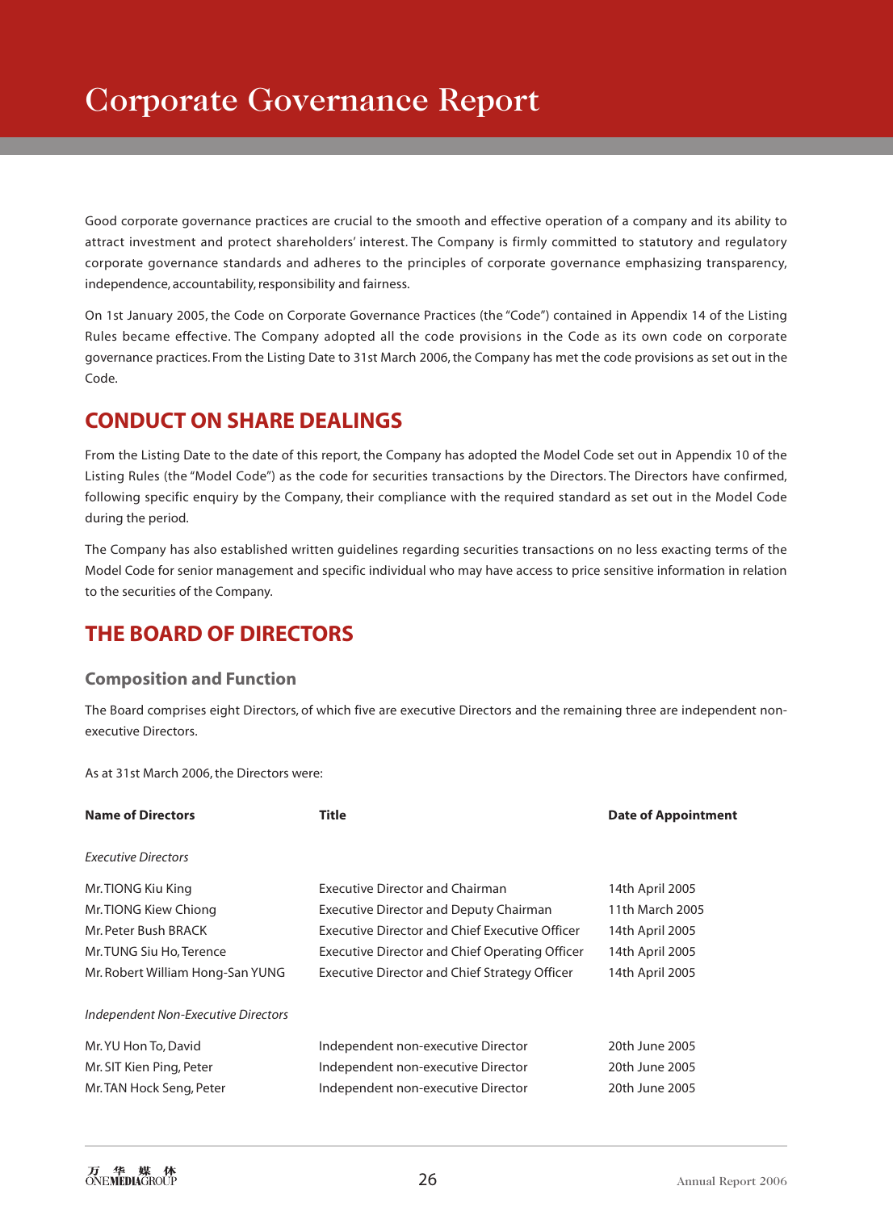# Corporate Governance Report

Good corporate governance practices are crucial to the smooth and effective operation of a company and its ability to attract investment and protect shareholders' interest. The Company is firmly committed to statutory and regulatory corporate governance standards and adheres to the principles of corporate governance emphasizing transparency, independence, accountability, responsibility and fairness.

On 1st January 2005, the Code on Corporate Governance Practices (the "Code") contained in Appendix 14 of the Listing Rules became effective. The Company adopted all the code provisions in the Code as its own code on corporate governance practices. From the Listing Date to 31st March 2006, the Company has met the code provisions as set out in the Code.

## CONDUCT ON SHARE DEALINGS

From the Listing Date to the date of this report, the Company has adopted the Model Code set out in Appendix 10 of the Listing Rules (the "Model Code") as the code for securities transactions by the Directors. The Directors have confirmed, following specific enquiry by the Company, their compliance with the required standard as set out in the Model Code during the period.

The Company has also established written guidelines regarding securities transactions on no less exacting terms of the Model Code for senior management and specific individual who may have access to price sensitive information in relation to the securities of the Company.

## THE BOARD OF DIRECTORS

### Composition and Function

The Board comprises eight Directors, of which five are executive Directors and the remaining three are independent non-executive Directors.

As at 31st March 2006, the Directors were:

| Name of Directors | Title | Date of Appointment |
|---|---|---|
| *Executive Directors* | | |
| Mr. TIONG Kiu King | Executive Director and Chairman | 14th April 2005 |
| Mr. TIONG Kiew Chiong | Executive Director and Deputy Chairman | 11th March 2005 |
| Mr. Peter Bush BRACK | Executive Director and Chief Executive Officer | 14th April 2005 |
| Mr. TUNG Siu Ho, Terence | Executive Director and Chief Operating Officer | 14th April 2005 |
| Mr. Robert William Hong-San YUNG | Executive Director and Chief Strategy Officer | 14th April 2005 |
| *Independent Non-Executive Directors* | | |
| Mr. YU Hon To, David | Independent non-executive Director | 20th June 2005 |
| Mr. SIT Kien Ping, Peter | Independent non-executive Director | 20th June 2005 |
| Mr. TAN Hock Seng, Peter | Independent non-executive Director | 20th June 2005 |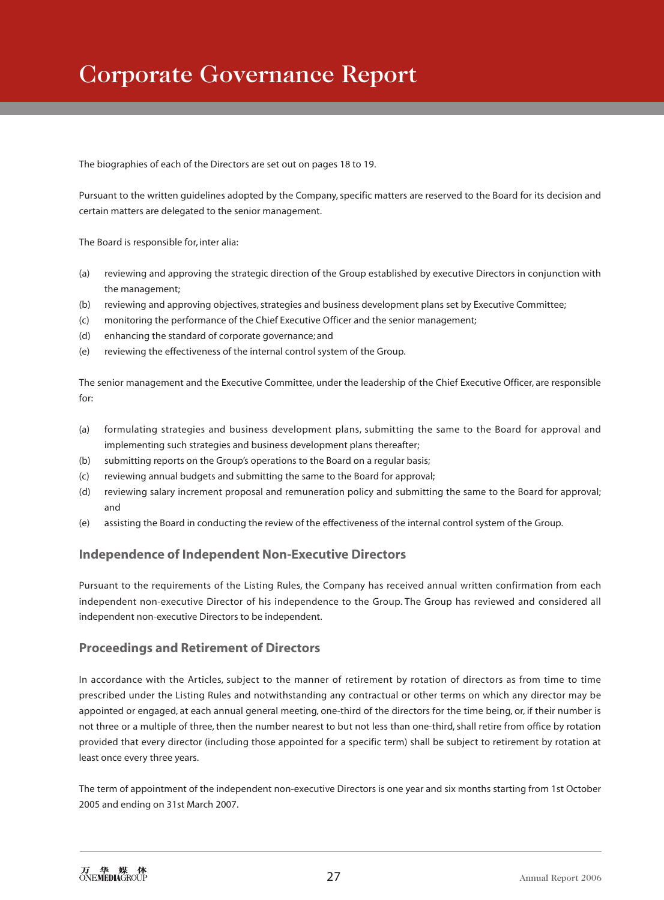# Corporate Governance Report

The biographies of each of the Directors are set out on pages 18 to 19.

Pursuant to the written guidelines adopted by the Company, specific matters are reserved to the Board for its decision and certain matters are delegated to the senior management.

The Board is responsible for, inter alia:

(a) reviewing and approving the strategic direction of the Group established by executive Directors in conjunction with the management;
(b) reviewing and approving objectives, strategies and business development plans set by Executive Committee;
(c) monitoring the performance of the Chief Executive Officer and the senior management;
(d) enhancing the standard of corporate governance; and
(e) reviewing the effectiveness of the internal control system of the Group.

The senior management and the Executive Committee, under the leadership of the Chief Executive Officer, are responsible for:

(a) formulating strategies and business development plans, submitting the same to the Board for approval and implementing such strategies and business development plans thereafter;
(b) submitting reports on the Group's operations to the Board on a regular basis;
(c) reviewing annual budgets and submitting the same to the Board for approval;
(d) reviewing salary increment proposal and remuneration policy and submitting the same to the Board for approval; and
(e) assisting the Board in conducting the review of the effectiveness of the internal control system of the Group.

## Independence of Independent Non-Executive Directors

Pursuant to the requirements of the Listing Rules, the Company has received annual written confirmation from each independent non-executive Director of his independence to the Group. The Group has reviewed and considered all independent non-executive Directors to be independent.

## Proceedings and Retirement of Directors

In accordance with the Articles, subject to the manner of retirement by rotation of directors as from time to time prescribed under the Listing Rules and notwithstanding any contractual or other terms on which any director may be appointed or engaged, at each annual general meeting, one-third of the directors for the time being, or, if their number is not three or a multiple of three, then the number nearest to but not less than one-third, shall retire from office by rotation provided that every director (including those appointed for a specific term) shall be subject to retirement by rotation at least once every three years.

The term of appointment of the independent non-executive Directors is one year and six months starting from 1st October 2005 and ending on 31st March 2007.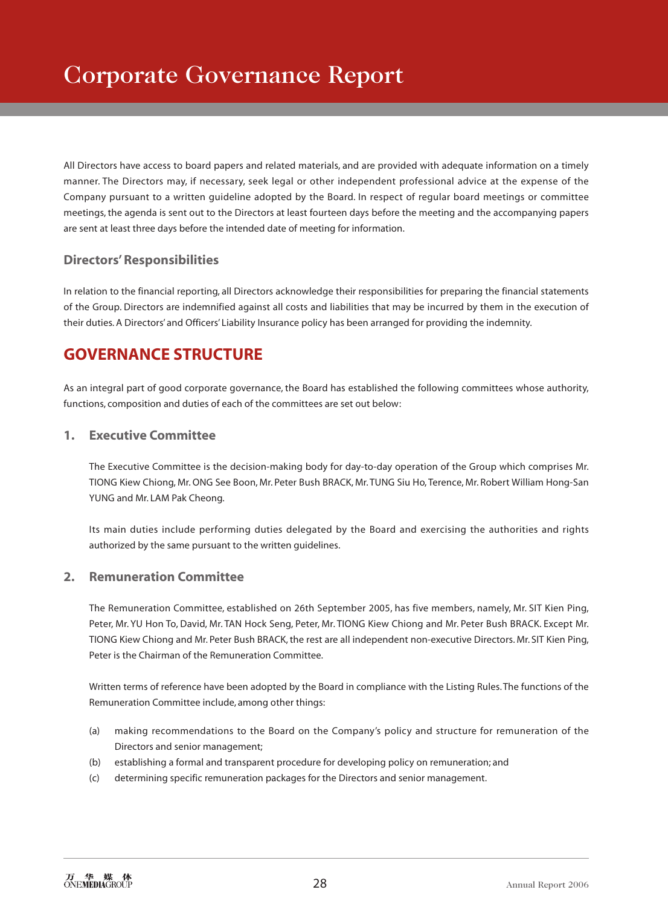# Corporate Governance Report

All Directors have access to board papers and related materials, and are provided with adequate information on a timely manner. The Directors may, if necessary, seek legal or other independent professional advice at the expense of the Company pursuant to a written guideline adopted by the Board. In respect of regular board meetings or committee meetings, the agenda is sent out to the Directors at least fourteen days before the meeting and the accompanying papers are sent at least three days before the intended date of meeting for information.

### Directors' Responsibilities

In relation to the financial reporting, all Directors acknowledge their responsibilities for preparing the financial statements of the Group. Directors are indemnified against all costs and liabilities that may be incurred by them in the execution of their duties. A Directors' and Officers' Liability Insurance policy has been arranged for providing the indemnity.

## GOVERNANCE STRUCTURE

As an integral part of good corporate governance, the Board has established the following committees whose authority, functions, composition and duties of each of the committees are set out below:

### 1. Executive Committee

The Executive Committee is the decision-making body for day-to-day operation of the Group which comprises Mr. TIONG Kiew Chiong, Mr. ONG See Boon, Mr. Peter Bush BRACK, Mr. TUNG Siu Ho, Terence, Mr. Robert William Hong-San YUNG and Mr. LAM Pak Cheong.

Its main duties include performing duties delegated by the Board and exercising the authorities and rights authorized by the same pursuant to the written guidelines.

### 2. Remuneration Committee

The Remuneration Committee, established on 26th September 2005, has five members, namely, Mr. SIT Kien Ping, Peter, Mr. YU Hon To, David, Mr. TAN Hock Seng, Peter, Mr. TIONG Kiew Chiong and Mr. Peter Bush BRACK. Except Mr. TIONG Kiew Chiong and Mr. Peter Bush BRACK, the rest are all independent non-executive Directors. Mr. SIT Kien Ping, Peter is the Chairman of the Remuneration Committee.

Written terms of reference have been adopted by the Board in compliance with the Listing Rules. The functions of the Remuneration Committee include, among other things:

(a) making recommendations to the Board on the Company's policy and structure for remuneration of the Directors and senior management;

(b) establishing a formal and transparent procedure for developing policy on remuneration; and

(c) determining specific remuneration packages for the Directors and senior management.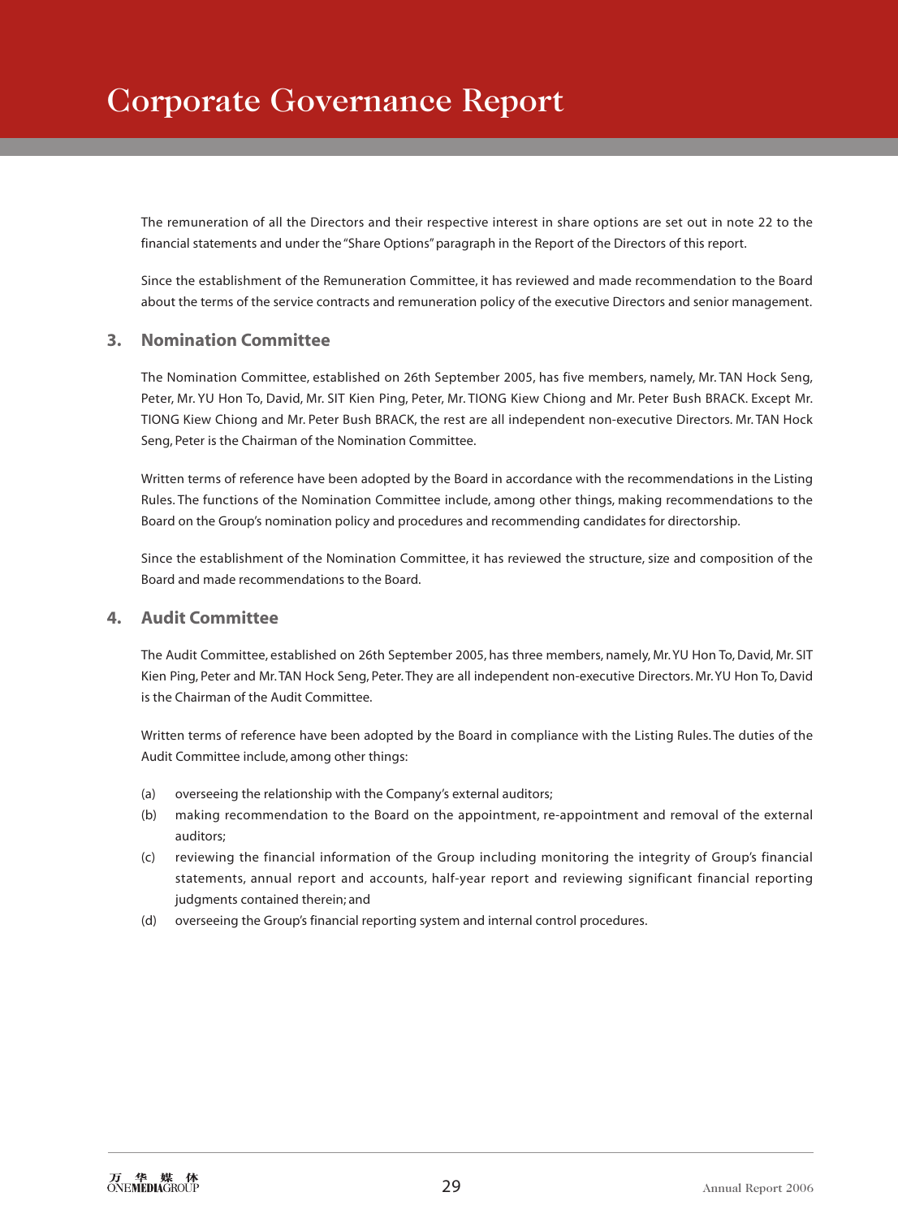# Corporate Governance Report

The remuneration of all the Directors and their respective interest in share options are set out in note 22 to the financial statements and under the "Share Options" paragraph in the Report of the Directors of this report.

Since the establishment of the Remuneration Committee, it has reviewed and made recommendation to the Board about the terms of the service contracts and remuneration policy of the executive Directors and senior management.

## 3. Nomination Committee

The Nomination Committee, established on 26th September 2005, has five members, namely, Mr. TAN Hock Seng, Peter, Mr. YU Hon To, David, Mr. SIT Kien Ping, Peter, Mr. TIONG Kiew Chiong and Mr. Peter Bush BRACK. Except Mr. TIONG Kiew Chiong and Mr. Peter Bush BRACK, the rest are all independent non-executive Directors. Mr. TAN Hock Seng, Peter is the Chairman of the Nomination Committee.

Written terms of reference have been adopted by the Board in accordance with the recommendations in the Listing Rules. The functions of the Nomination Committee include, among other things, making recommendations to the Board on the Group's nomination policy and procedures and recommending candidates for directorship.

Since the establishment of the Nomination Committee, it has reviewed the structure, size and composition of the Board and made recommendations to the Board.

## 4. Audit Committee

The Audit Committee, established on 26th September 2005, has three members, namely, Mr. YU Hon To, David, Mr. SIT Kien Ping, Peter and Mr. TAN Hock Seng, Peter. They are all independent non-executive Directors. Mr. YU Hon To, David is the Chairman of the Audit Committee.

Written terms of reference have been adopted by the Board in compliance with the Listing Rules. The duties of the Audit Committee include, among other things:

(a) overseeing the relationship with the Company's external auditors;

(b) making recommendation to the Board on the appointment, re-appointment and removal of the external auditors;

(c) reviewing the financial information of the Group including monitoring the integrity of Group's financial statements, annual report and accounts, half-year report and reviewing significant financial reporting judgments contained therein; and

(d) overseeing the Group's financial reporting system and internal control procedures.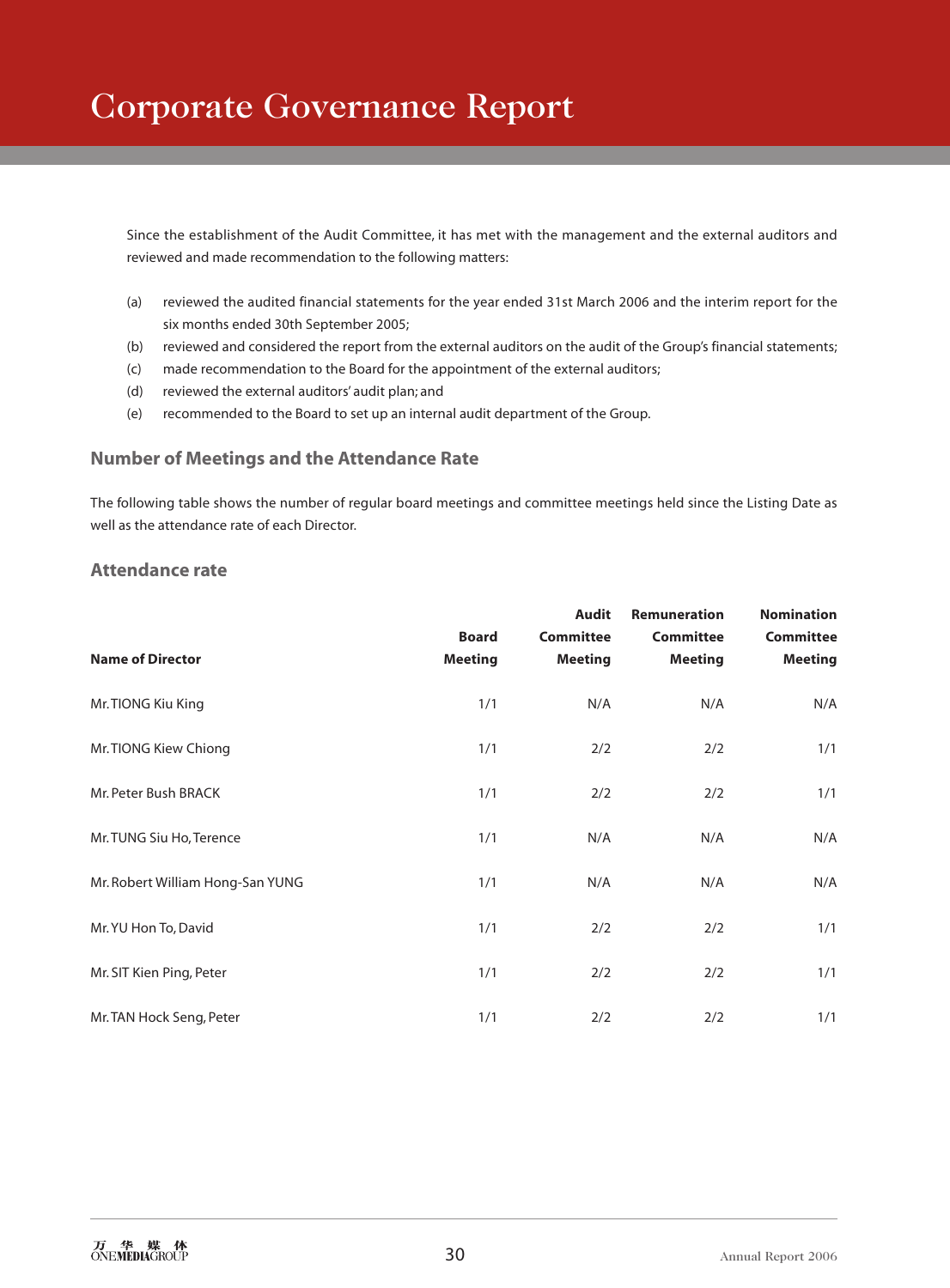# Corporate Governance Report

Since the establishment of the Audit Committee, it has met with the management and the external auditors and reviewed and made recommendation to the following matters:

(a) reviewed the audited financial statements for the year ended 31st March 2006 and the interim report for the six months ended 30th September 2005;

(b) reviewed and considered the report from the external auditors on the audit of the Group's financial statements;

(c) made recommendation to the Board for the appointment of the external auditors;

(d) reviewed the external auditors' audit plan; and

(e) recommended to the Board to set up an internal audit department of the Group.

## Number of Meetings and the Attendance Rate

The following table shows the number of regular board meetings and committee meetings held since the Listing Date as well as the attendance rate of each Director.

## Attendance rate

| Name of Director | Board Meeting | Audit Committee Meeting | Remuneration Committee Meeting | Nomination Committee Meeting |
|---|---|---|---|---|
| Mr. TIONG Kiu King | 1/1 | N/A | N/A | N/A |
| Mr. TIONG Kiew Chiong | 1/1 | 2/2 | 2/2 | 1/1 |
| Mr. Peter Bush BRACK | 1/1 | 2/2 | 2/2 | 1/1 |
| Mr. TUNG Siu Ho, Terence | 1/1 | N/A | N/A | N/A |
| Mr. Robert William Hong-San YUNG | 1/1 | N/A | N/A | N/A |
| Mr. YU Hon To, David | 1/1 | 2/2 | 2/2 | 1/1 |
| Mr. SIT Kien Ping, Peter | 1/1 | 2/2 | 2/2 | 1/1 |
| Mr. TAN Hock Seng, Peter | 1/1 | 2/2 | 2/2 | 1/1 |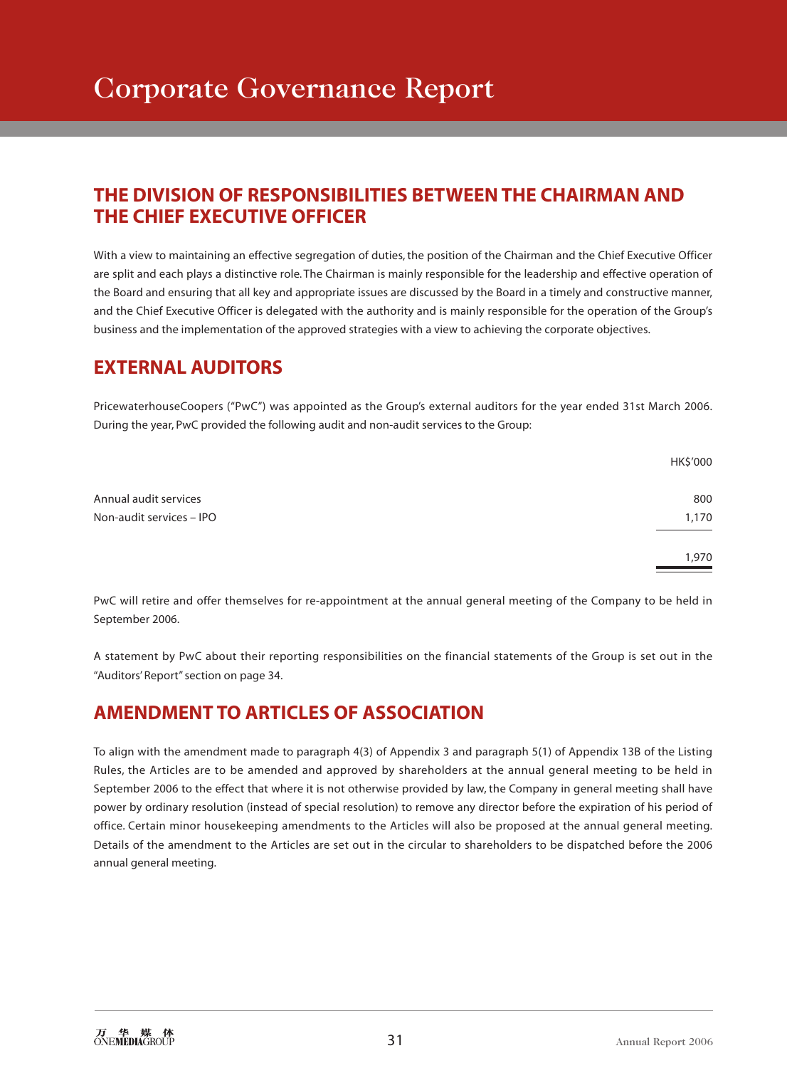# Corporate Governance Report

## THE DIVISION OF RESPONSIBILITIES BETWEEN THE CHAIRMAN AND THE CHIEF EXECUTIVE OFFICER

With a view to maintaining an effective segregation of duties, the position of the Chairman and the Chief Executive Officer are split and each plays a distinctive role. The Chairman is mainly responsible for the leadership and effective operation of the Board and ensuring that all key and appropriate issues are discussed by the Board in a timely and constructive manner, and the Chief Executive Officer is delegated with the authority and is mainly responsible for the operation of the Group's business and the implementation of the approved strategies with a view to achieving the corporate objectives.

## EXTERNAL AUDITORS

PricewaterhouseCoopers ("PwC") was appointed as the Group's external auditors for the year ended 31st March 2006. During the year, PwC provided the following audit and non-audit services to the Group:

| | HK$'000 |
|---|---|
| Annual audit services | 800 |
| Non-audit services – IPO | 1,170 |
| | 1,970 |

PwC will retire and offer themselves for re-appointment at the annual general meeting of the Company to be held in September 2006.

A statement by PwC about their reporting responsibilities on the financial statements of the Group is set out in the "Auditors' Report" section on page 34.

## AMENDMENT TO ARTICLES OF ASSOCIATION

To align with the amendment made to paragraph 4(3) of Appendix 3 and paragraph 5(1) of Appendix 13B of the Listing Rules, the Articles are to be amended and approved by shareholders at the annual general meeting to be held in September 2006 to the effect that where it is not otherwise provided by law, the Company in general meeting shall have power by ordinary resolution (instead of special resolution) to remove any director before the expiration of his period of office. Certain minor housekeeping amendments to the Articles will also be proposed at the annual general meeting. Details of the amendment to the Articles are set out in the circular to shareholders to be dispatched before the 2006 annual general meeting.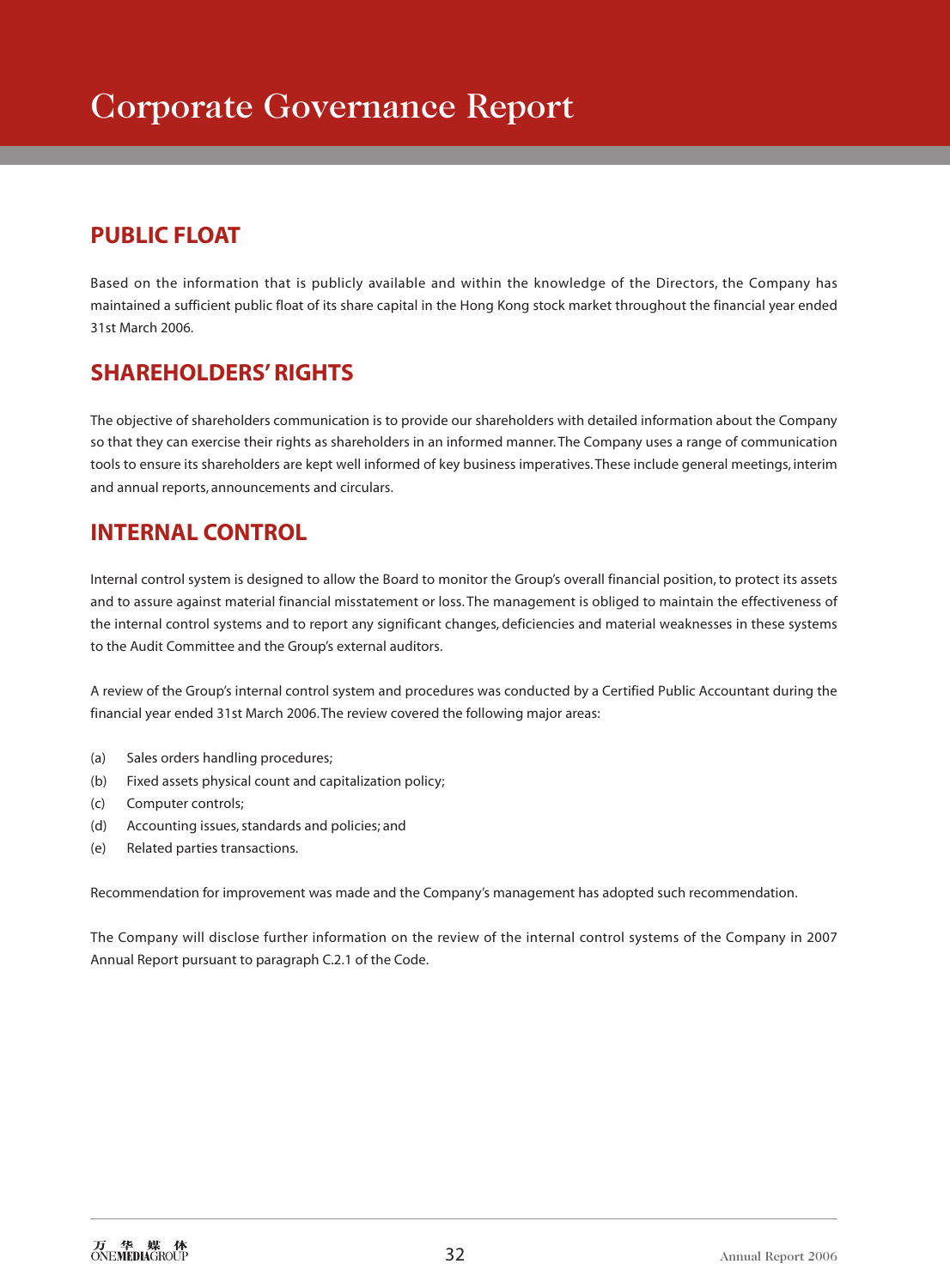# Corporate Governance Report

## PUBLIC FLOAT

Based on the information that is publicly available and within the knowledge of the Directors, the Company has maintained a sufficient public float of its share capital in the Hong Kong stock market throughout the financial year ended 31st March 2006.

## SHAREHOLDERS' RIGHTS

The objective of shareholders communication is to provide our shareholders with detailed information about the Company so that they can exercise their rights as shareholders in an informed manner. The Company uses a range of communication tools to ensure its shareholders are kept well informed of key business imperatives. These include general meetings, interim and annual reports, announcements and circulars.

## INTERNAL CONTROL

Internal control system is designed to allow the Board to monitor the Group's overall financial position, to protect its assets and to assure against material financial misstatement or loss. The management is obliged to maintain the effectiveness of the internal control systems and to report any significant changes, deficiencies and material weaknesses in these systems to the Audit Committee and the Group's external auditors.

A review of the Group's internal control system and procedures was conducted by a Certified Public Accountant during the financial year ended 31st March 2006. The review covered the following major areas:

(a) Sales orders handling procedures;

(b) Fixed assets physical count and capitalization policy;

(c) Computer controls;

(d) Accounting issues, standards and policies; and

(e) Related parties transactions.

Recommendation for improvement was made and the Company's management has adopted such recommendation.

The Company will disclose further information on the review of the internal control systems of the Company in 2007 Annual Report pursuant to paragraph C.2.1 of the Code.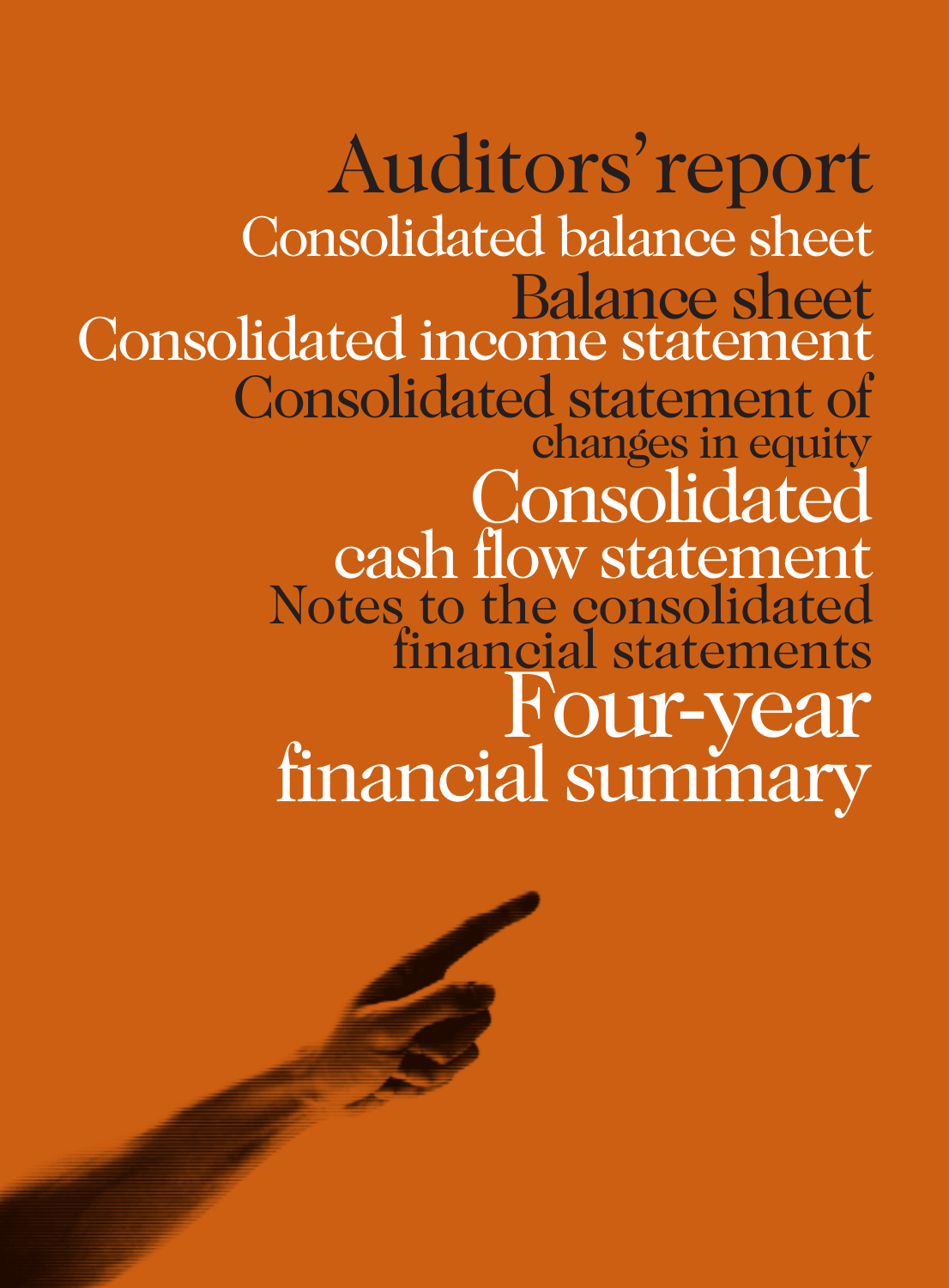# Auditors' report

## Consolidated balance sheet

## Balance sheet

## Consolidated income statement

## Consolidated statement of changes in equity

## Consolidated cash flow statement

## Notes to the consolidated financial statements

## Four-year financial summary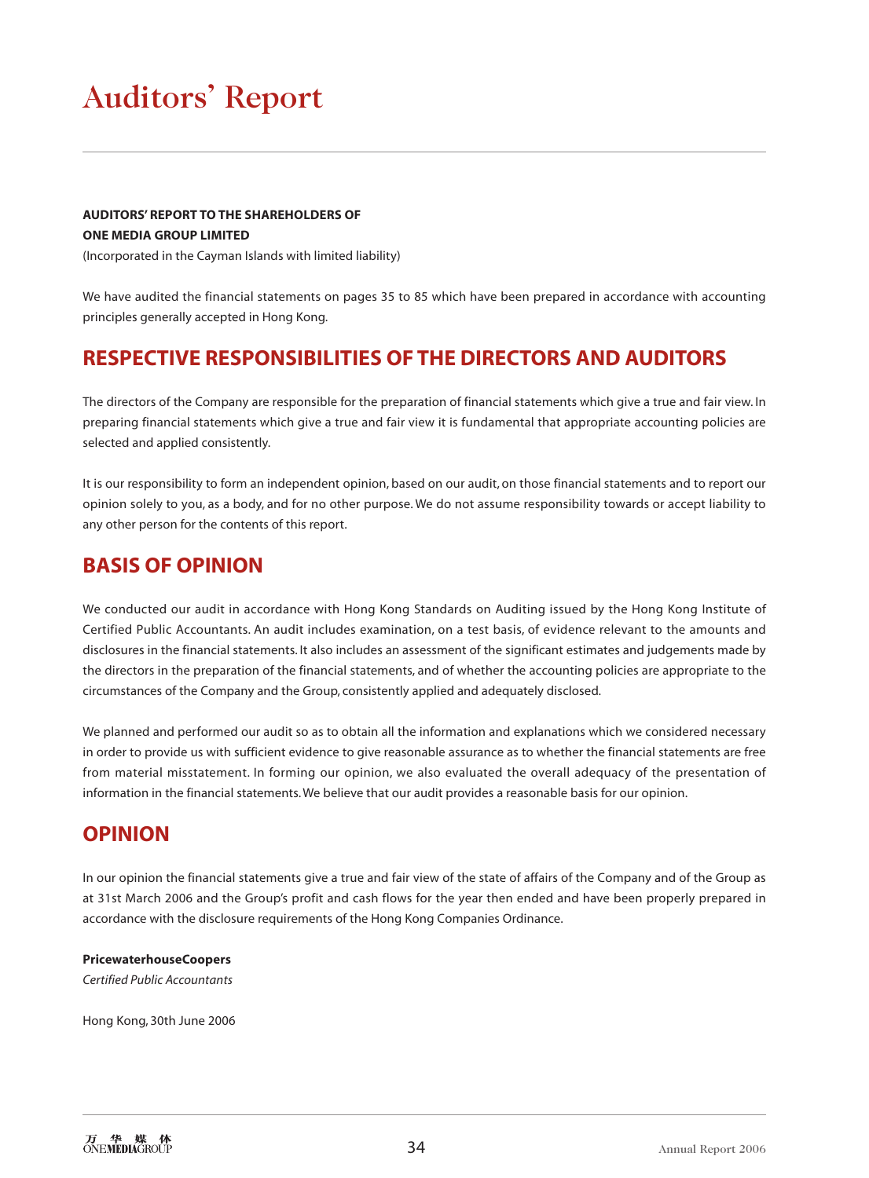# Auditors' Report

**AUDITORS' REPORT TO THE SHAREHOLDERS OF**
**ONE MEDIA GROUP LIMITED**
(Incorporated in the Cayman Islands with limited liability)

We have audited the financial statements on pages 35 to 85 which have been prepared in accordance with accounting principles generally accepted in Hong Kong.

## RESPECTIVE RESPONSIBILITIES OF THE DIRECTORS AND AUDITORS

The directors of the Company are responsible for the preparation of financial statements which give a true and fair view. In preparing financial statements which give a true and fair view it is fundamental that appropriate accounting policies are selected and applied consistently.

It is our responsibility to form an independent opinion, based on our audit, on those financial statements and to report our opinion solely to you, as a body, and for no other purpose. We do not assume responsibility towards or accept liability to any other person for the contents of this report.

## BASIS OF OPINION

We conducted our audit in accordance with Hong Kong Standards on Auditing issued by the Hong Kong Institute of Certified Public Accountants. An audit includes examination, on a test basis, of evidence relevant to the amounts and disclosures in the financial statements. It also includes an assessment of the significant estimates and judgements made by the directors in the preparation of the financial statements, and of whether the accounting policies are appropriate to the circumstances of the Company and the Group, consistently applied and adequately disclosed.

We planned and performed our audit so as to obtain all the information and explanations which we considered necessary in order to provide us with sufficient evidence to give reasonable assurance as to whether the financial statements are free from material misstatement. In forming our opinion, we also evaluated the overall adequacy of the presentation of information in the financial statements. We believe that our audit provides a reasonable basis for our opinion.

## OPINION

In our opinion the financial statements give a true and fair view of the state of affairs of the Company and of the Group as at 31st March 2006 and the Group's profit and cash flows for the year then ended and have been properly prepared in accordance with the disclosure requirements of the Hong Kong Companies Ordinance.

**PricewaterhouseCoopers**
*Certified Public Accountants*

Hong Kong, 30th June 2006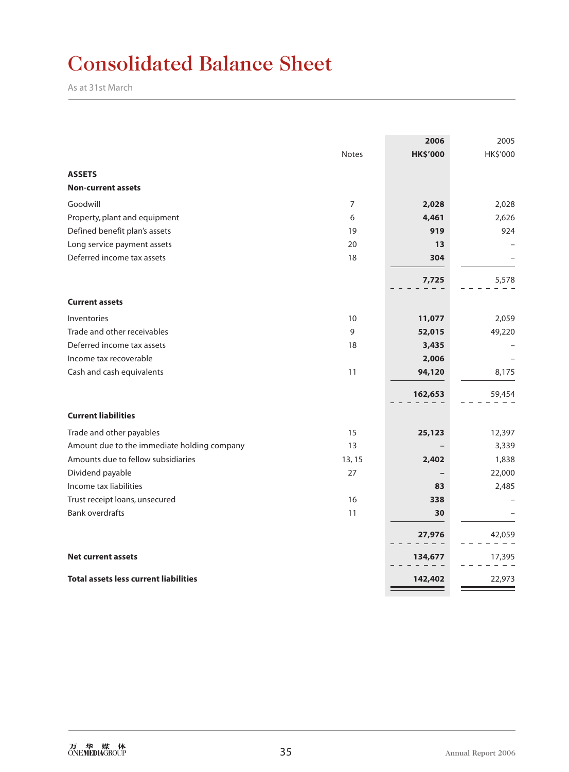# Consolidated Balance Sheet

As at 31st March

| | Notes | 2006 HK$'000 | 2005 HK$'000 |
|---|---|---|---|
| **ASSETS** | | | |
| **Non-current assets** | | | |
| Goodwill | 7 | **2,028** | 2,028 |
| Property, plant and equipment | 6 | **4,461** | 2,626 |
| Defined benefit plan's assets | 19 | **919** | 924 |
| Long service payment assets | 20 | **13** | – |
| Deferred income tax assets | 18 | **304** | – |
| | | **7,725** | 5,578 |
| **Current assets** | | | |
| Inventories | 10 | **11,077** | 2,059 |
| Trade and other receivables | 9 | **52,015** | 49,220 |
| Deferred income tax assets | 18 | **3,435** | – |
| Income tax recoverable | | **2,006** | – |
| Cash and cash equivalents | 11 | **94,120** | 8,175 |
| | | **162,653** | 59,454 |
| **Current liabilities** | | | |
| Trade and other payables | 15 | **25,123** | 12,397 |
| Amount due to the immediate holding company | 13 | **–** | 3,339 |
| Amounts due to fellow subsidiaries | 13, 15 | **2,402** | 1,838 |
| Dividend payable | 27 | **–** | 22,000 |
| Income tax liabilities | | **83** | 2,485 |
| Trust receipt loans, unsecured | 16 | **338** | – |
| Bank overdrafts | 11 | **30** | – |
| | | **27,976** | 42,059 |
| **Net current assets** | | **134,677** | 17,395 |
| **Total assets less current liabilities** | | **142,402** | 22,973 |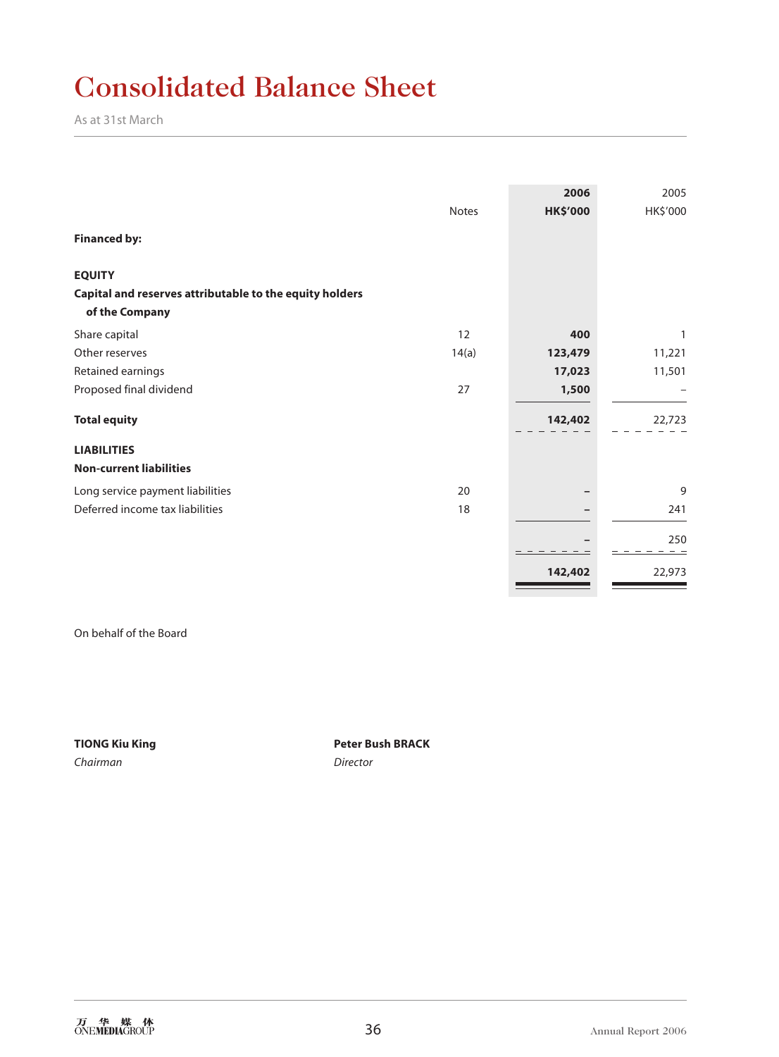# Consolidated Balance Sheet

As at 31st March

| | Notes | 2006 HK$'000 | 2005 HK$'000 |
|---|---|---|---|
| **Financed by:** | | | |
| **EQUITY** | | | |
| **Capital and reserves attributable to the equity holders of the Company** | | | |
| Share capital | 12 | **400** | 1 |
| Other reserves | 14(a) | **123,479** | 11,221 |
| Retained earnings | | **17,023** | 11,501 |
| Proposed final dividend | 27 | **1,500** | – |
| **Total equity** | | **142,402** | 22,723 |
| **LIABILITIES** | | | |
| **Non-current liabilities** | | | |
| Long service payment liabilities | 20 | **–** | 9 |
| Deferred income tax liabilities | 18 | **–** | 241 |
| | | **–** | 250 |
| | | **142,402** | 22,973 |

On behalf of the Board

**TIONG Kiu King**
*Chairman*

**Peter Bush BRACK**
*Director*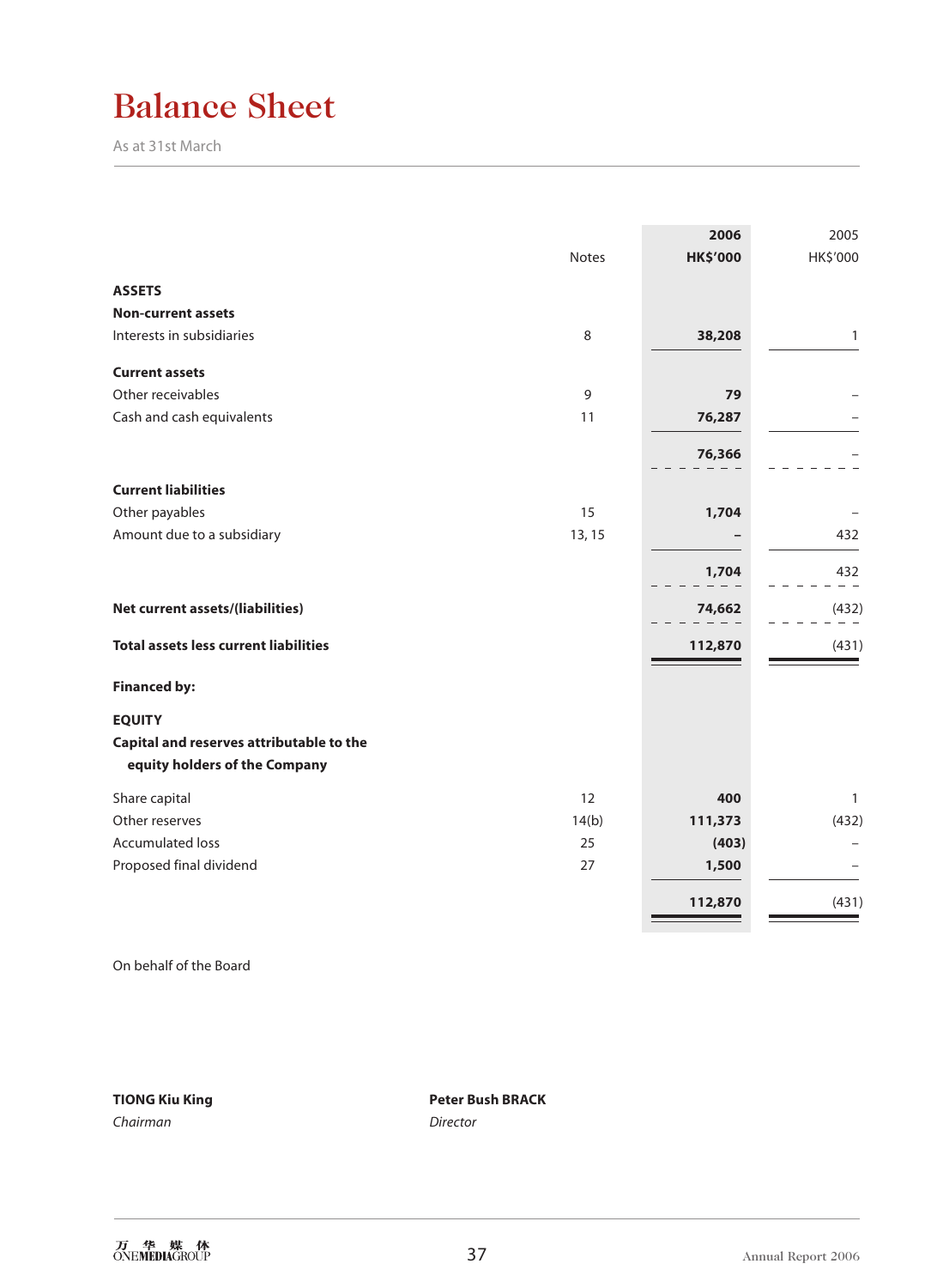# Balance Sheet

As at 31st March

| | Notes | 2006 HK$'000 | 2005 HK$'000 |
|---|---|---|---|
| **ASSETS** | | | |
| **Non-current assets** | | | |
| Interests in subsidiaries | 8 | **38,208** | 1 |
| **Current assets** | | | |
| Other receivables | 9 | **79** | – |
| Cash and cash equivalents | 11 | **76,287** | – |
| | | **76,366** | – |
| **Current liabilities** | | | |
| Other payables | 15 | **1,704** | – |
| Amount due to a subsidiary | 13, 15 | **–** | 432 |
| | | **1,704** | 432 |
| **Net current assets/(liabilities)** | | **74,662** | (432) |
| **Total assets less current liabilities** | | **112,870** | (431) |
| **Financed by:** | | | |
| **EQUITY** | | | |
| **Capital and reserves attributable to the equity holders of the Company** | | | |
| Share capital | 12 | **400** | 1 |
| Other reserves | 14(b) | **111,373** | (432) |
| Accumulated loss | 25 | **(403)** | – |
| Proposed final dividend | 27 | **1,500** | – |
| | | **112,870** | (431) |

On behalf of the Board

**TIONG Kiu King**
*Chairman*

**Peter Bush BRACK**
*Director*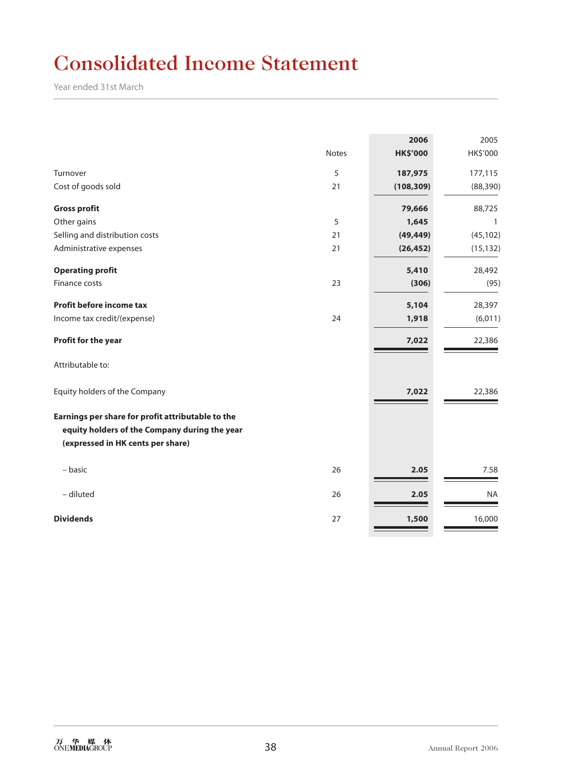# Consolidated Income Statement

Year ended 31st March

| | Notes | 2006 HK$'000 | 2005 HK$'000 |
|---|---|---|---|
| Turnover | 5 | **187,975** | 177,115 |
| Cost of goods sold | 21 | **(108,309)** | (88,390) |
| **Gross profit** | | **79,666** | 88,725 |
| Other gains | 5 | **1,645** | 1 |
| Selling and distribution costs | 21 | **(49,449)** | (45,102) |
| Administrative expenses | 21 | **(26,452)** | (15,132) |
| **Operating profit** | | **5,410** | 28,492 |
| Finance costs | 23 | **(306)** | (95) |
| **Profit before income tax** | | **5,104** | 28,397 |
| Income tax credit/(expense) | 24 | **1,918** | (6,011) |
| **Profit for the year** | | **7,022** | 22,386 |
| Attributable to: | | | |
| Equity holders of the Company | | **7,022** | 22,386 |
| **Earnings per share for profit attributable to the equity holders of the Company during the year (expressed in HK cents per share)** | | | |
| – basic | 26 | **2.05** | 7.58 |
| – diluted | 26 | **2.05** | NA |
| **Dividends** | 27 | **1,500** | 16,000 |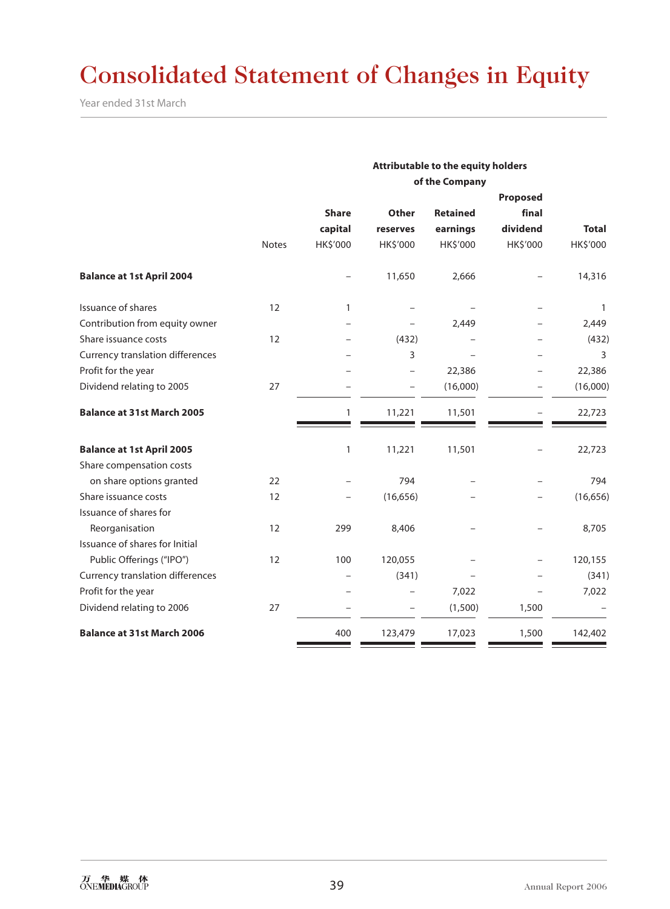# Consolidated Statement of Changes in Equity

Year ended 31st March

| | Notes | Attributable to the equity holders of the Company | | | | |
|---|---|---|---|---|---|---|
| | | Share capital HK$'000 | Other reserves HK$'000 | Retained earnings HK$'000 | Proposed final dividend HK$'000 | Total HK$'000 |
| **Balance at 1st April 2004** | | – | 11,650 | 2,666 | – | 14,316 |
| Issuance of shares | 12 | 1 | – | – | – | 1 |
| Contribution from equity owner | | – | – | 2,449 | – | 2,449 |
| Share issuance costs | 12 | – | (432) | – | – | (432) |
| Currency translation differences | | – | 3 | – | – | 3 |
| Profit for the year | | – | – | 22,386 | – | 22,386 |
| Dividend relating to 2005 | 27 | – | – | (16,000) | – | (16,000) |
| **Balance at 31st March 2005** | | 1 | 11,221 | 11,501 | – | 22,723 |
| **Balance at 1st April 2005** | | 1 | 11,221 | 11,501 | – | 22,723 |
| Share compensation costs on share options granted | 22 | – | 794 | – | – | 794 |
| Share issuance costs | 12 | – | (16,656) | – | – | (16,656) |
| Issuance of shares for Reorganisation | 12 | 299 | 8,406 | – | – | 8,705 |
| Issuance of shares for Initial Public Offerings ("IPO") | 12 | 100 | 120,055 | – | – | 120,155 |
| Currency translation differences | | – | (341) | – | – | (341) |
| Profit for the year | | – | – | 7,022 | – | 7,022 |
| Dividend relating to 2006 | 27 | – | – | (1,500) | 1,500 | – |
| **Balance at 31st March 2006** | | 400 | 123,479 | 17,023 | 1,500 | 142,402 |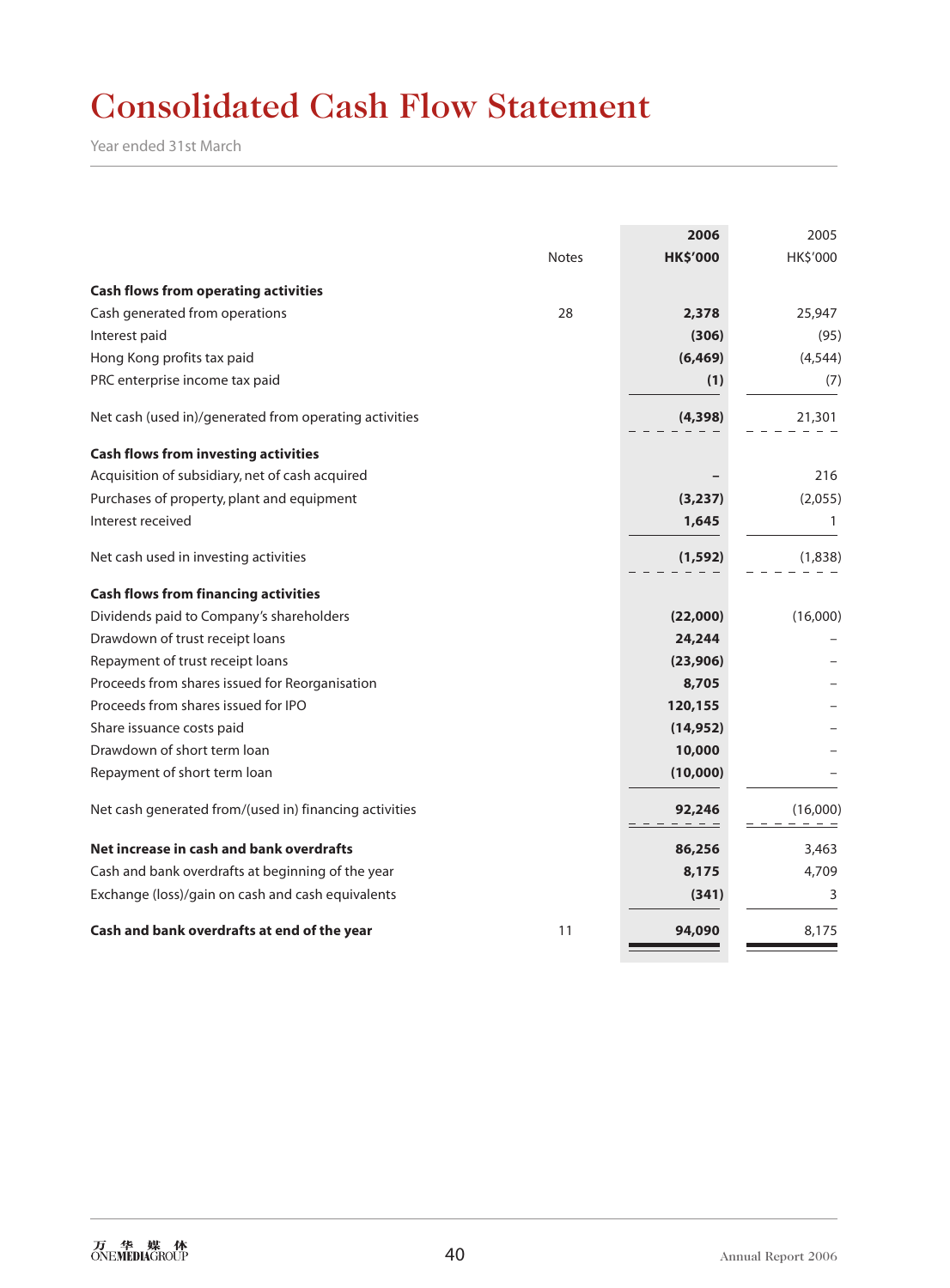# Consolidated Cash Flow Statement

Year ended 31st March

| | Notes | 2006 HK$'000 | 2005 HK$'000 |
|---|---|---|---|
| **Cash flows from operating activities** | | | |
| Cash generated from operations | 28 | **2,378** | 25,947 |
| Interest paid | | **(306)** | (95) |
| Hong Kong profits tax paid | | **(6,469)** | (4,544) |
| PRC enterprise income tax paid | | **(1)** | (7) |
| Net cash (used in)/generated from operating activities | | **(4,398)** | 21,301 |
| **Cash flows from investing activities** | | | |
| Acquisition of subsidiary, net of cash acquired | | **–** | 216 |
| Purchases of property, plant and equipment | | **(3,237)** | (2,055) |
| Interest received | | **1,645** | 1 |
| Net cash used in investing activities | | **(1,592)** | (1,838) |
| **Cash flows from financing activities** | | | |
| Dividends paid to Company's shareholders | | **(22,000)** | (16,000) |
| Drawdown of trust receipt loans | | **24,244** | – |
| Repayment of trust receipt loans | | **(23,906)** | – |
| Proceeds from shares issued for Reorganisation | | **8,705** | – |
| Proceeds from shares issued for IPO | | **120,155** | – |
| Share issuance costs paid | | **(14,952)** | – |
| Drawdown of short term loan | | **10,000** | – |
| Repayment of short term loan | | **(10,000)** | – |
| Net cash generated from/(used in) financing activities | | **92,246** | (16,000) |
| **Net increase in cash and bank overdrafts** | | **86,256** | 3,463 |
| Cash and bank overdrafts at beginning of the year | | **8,175** | 4,709 |
| Exchange (loss)/gain on cash and cash equivalents | | **(341)** | 3 |
| **Cash and bank overdrafts at end of the year** | 11 | **94,090** | 8,175 |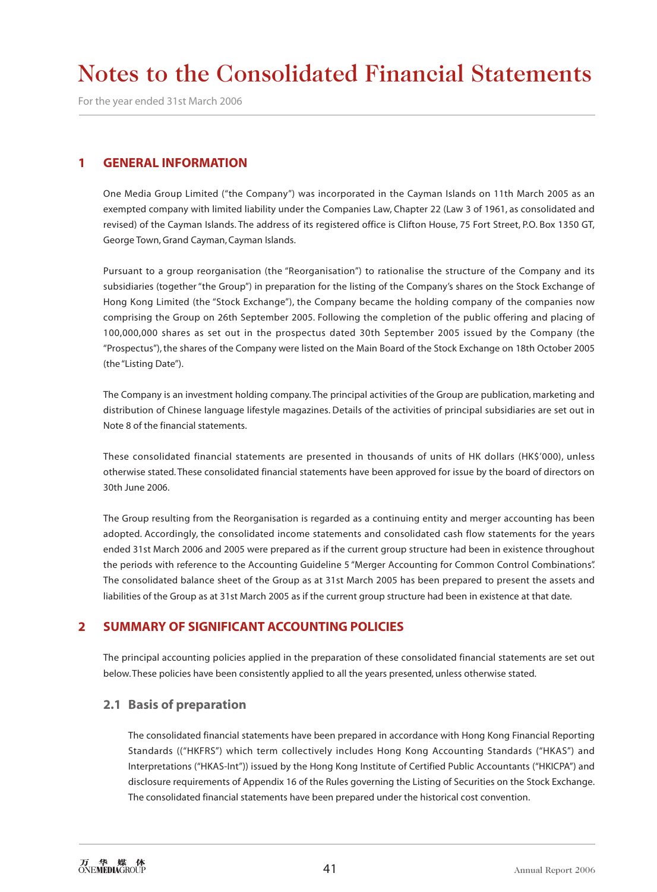# Notes to the Consolidated Financial Statements

For the year ended 31st March 2006

## 1 GENERAL INFORMATION

One Media Group Limited ("the Company") was incorporated in the Cayman Islands on 11th March 2005 as an exempted company with limited liability under the Companies Law, Chapter 22 (Law 3 of 1961, as consolidated and revised) of the Cayman Islands. The address of its registered office is Clifton House, 75 Fort Street, P.O. Box 1350 GT, George Town, Grand Cayman, Cayman Islands.

Pursuant to a group reorganisation (the "Reorganisation") to rationalise the structure of the Company and its subsidiaries (together "the Group") in preparation for the listing of the Company's shares on the Stock Exchange of Hong Kong Limited (the "Stock Exchange"), the Company became the holding company of the companies now comprising the Group on 26th September 2005. Following the completion of the public offering and placing of 100,000,000 shares as set out in the prospectus dated 30th September 2005 issued by the Company (the "Prospectus"), the shares of the Company were listed on the Main Board of the Stock Exchange on 18th October 2005 (the "Listing Date").

The Company is an investment holding company. The principal activities of the Group are publication, marketing and distribution of Chinese language lifestyle magazines. Details of the activities of principal subsidiaries are set out in Note 8 of the financial statements.

These consolidated financial statements are presented in thousands of units of HK dollars (HK$'000), unless otherwise stated. These consolidated financial statements have been approved for issue by the board of directors on 30th June 2006.

The Group resulting from the Reorganisation is regarded as a continuing entity and merger accounting has been adopted. Accordingly, the consolidated income statements and consolidated cash flow statements for the years ended 31st March 2006 and 2005 were prepared as if the current group structure had been in existence throughout the periods with reference to the Accounting Guideline 5 "Merger Accounting for Common Control Combinations". The consolidated balance sheet of the Group as at 31st March 2005 has been prepared to present the assets and liabilities of the Group as at 31st March 2005 as if the current group structure had been in existence at that date.

## 2 SUMMARY OF SIGNIFICANT ACCOUNTING POLICIES

The principal accounting policies applied in the preparation of these consolidated financial statements are set out below. These policies have been consistently applied to all the years presented, unless otherwise stated.

### 2.1 Basis of preparation

The consolidated financial statements have been prepared in accordance with Hong Kong Financial Reporting Standards (("HKFRS") which term collectively includes Hong Kong Accounting Standards ("HKAS") and Interpretations ("HKAS-Int")) issued by the Hong Kong Institute of Certified Public Accountants ("HKICPA") and disclosure requirements of Appendix 16 of the Rules governing the Listing of Securities on the Stock Exchange. The consolidated financial statements have been prepared under the historical cost convention.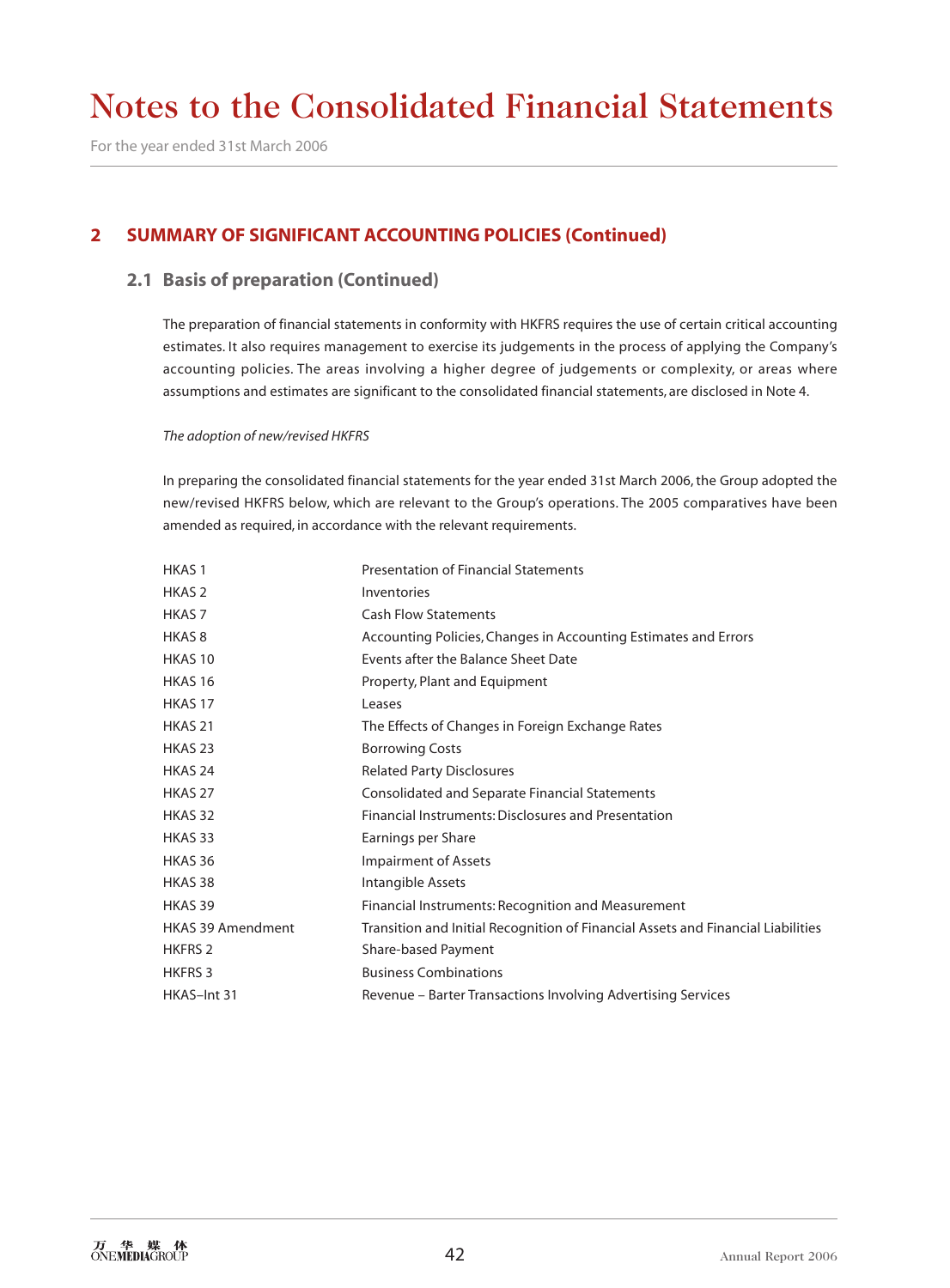# Notes to the Consolidated Financial Statements

For the year ended 31st March 2006

## 2 SUMMARY OF SIGNIFICANT ACCOUNTING POLICIES (Continued)

### 2.1 Basis of preparation (Continued)

The preparation of financial statements in conformity with HKFRS requires the use of certain critical accounting estimates. It also requires management to exercise its judgements in the process of applying the Company's accounting policies. The areas involving a higher degree of judgements or complexity, or areas where assumptions and estimates are significant to the consolidated financial statements, are disclosed in Note 4.

*The adoption of new/revised HKFRS*

In preparing the consolidated financial statements for the year ended 31st March 2006, the Group adopted the new/revised HKFRS below, which are relevant to the Group's operations. The 2005 comparatives have been amended as required, in accordance with the relevant requirements.

| | |
|---|---|
| HKAS 1 | Presentation of Financial Statements |
| HKAS 2 | Inventories |
| HKAS 7 | Cash Flow Statements |
| HKAS 8 | Accounting Policies, Changes in Accounting Estimates and Errors |
| HKAS 10 | Events after the Balance Sheet Date |
| HKAS 16 | Property, Plant and Equipment |
| HKAS 17 | Leases |
| HKAS 21 | The Effects of Changes in Foreign Exchange Rates |
| HKAS 23 | Borrowing Costs |
| HKAS 24 | Related Party Disclosures |
| HKAS 27 | Consolidated and Separate Financial Statements |
| HKAS 32 | Financial Instruments: Disclosures and Presentation |
| HKAS 33 | Earnings per Share |
| HKAS 36 | Impairment of Assets |
| HKAS 38 | Intangible Assets |
| HKAS 39 | Financial Instruments: Recognition and Measurement |
| HKAS 39 Amendment | Transition and Initial Recognition of Financial Assets and Financial Liabilities |
| HKFRS 2 | Share-based Payment |
| HKFRS 3 | Business Combinations |
| HKAS–Int 31 | Revenue – Barter Transactions Involving Advertising Services |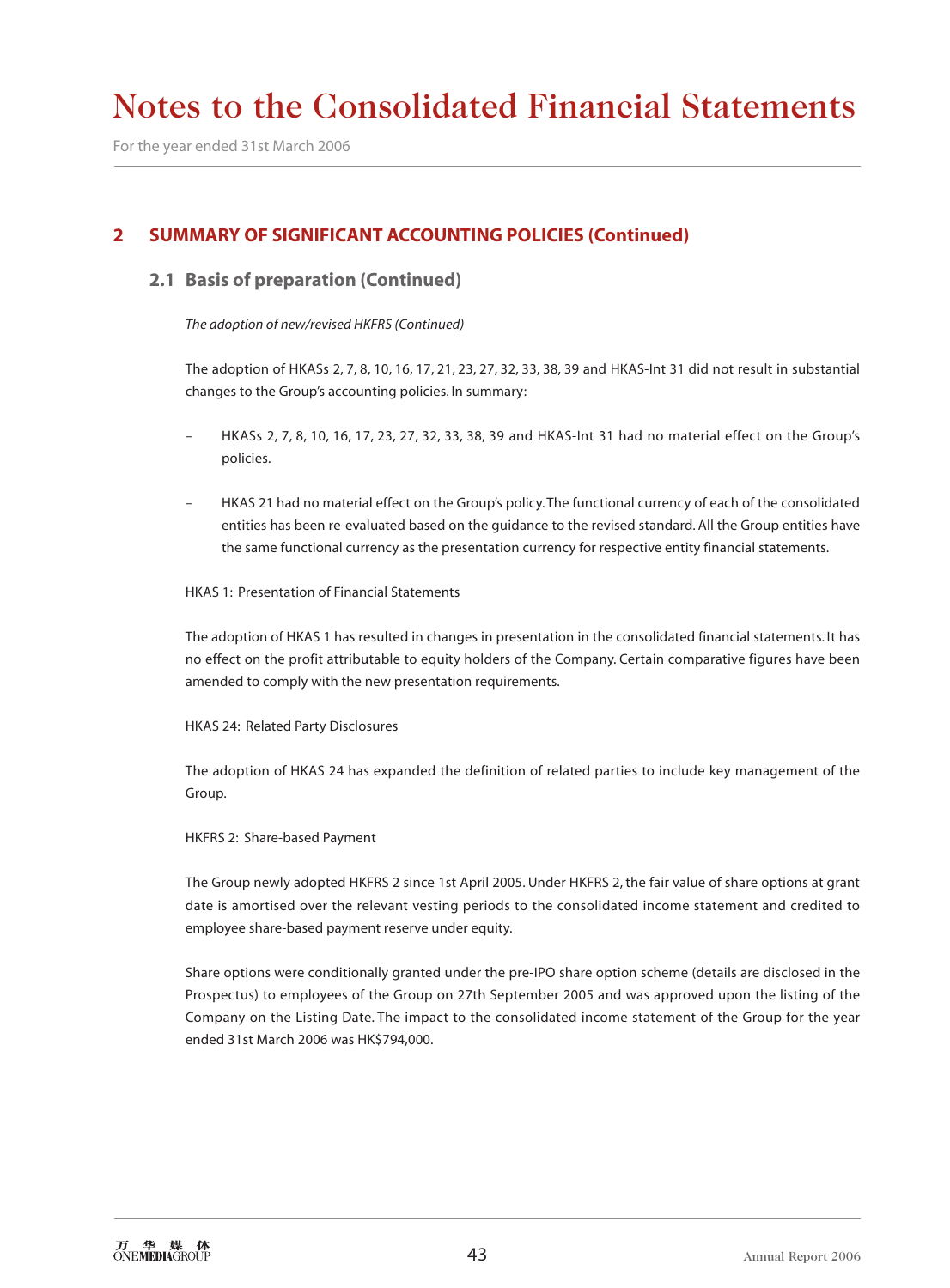# Notes to the Consolidated Financial Statements

For the year ended 31st March 2006

## 2 SUMMARY OF SIGNIFICANT ACCOUNTING POLICIES (Continued)

### 2.1 Basis of preparation (Continued)

*The adoption of new/revised HKFRS (Continued)*

The adoption of HKASs 2, 7, 8, 10, 16, 17, 21, 23, 27, 32, 33, 38, 39 and HKAS-Int 31 did not result in substantial changes to the Group's accounting policies. In summary:

– HKASs 2, 7, 8, 10, 16, 17, 23, 27, 32, 33, 38, 39 and HKAS-Int 31 had no material effect on the Group's policies.

– HKAS 21 had no material effect on the Group's policy. The functional currency of each of the consolidated entities has been re-evaluated based on the guidance to the revised standard. All the Group entities have the same functional currency as the presentation currency for respective entity financial statements.

HKAS 1: Presentation of Financial Statements

The adoption of HKAS 1 has resulted in changes in presentation in the consolidated financial statements. It has no effect on the profit attributable to equity holders of the Company. Certain comparative figures have been amended to comply with the new presentation requirements.

HKAS 24: Related Party Disclosures

The adoption of HKAS 24 has expanded the definition of related parties to include key management of the Group.

HKFRS 2: Share-based Payment

The Group newly adopted HKFRS 2 since 1st April 2005. Under HKFRS 2, the fair value of share options at grant date is amortised over the relevant vesting periods to the consolidated income statement and credited to employee share-based payment reserve under equity.

Share options were conditionally granted under the pre-IPO share option scheme (details are disclosed in the Prospectus) to employees of the Group on 27th September 2005 and was approved upon the listing of the Company on the Listing Date. The impact to the consolidated income statement of the Group for the year ended 31st March 2006 was HK$794,000.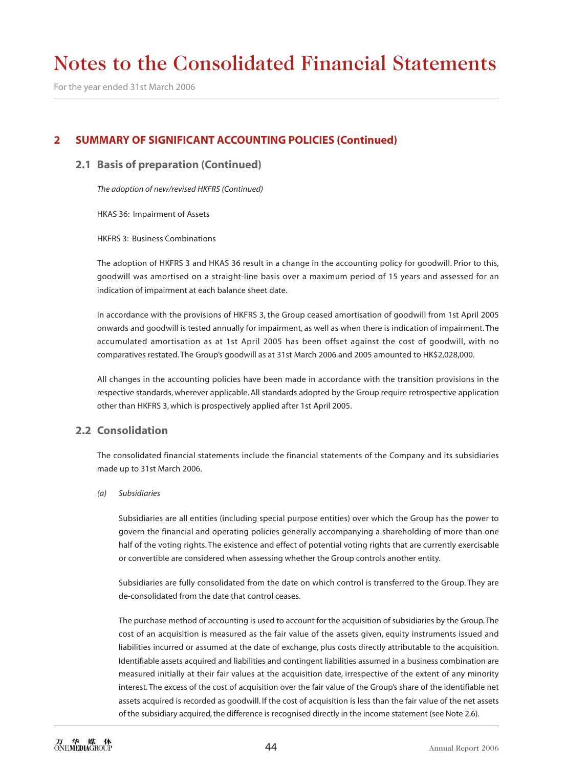## 2 SUMMARY OF SIGNIFICANT ACCOUNTING POLICIES (Continued)

### 2.1 Basis of preparation (Continued)

*The adoption of new/revised HKFRS (Continued)*

HKAS 36: Impairment of Assets

HKFRS 3: Business Combinations

The adoption of HKFRS 3 and HKAS 36 result in a change in the accounting policy for goodwill. Prior to this, goodwill was amortised on a straight-line basis over a maximum period of 15 years and assessed for an indication of impairment at each balance sheet date.

In accordance with the provisions of HKFRS 3, the Group ceased amortisation of goodwill from 1st April 2005 onwards and goodwill is tested annually for impairment, as well as when there is indication of impairment. The accumulated amortisation as at 1st April 2005 has been offset against the cost of goodwill, with no comparatives restated. The Group's goodwill as at 31st March 2006 and 2005 amounted to HK$2,028,000.

All changes in the accounting policies have been made in accordance with the transition provisions in the respective standards, wherever applicable. All standards adopted by the Group require retrospective application other than HKFRS 3, which is prospectively applied after 1st April 2005.

### 2.2 Consolidation

The consolidated financial statements include the financial statements of the Company and its subsidiaries made up to 31st March 2006.

*(a) Subsidiaries*

Subsidiaries are all entities (including special purpose entities) over which the Group has the power to govern the financial and operating policies generally accompanying a shareholding of more than one half of the voting rights. The existence and effect of potential voting rights that are currently exercisable or convertible are considered when assessing whether the Group controls another entity.

Subsidiaries are fully consolidated from the date on which control is transferred to the Group. They are de-consolidated from the date that control ceases.

The purchase method of accounting is used to account for the acquisition of subsidiaries by the Group. The cost of an acquisition is measured as the fair value of the assets given, equity instruments issued and liabilities incurred or assumed at the date of exchange, plus costs directly attributable to the acquisition. Identifiable assets acquired and liabilities and contingent liabilities assumed in a business combination are measured initially at their fair values at the acquisition date, irrespective of the extent of any minority interest. The excess of the cost of acquisition over the fair value of the Group's share of the identifiable net assets acquired is recorded as goodwill. If the cost of acquisition is less than the fair value of the net assets of the subsidiary acquired, the difference is recognised directly in the income statement (see Note 2.6).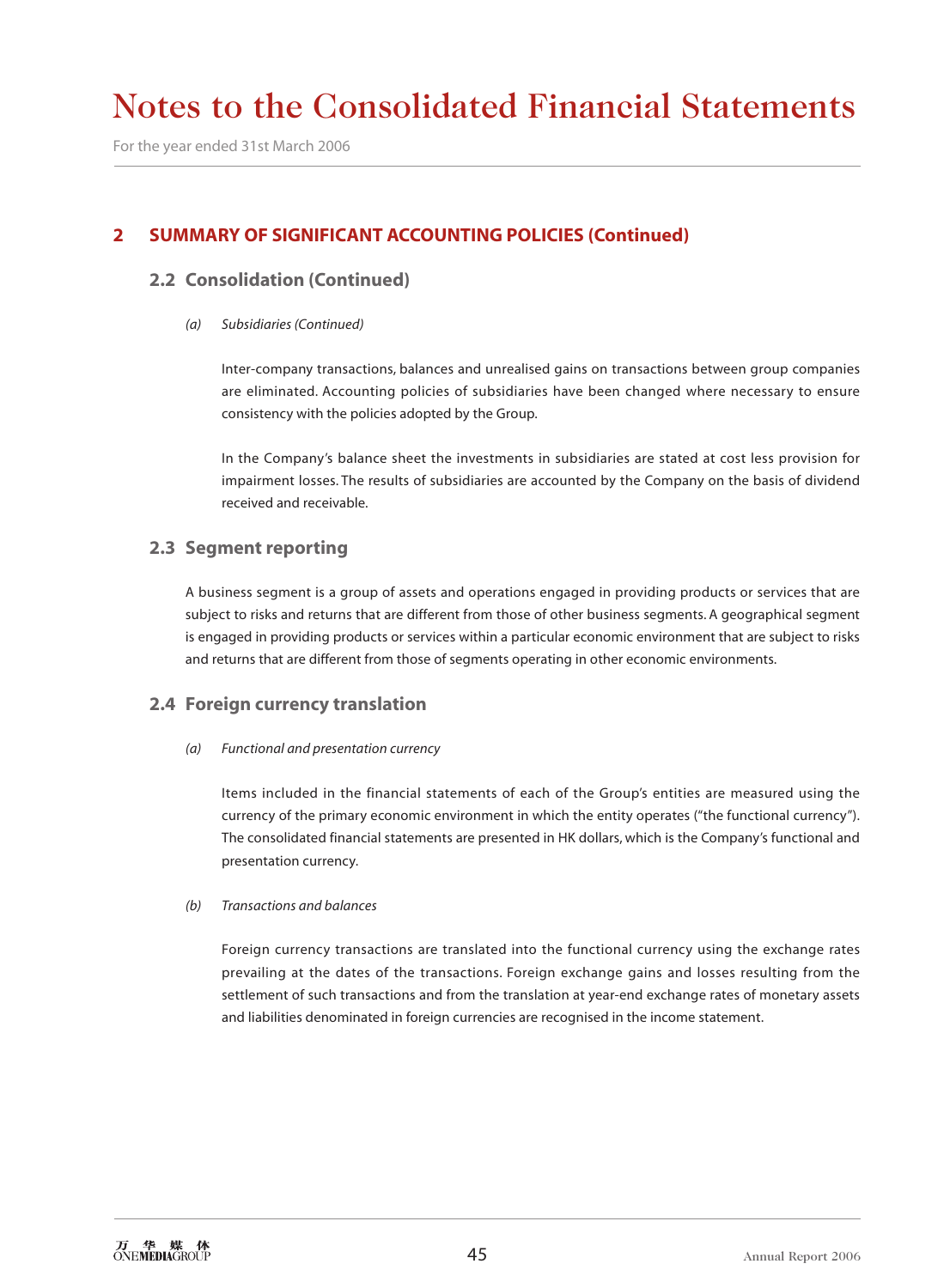# Notes to the Consolidated Financial Statements

For the year ended 31st March 2006

## 2 SUMMARY OF SIGNIFICANT ACCOUNTING POLICIES (Continued)

### 2.2 Consolidation (Continued)

*(a) Subsidiaries (Continued)*

Inter-company transactions, balances and unrealised gains on transactions between group companies are eliminated. Accounting policies of subsidiaries have been changed where necessary to ensure consistency with the policies adopted by the Group.

In the Company's balance sheet the investments in subsidiaries are stated at cost less provision for impairment losses. The results of subsidiaries are accounted by the Company on the basis of dividend received and receivable.

### 2.3 Segment reporting

A business segment is a group of assets and operations engaged in providing products or services that are subject to risks and returns that are different from those of other business segments. A geographical segment is engaged in providing products or services within a particular economic environment that are subject to risks and returns that are different from those of segments operating in other economic environments.

### 2.4 Foreign currency translation

*(a) Functional and presentation currency*

Items included in the financial statements of each of the Group's entities are measured using the currency of the primary economic environment in which the entity operates ("the functional currency"). The consolidated financial statements are presented in HK dollars, which is the Company's functional and presentation currency.

*(b) Transactions and balances*

Foreign currency transactions are translated into the functional currency using the exchange rates prevailing at the dates of the transactions. Foreign exchange gains and losses resulting from the settlement of such transactions and from the translation at year-end exchange rates of monetary assets and liabilities denominated in foreign currencies are recognised in the income statement.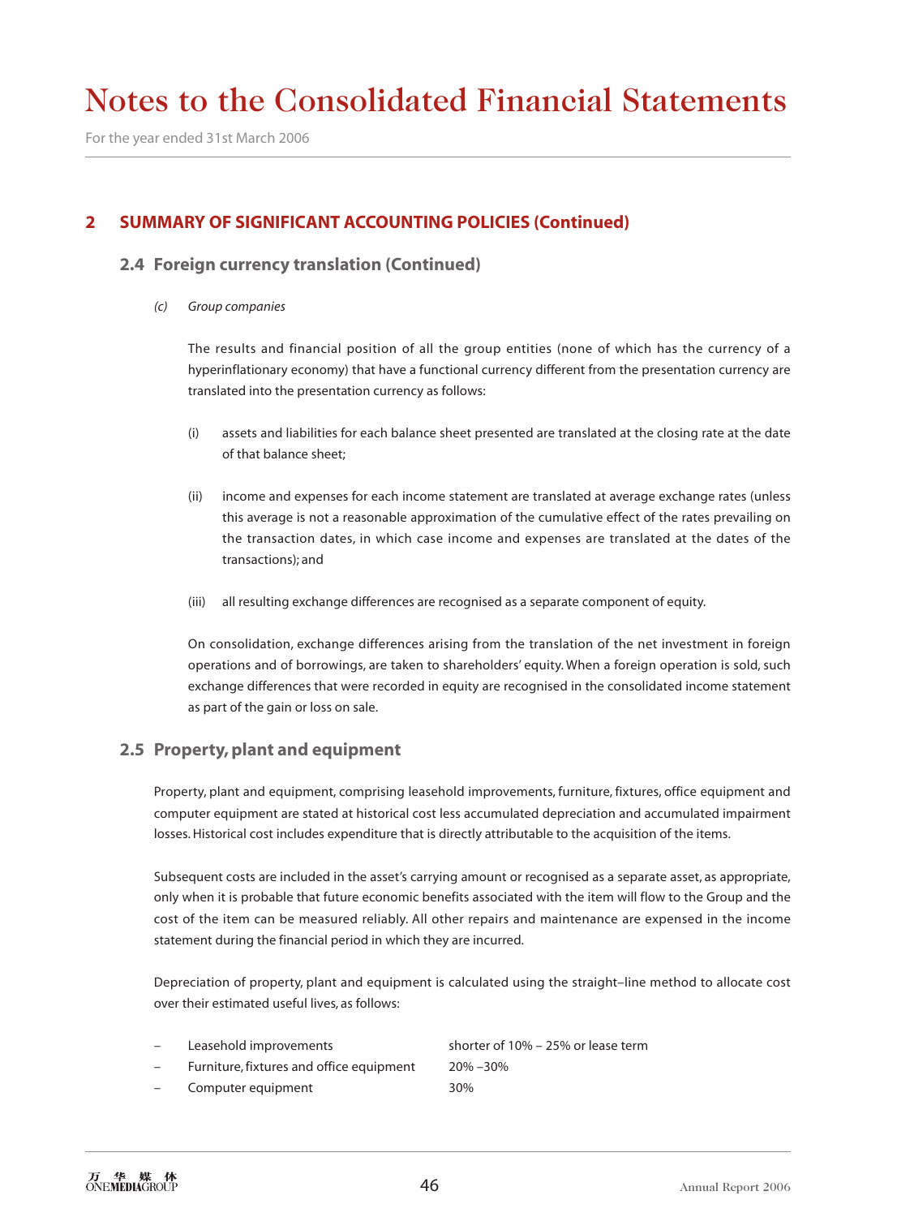# Notes to the Consolidated Financial Statements

For the year ended 31st March 2006

## 2 SUMMARY OF SIGNIFICANT ACCOUNTING POLICIES (Continued)

### 2.4 Foreign currency translation (Continued)

*(c) Group companies*

The results and financial position of all the group entities (none of which has the currency of a hyperinflationary economy) that have a functional currency different from the presentation currency are translated into the presentation currency as follows:

(i) assets and liabilities for each balance sheet presented are translated at the closing rate at the date of that balance sheet;

(ii) income and expenses for each income statement are translated at average exchange rates (unless this average is not a reasonable approximation of the cumulative effect of the rates prevailing on the transaction dates, in which case income and expenses are translated at the dates of the transactions); and

(iii) all resulting exchange differences are recognised as a separate component of equity.

On consolidation, exchange differences arising from the translation of the net investment in foreign operations and of borrowings, are taken to shareholders' equity. When a foreign operation is sold, such exchange differences that were recorded in equity are recognised in the consolidated income statement as part of the gain or loss on sale.

### 2.5 Property, plant and equipment

Property, plant and equipment, comprising leasehold improvements, furniture, fixtures, office equipment and computer equipment are stated at historical cost less accumulated depreciation and accumulated impairment losses. Historical cost includes expenditure that is directly attributable to the acquisition of the items.

Subsequent costs are included in the asset's carrying amount or recognised as a separate asset, as appropriate, only when it is probable that future economic benefits associated with the item will flow to the Group and the cost of the item can be measured reliably. All other repairs and maintenance are expensed in the income statement during the financial period in which they are incurred.

Depreciation of property, plant and equipment is calculated using the straight–line method to allocate cost over their estimated useful lives, as follows:

| | |
|---|---|
| – Leasehold improvements | shorter of 10% – 25% or lease term |
| – Furniture, fixtures and office equipment | 20% –30% |
| – Computer equipment | 30% |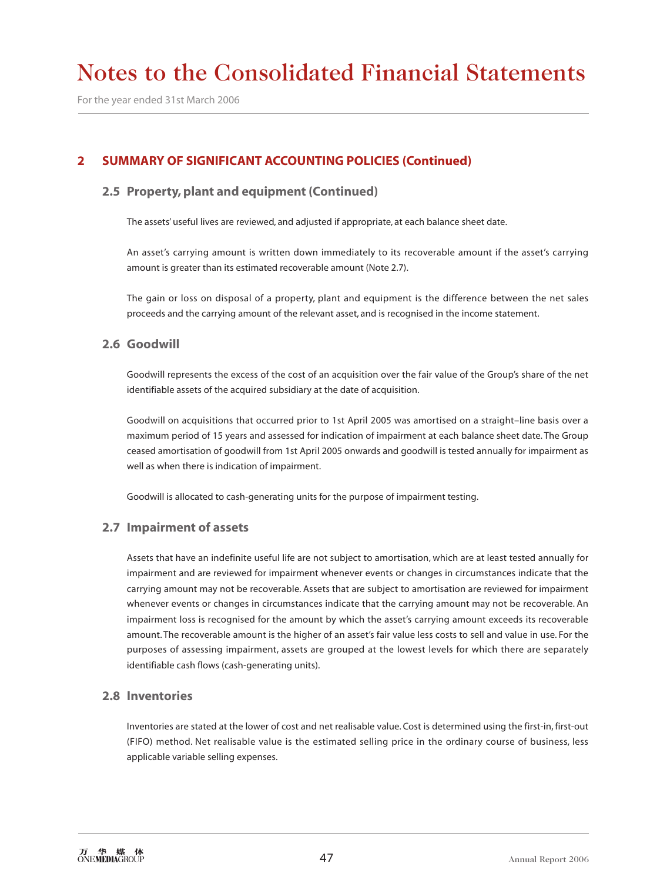## 2 SUMMARY OF SIGNIFICANT ACCOUNTING POLICIES (Continued)

### 2.5 Property, plant and equipment (Continued)

The assets' useful lives are reviewed, and adjusted if appropriate, at each balance sheet date.

An asset's carrying amount is written down immediately to its recoverable amount if the asset's carrying amount is greater than its estimated recoverable amount (Note 2.7).

The gain or loss on disposal of a property, plant and equipment is the difference between the net sales proceeds and the carrying amount of the relevant asset, and is recognised in the income statement.

### 2.6 Goodwill

Goodwill represents the excess of the cost of an acquisition over the fair value of the Group's share of the net identifiable assets of the acquired subsidiary at the date of acquisition.

Goodwill on acquisitions that occurred prior to 1st April 2005 was amortised on a straight–line basis over a maximum period of 15 years and assessed for indication of impairment at each balance sheet date. The Group ceased amortisation of goodwill from 1st April 2005 onwards and goodwill is tested annually for impairment as well as when there is indication of impairment.

Goodwill is allocated to cash-generating units for the purpose of impairment testing.

### 2.7 Impairment of assets

Assets that have an indefinite useful life are not subject to amortisation, which are at least tested annually for impairment and are reviewed for impairment whenever events or changes in circumstances indicate that the carrying amount may not be recoverable. Assets that are subject to amortisation are reviewed for impairment whenever events or changes in circumstances indicate that the carrying amount may not be recoverable. An impairment loss is recognised for the amount by which the asset's carrying amount exceeds its recoverable amount. The recoverable amount is the higher of an asset's fair value less costs to sell and value in use. For the purposes of assessing impairment, assets are grouped at the lowest levels for which there are separately identifiable cash flows (cash-generating units).

### 2.8 Inventories

Inventories are stated at the lower of cost and net realisable value. Cost is determined using the first-in, first-out (FIFO) method. Net realisable value is the estimated selling price in the ordinary course of business, less applicable variable selling expenses.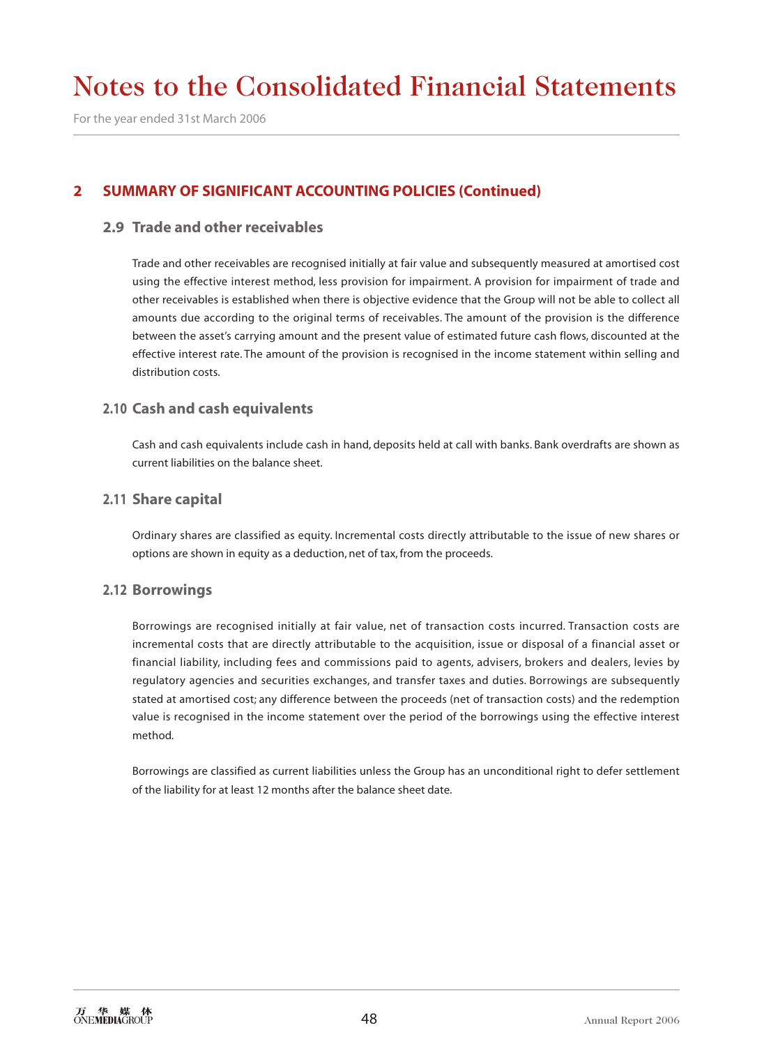# Notes to the Consolidated Financial Statements

For the year ended 31st March 2006

## 2 SUMMARY OF SIGNIFICANT ACCOUNTING POLICIES (Continued)

### 2.9 Trade and other receivables

Trade and other receivables are recognised initially at fair value and subsequently measured at amortised cost using the effective interest method, less provision for impairment. A provision for impairment of trade and other receivables is established when there is objective evidence that the Group will not be able to collect all amounts due according to the original terms of receivables. The amount of the provision is the difference between the asset's carrying amount and the present value of estimated future cash flows, discounted at the effective interest rate. The amount of the provision is recognised in the income statement within selling and distribution costs.

### 2.10 Cash and cash equivalents

Cash and cash equivalents include cash in hand, deposits held at call with banks. Bank overdrafts are shown as current liabilities on the balance sheet.

### 2.11 Share capital

Ordinary shares are classified as equity. Incremental costs directly attributable to the issue of new shares or options are shown in equity as a deduction, net of tax, from the proceeds.

### 2.12 Borrowings

Borrowings are recognised initially at fair value, net of transaction costs incurred. Transaction costs are incremental costs that are directly attributable to the acquisition, issue or disposal of a financial asset or financial liability, including fees and commissions paid to agents, advisers, brokers and dealers, levies by regulatory agencies and securities exchanges, and transfer taxes and duties. Borrowings are subsequently stated at amortised cost; any difference between the proceeds (net of transaction costs) and the redemption value is recognised in the income statement over the period of the borrowings using the effective interest method.

Borrowings are classified as current liabilities unless the Group has an unconditional right to defer settlement of the liability for at least 12 months after the balance sheet date.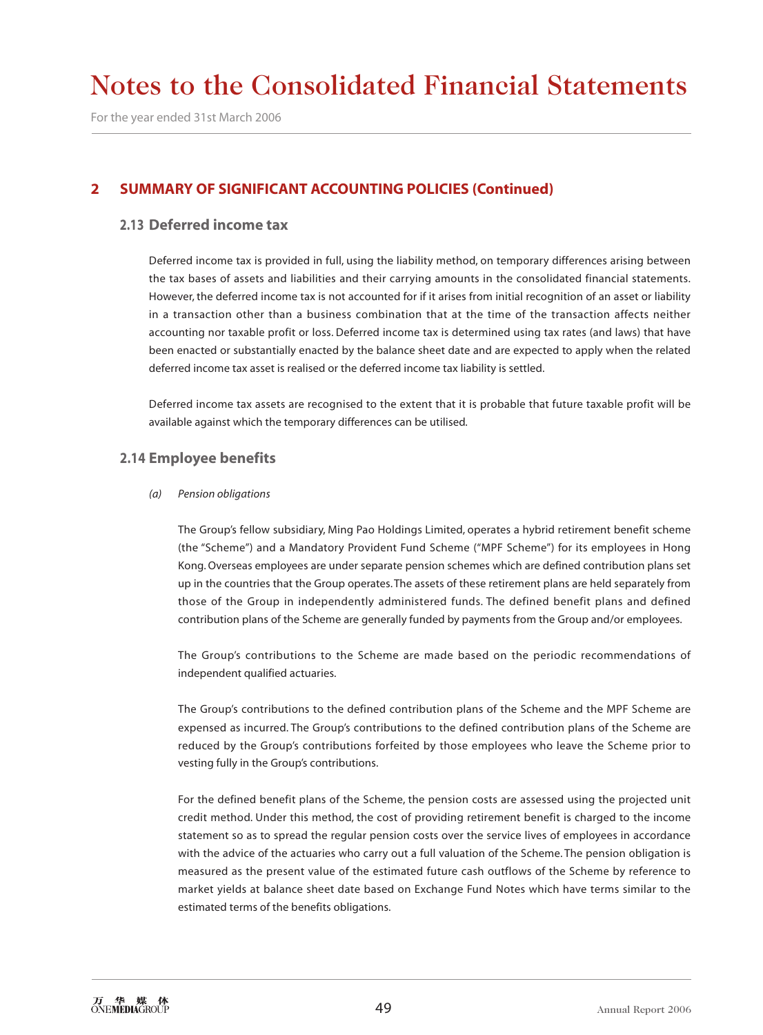# Notes to the Consolidated Financial Statements

For the year ended 31st March 2006

## 2 SUMMARY OF SIGNIFICANT ACCOUNTING POLICIES (Continued)

### 2.13 Deferred income tax

Deferred income tax is provided in full, using the liability method, on temporary differences arising between the tax bases of assets and liabilities and their carrying amounts in the consolidated financial statements. However, the deferred income tax is not accounted for if it arises from initial recognition of an asset or liability in a transaction other than a business combination that at the time of the transaction affects neither accounting nor taxable profit or loss. Deferred income tax is determined using tax rates (and laws) that have been enacted or substantially enacted by the balance sheet date and are expected to apply when the related deferred income tax asset is realised or the deferred income tax liability is settled.

Deferred income tax assets are recognised to the extent that it is probable that future taxable profit will be available against which the temporary differences can be utilised.

### 2.14 Employee benefits

*(a) Pension obligations*

The Group's fellow subsidiary, Ming Pao Holdings Limited, operates a hybrid retirement benefit scheme (the "Scheme") and a Mandatory Provident Fund Scheme ("MPF Scheme") for its employees in Hong Kong. Overseas employees are under separate pension schemes which are defined contribution plans set up in the countries that the Group operates. The assets of these retirement plans are held separately from those of the Group in independently administered funds. The defined benefit plans and defined contribution plans of the Scheme are generally funded by payments from the Group and/or employees.

The Group's contributions to the Scheme are made based on the periodic recommendations of independent qualified actuaries.

The Group's contributions to the defined contribution plans of the Scheme and the MPF Scheme are expensed as incurred. The Group's contributions to the defined contribution plans of the Scheme are reduced by the Group's contributions forfeited by those employees who leave the Scheme prior to vesting fully in the Group's contributions.

For the defined benefit plans of the Scheme, the pension costs are assessed using the projected unit credit method. Under this method, the cost of providing retirement benefit is charged to the income statement so as to spread the regular pension costs over the service lives of employees in accordance with the advice of the actuaries who carry out a full valuation of the Scheme. The pension obligation is measured as the present value of the estimated future cash outflows of the Scheme by reference to market yields at balance sheet date based on Exchange Fund Notes which have terms similar to the estimated terms of the benefits obligations.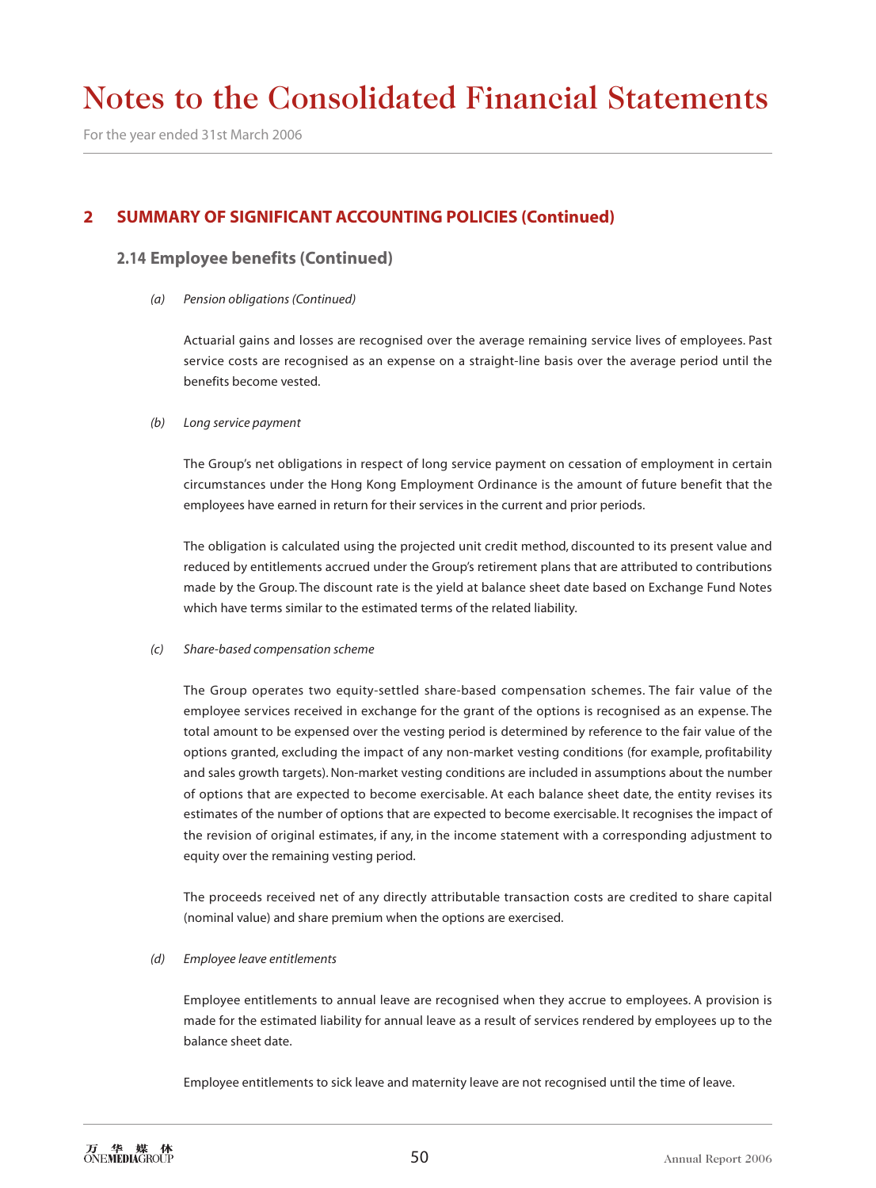# Notes to the Consolidated Financial Statements

For the year ended 31st March 2006

## 2 SUMMARY OF SIGNIFICANT ACCOUNTING POLICIES (Continued)

### 2.14 Employee benefits (Continued)

*(a) Pension obligations (Continued)*

Actuarial gains and losses are recognised over the average remaining service lives of employees. Past service costs are recognised as an expense on a straight-line basis over the average period until the benefits become vested.

*(b) Long service payment*

The Group's net obligations in respect of long service payment on cessation of employment in certain circumstances under the Hong Kong Employment Ordinance is the amount of future benefit that the employees have earned in return for their services in the current and prior periods.

The obligation is calculated using the projected unit credit method, discounted to its present value and reduced by entitlements accrued under the Group's retirement plans that are attributed to contributions made by the Group. The discount rate is the yield at balance sheet date based on Exchange Fund Notes which have terms similar to the estimated terms of the related liability.

*(c) Share-based compensation scheme*

The Group operates two equity-settled share-based compensation schemes. The fair value of the employee services received in exchange for the grant of the options is recognised as an expense. The total amount to be expensed over the vesting period is determined by reference to the fair value of the options granted, excluding the impact of any non-market vesting conditions (for example, profitability and sales growth targets). Non-market vesting conditions are included in assumptions about the number of options that are expected to become exercisable. At each balance sheet date, the entity revises its estimates of the number of options that are expected to become exercisable. It recognises the impact of the revision of original estimates, if any, in the income statement with a corresponding adjustment to equity over the remaining vesting period.

The proceeds received net of any directly attributable transaction costs are credited to share capital (nominal value) and share premium when the options are exercised.

*(d) Employee leave entitlements*

Employee entitlements to annual leave are recognised when they accrue to employees. A provision is made for the estimated liability for annual leave as a result of services rendered by employees up to the balance sheet date.

Employee entitlements to sick leave and maternity leave are not recognised until the time of leave.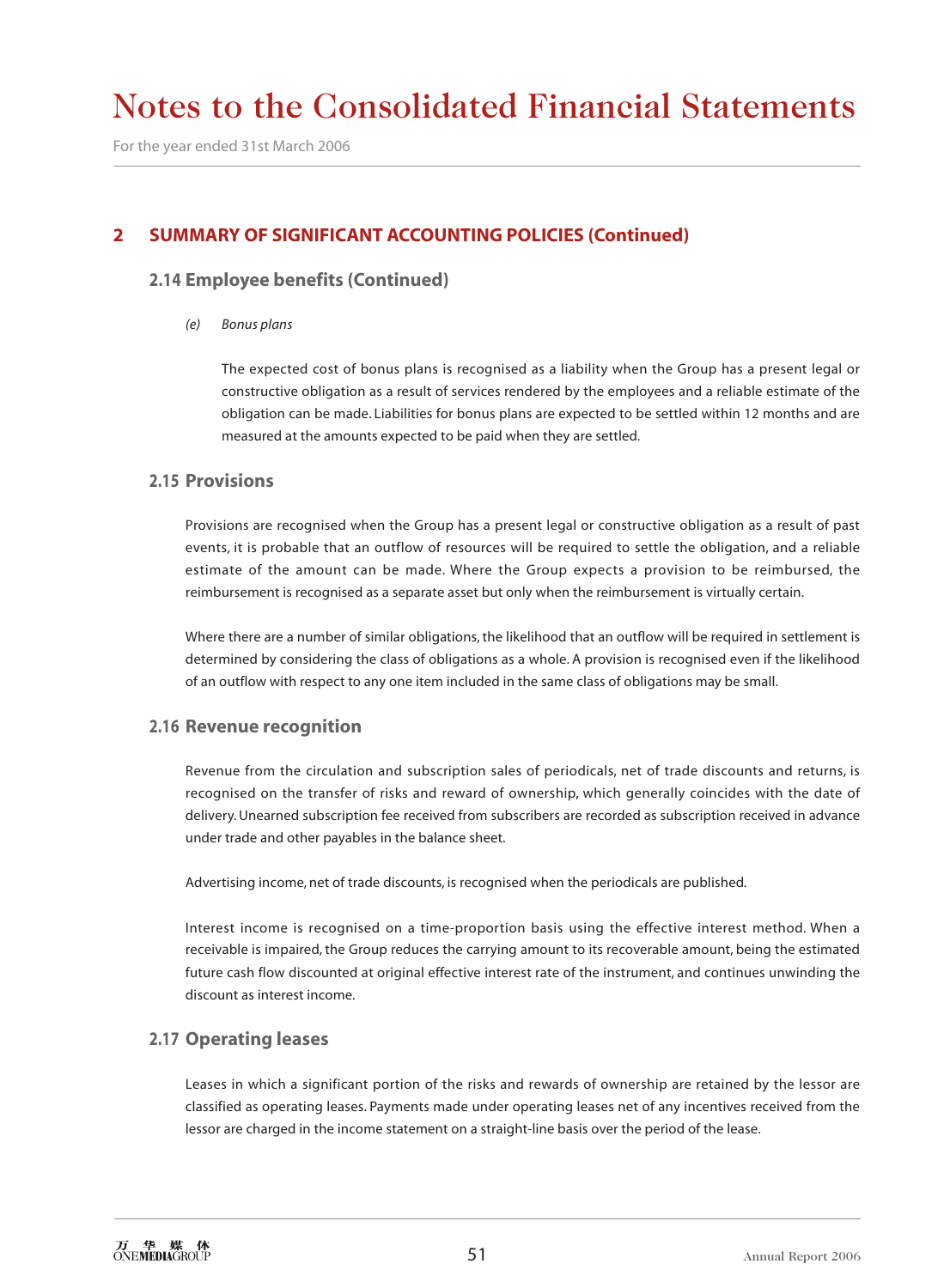# Notes to the Consolidated Financial Statements

For the year ended 31st March 2006

## 2 SUMMARY OF SIGNIFICANT ACCOUNTING POLICIES (Continued)

### 2.14 Employee benefits (Continued)

*(e) Bonus plans*

The expected cost of bonus plans is recognised as a liability when the Group has a present legal or constructive obligation as a result of services rendered by the employees and a reliable estimate of the obligation can be made. Liabilities for bonus plans are expected to be settled within 12 months and are measured at the amounts expected to be paid when they are settled.

### 2.15 Provisions

Provisions are recognised when the Group has a present legal or constructive obligation as a result of past events, it is probable that an outflow of resources will be required to settle the obligation, and a reliable estimate of the amount can be made. Where the Group expects a provision to be reimbursed, the reimbursement is recognised as a separate asset but only when the reimbursement is virtually certain.

Where there are a number of similar obligations, the likelihood that an outflow will be required in settlement is determined by considering the class of obligations as a whole. A provision is recognised even if the likelihood of an outflow with respect to any one item included in the same class of obligations may be small.

### 2.16 Revenue recognition

Revenue from the circulation and subscription sales of periodicals, net of trade discounts and returns, is recognised on the transfer of risks and reward of ownership, which generally coincides with the date of delivery. Unearned subscription fee received from subscribers are recorded as subscription received in advance under trade and other payables in the balance sheet.

Advertising income, net of trade discounts, is recognised when the periodicals are published.

Interest income is recognised on a time-proportion basis using the effective interest method. When a receivable is impaired, the Group reduces the carrying amount to its recoverable amount, being the estimated future cash flow discounted at original effective interest rate of the instrument, and continues unwinding the discount as interest income.

### 2.17 Operating leases

Leases in which a significant portion of the risks and rewards of ownership are retained by the lessor are classified as operating leases. Payments made under operating leases net of any incentives received from the lessor are charged in the income statement on a straight-line basis over the period of the lease.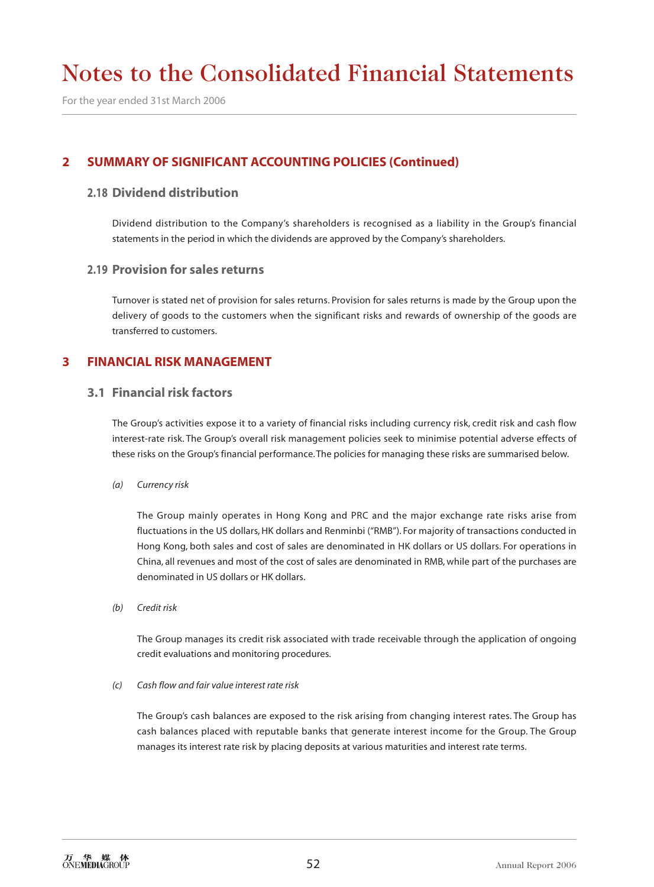# Notes to the Consolidated Financial Statements

For the year ended 31st March 2006

## 2 SUMMARY OF SIGNIFICANT ACCOUNTING POLICIES (Continued)

### 2.18 Dividend distribution

Dividend distribution to the Company's shareholders is recognised as a liability in the Group's financial statements in the period in which the dividends are approved by the Company's shareholders.

### 2.19 Provision for sales returns

Turnover is stated net of provision for sales returns. Provision for sales returns is made by the Group upon the delivery of goods to the customers when the significant risks and rewards of ownership of the goods are transferred to customers.

## 3 FINANCIAL RISK MANAGEMENT

### 3.1 Financial risk factors

The Group's activities expose it to a variety of financial risks including currency risk, credit risk and cash flow interest-rate risk. The Group's overall risk management policies seek to minimise potential adverse effects of these risks on the Group's financial performance. The policies for managing these risks are summarised below.

*(a) Currency risk*

The Group mainly operates in Hong Kong and PRC and the major exchange rate risks arise from fluctuations in the US dollars, HK dollars and Renminbi ("RMB"). For majority of transactions conducted in Hong Kong, both sales and cost of sales are denominated in HK dollars or US dollars. For operations in China, all revenues and most of the cost of sales are denominated in RMB, while part of the purchases are denominated in US dollars or HK dollars.

*(b) Credit risk*

The Group manages its credit risk associated with trade receivable through the application of ongoing credit evaluations and monitoring procedures.

*(c) Cash flow and fair value interest rate risk*

The Group's cash balances are exposed to the risk arising from changing interest rates. The Group has cash balances placed with reputable banks that generate interest income for the Group. The Group manages its interest rate risk by placing deposits at various maturities and interest rate terms.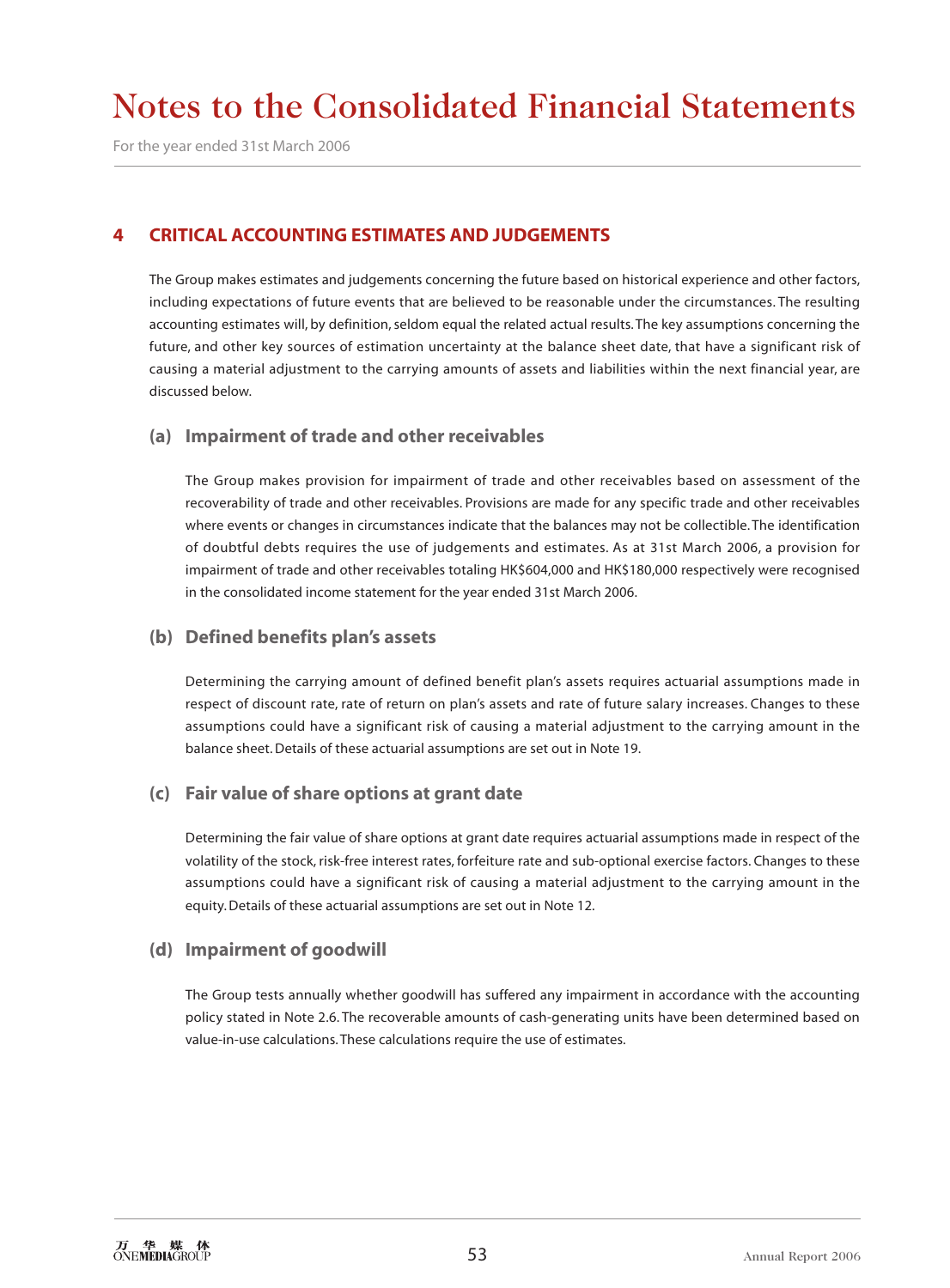# Notes to the Consolidated Financial Statements

For the year ended 31st March 2006

## 4 CRITICAL ACCOUNTING ESTIMATES AND JUDGEMENTS

The Group makes estimates and judgements concerning the future based on historical experience and other factors, including expectations of future events that are believed to be reasonable under the circumstances. The resulting accounting estimates will, by definition, seldom equal the related actual results. The key assumptions concerning the future, and other key sources of estimation uncertainty at the balance sheet date, that have a significant risk of causing a material adjustment to the carrying amounts of assets and liabilities within the next financial year, are discussed below.

### (a) Impairment of trade and other receivables

The Group makes provision for impairment of trade and other receivables based on assessment of the recoverability of trade and other receivables. Provisions are made for any specific trade and other receivables where events or changes in circumstances indicate that the balances may not be collectible. The identification of doubtful debts requires the use of judgements and estimates. As at 31st March 2006, a provision for impairment of trade and other receivables totaling HK$604,000 and HK$180,000 respectively were recognised in the consolidated income statement for the year ended 31st March 2006.

### (b) Defined benefits plan's assets

Determining the carrying amount of defined benefit plan's assets requires actuarial assumptions made in respect of discount rate, rate of return on plan's assets and rate of future salary increases. Changes to these assumptions could have a significant risk of causing a material adjustment to the carrying amount in the balance sheet. Details of these actuarial assumptions are set out in Note 19.

### (c) Fair value of share options at grant date

Determining the fair value of share options at grant date requires actuarial assumptions made in respect of the volatility of the stock, risk-free interest rates, forfeiture rate and sub-optional exercise factors. Changes to these assumptions could have a significant risk of causing a material adjustment to the carrying amount in the equity. Details of these actuarial assumptions are set out in Note 12.

### (d) Impairment of goodwill

The Group tests annually whether goodwill has suffered any impairment in accordance with the accounting policy stated in Note 2.6. The recoverable amounts of cash-generating units have been determined based on value-in-use calculations. These calculations require the use of estimates.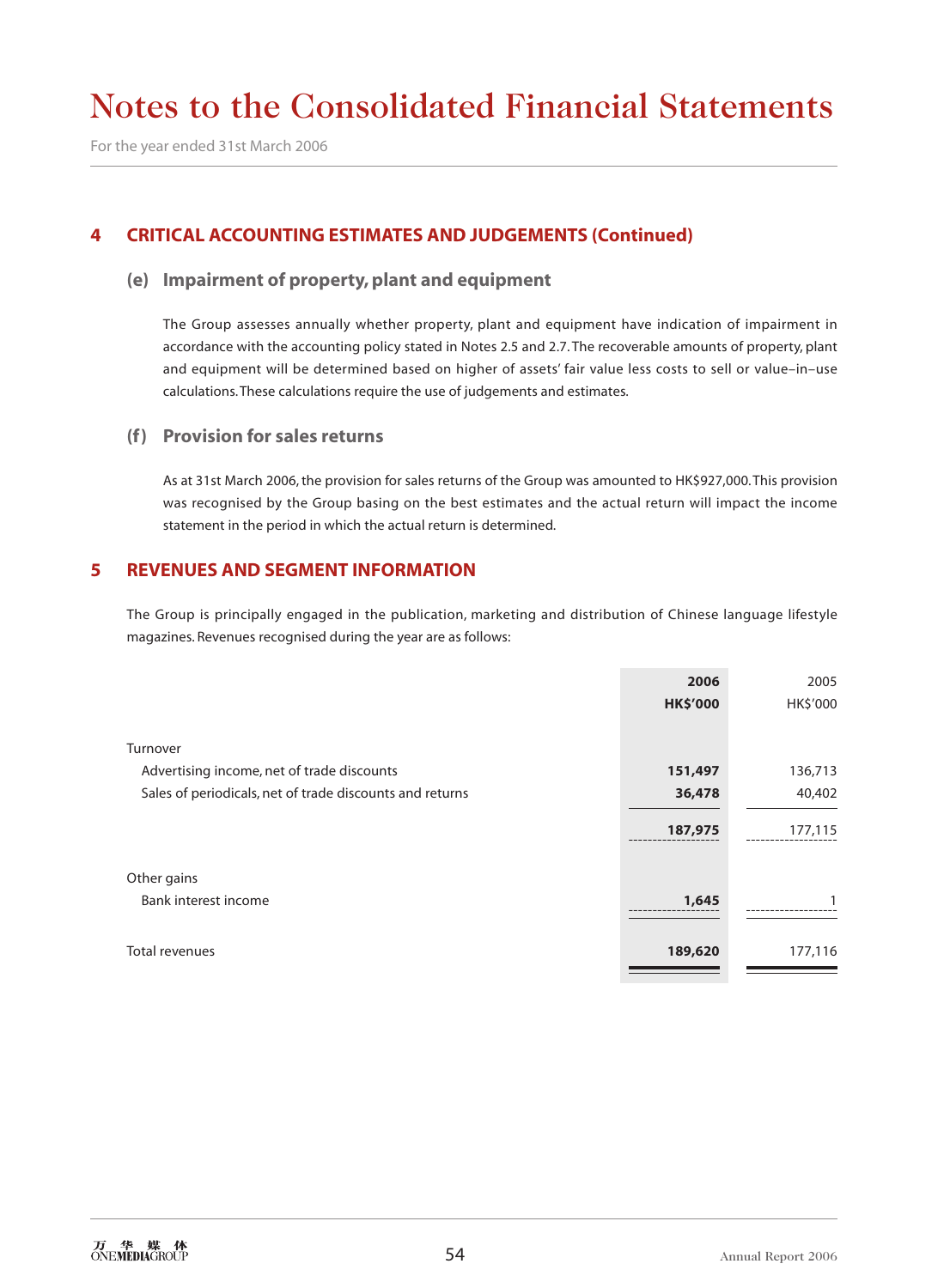# Notes to the Consolidated Financial Statements

For the year ended 31st March 2006

## 4 CRITICAL ACCOUNTING ESTIMATES AND JUDGEMENTS (Continued)

### (e) Impairment of property, plant and equipment

The Group assesses annually whether property, plant and equipment have indication of impairment in accordance with the accounting policy stated in Notes 2.5 and 2.7. The recoverable amounts of property, plant and equipment will be determined based on higher of assets' fair value less costs to sell or value–in–use calculations. These calculations require the use of judgements and estimates.

### (f) Provision for sales returns

As at 31st March 2006, the provision for sales returns of the Group was amounted to HK$927,000. This provision was recognised by the Group basing on the best estimates and the actual return will impact the income statement in the period in which the actual return is determined.

## 5 REVENUES AND SEGMENT INFORMATION

The Group is principally engaged in the publication, marketing and distribution of Chinese language lifestyle magazines. Revenues recognised during the year are as follows:

| | **2006** | 2005 |
|---|---|---|
| | **HK$'000** | HK$'000 |
| Turnover | | |
| Advertising income, net of trade discounts | **151,497** | 136,713 |
| Sales of periodicals, net of trade discounts and returns | **36,478** | 40,402 |
| | **187,975** | 177,115 |
| Other gains | | |
| Bank interest income | **1,645** | 1 |
| Total revenues | **189,620** | 177,116 |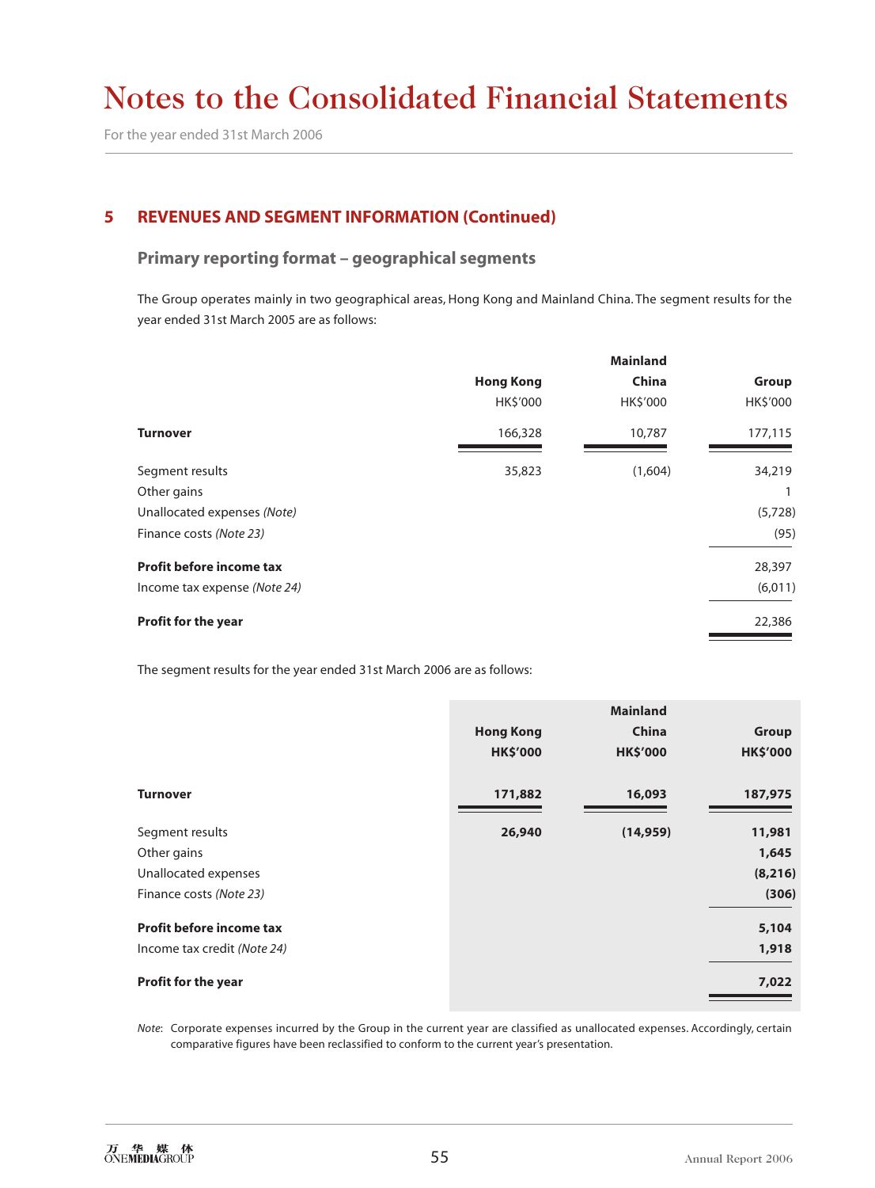# Notes to the Consolidated Financial Statements

For the year ended 31st March 2006

## 5 REVENUES AND SEGMENT INFORMATION (Continued)

### Primary reporting format – geographical segments

The Group operates mainly in two geographical areas, Hong Kong and Mainland China. The segment results for the year ended 31st March 2005 are as follows:

| | Hong Kong HK$'000 | Mainland China HK$'000 | Group HK$'000 |
|---|---|---|---|
| **Turnover** | 166,328 | 10,787 | 177,115 |
| Segment results | 35,823 | (1,604) | 34,219 |
| Other gains | | | 1 |
| Unallocated expenses *(Note)* | | | (5,728) |
| Finance costs *(Note 23)* | | | (95) |
| **Profit before income tax** | | | 28,397 |
| Income tax expense *(Note 24)* | | | (6,011) |
| **Profit for the year** | | | 22,386 |

The segment results for the year ended 31st March 2006 are as follows:

| | **Hong Kong HK$'000** | **Mainland China HK$'000** | **Group HK$'000** |
|---|---|---|---|
| **Turnover** | **171,882** | **16,093** | **187,975** |
| Segment results | **26,940** | **(14,959)** | **11,981** |
| Other gains | | | **1,645** |
| Unallocated expenses | | | **(8,216)** |
| Finance costs *(Note 23)* | | | **(306)** |
| **Profit before income tax** | | | **5,104** |
| Income tax credit *(Note 24)* | | | **1,918** |
| **Profit for the year** | | | **7,022** |

*Note*: Corporate expenses incurred by the Group in the current year are classified as unallocated expenses. Accordingly, certain comparative figures have been reclassified to conform to the current year's presentation.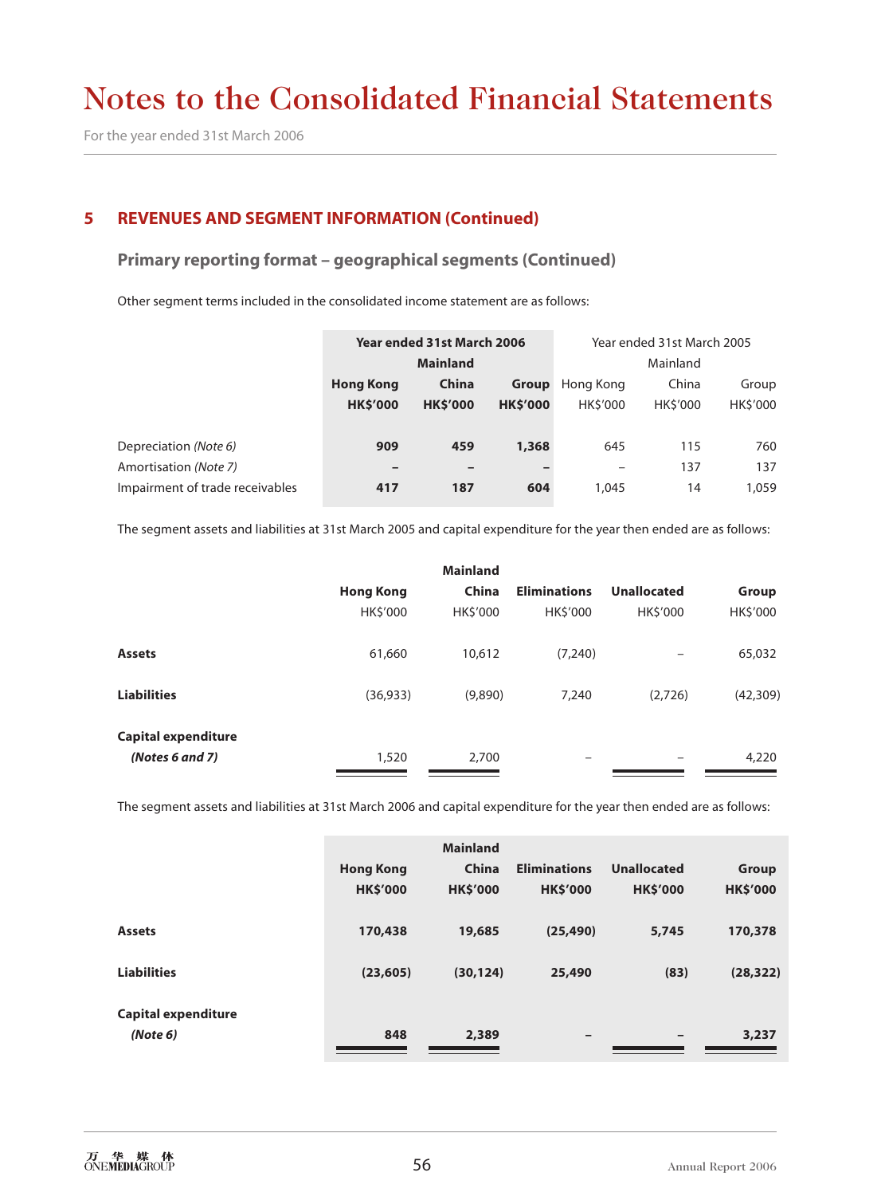# Notes to the Consolidated Financial Statements

For the year ended 31st March 2006

## 5 REVENUES AND SEGMENT INFORMATION (Continued)

### Primary reporting format – geographical segments (Continued)

Other segment terms included in the consolidated income statement are as follows:

| | **Year ended 31st March 2006** | | | Year ended 31st March 2005 | | |
|---|---|---|---|---|---|---|
| | **Hong Kong** | **Mainland China** | **Group** | Hong Kong | Mainland China | Group |
| | **HK$'000** | **HK$'000** | **HK$'000** | HK$'000 | HK$'000 | HK$'000 |
| Depreciation *(Note 6)* | **909** | **459** | **1,368** | 645 | 115 | 760 |
| Amortisation *(Note 7)* | **–** | **–** | **–** | – | 137 | 137 |
| Impairment of trade receivables | **417** | **187** | **604** | 1,045 | 14 | 1,059 |

The segment assets and liabilities at 31st March 2005 and capital expenditure for the year then ended are as follows:

| | **Hong Kong** | **Mainland China** | **Eliminations** | **Unallocated** | **Group** |
|---|---|---|---|---|---|
| | HK$'000 | HK$'000 | HK$'000 | HK$'000 | HK$'000 |
| **Assets** | 61,660 | 10,612 | (7,240) | – | 65,032 |
| **Liabilities** | (36,933) | (9,890) | 7,240 | (2,726) | (42,309) |
| **Capital expenditure** ***(Notes 6 and 7)*** | 1,520 | 2,700 | – | – | 4,220 |

The segment assets and liabilities at 31st March 2006 and capital expenditure for the year then ended are as follows:

| | **Hong Kong** | **Mainland China** | **Eliminations** | **Unallocated** | **Group** |
|---|---|---|---|---|---|
| | **HK$'000** | **HK$'000** | **HK$'000** | **HK$'000** | **HK$'000** |
| **Assets** | **170,438** | **19,685** | **(25,490)** | **5,745** | **170,378** |
| **Liabilities** | **(23,605)** | **(30,124)** | **25,490** | **(83)** | **(28,322)** |
| **Capital expenditure** ***(Note 6)*** | **848** | **2,389** | **–** | **–** | **3,237** |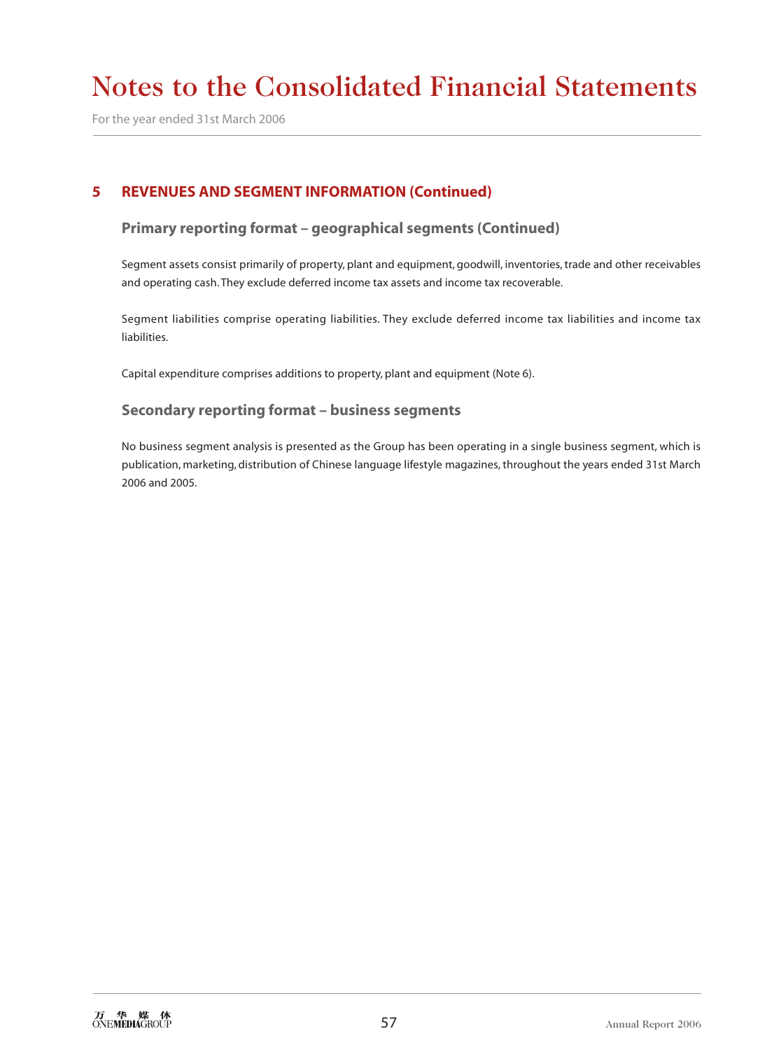## 5 REVENUES AND SEGMENT INFORMATION (Continued)

### Primary reporting format – geographical segments (Continued)

Segment assets consist primarily of property, plant and equipment, goodwill, inventories, trade and other receivables and operating cash. They exclude deferred income tax assets and income tax recoverable.

Segment liabilities comprise operating liabilities. They exclude deferred income tax liabilities and income tax liabilities.

Capital expenditure comprises additions to property, plant and equipment (Note 6).

### Secondary reporting format – business segments

No business segment analysis is presented as the Group has been operating in a single business segment, which is publication, marketing, distribution of Chinese language lifestyle magazines, throughout the years ended 31st March 2006 and 2005.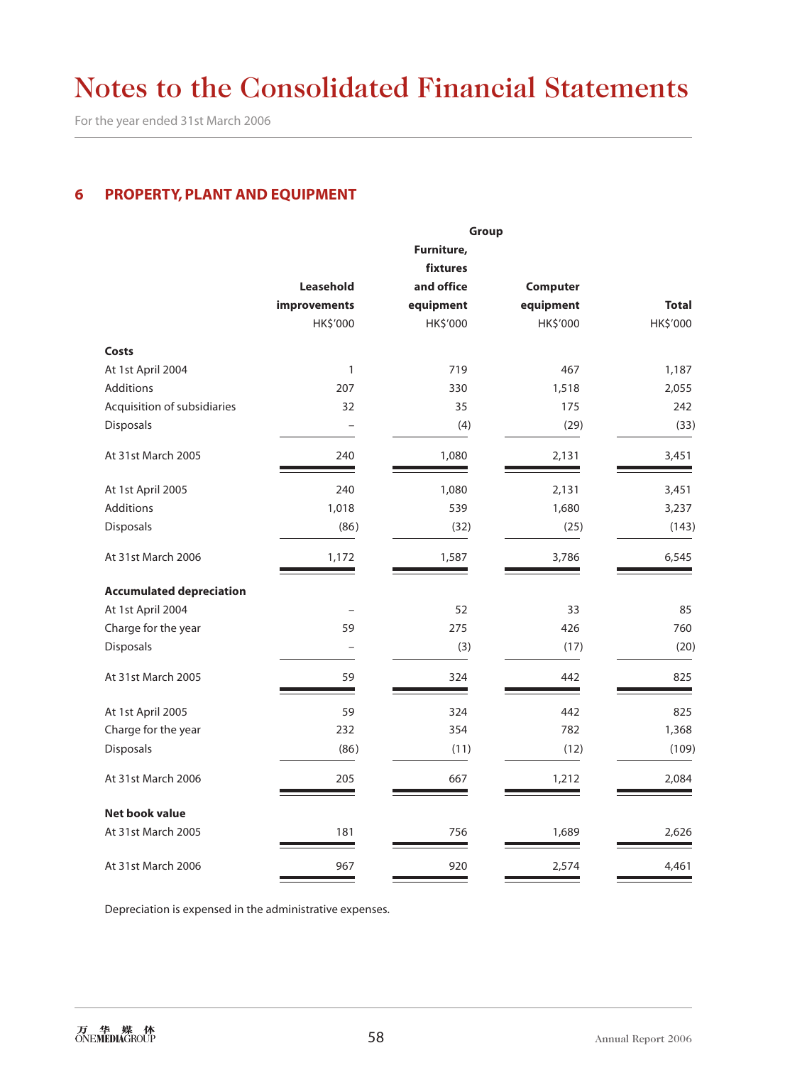# Notes to the Consolidated Financial Statements

For the year ended 31st March 2006

## 6 PROPERTY, PLANT AND EQUIPMENT

| | Group | | | |
|---|---|---|---|---|
| | Leasehold improvements | Furniture, fixtures and office equipment | Computer equipment | Total |
| | HK$'000 | HK$'000 | HK$'000 | HK$'000 |
| **Costs** | | | | |
| At 1st April 2004 | 1 | 719 | 467 | 1,187 |
| Additions | 207 | 330 | 1,518 | 2,055 |
| Acquisition of subsidiaries | 32 | 35 | 175 | 242 |
| Disposals | – | (4) | (29) | (33) |
| At 31st March 2005 | 240 | 1,080 | 2,131 | 3,451 |
| At 1st April 2005 | 240 | 1,080 | 2,131 | 3,451 |
| Additions | 1,018 | 539 | 1,680 | 3,237 |
| Disposals | (86) | (32) | (25) | (143) |
| At 31st March 2006 | 1,172 | 1,587 | 3,786 | 6,545 |
| **Accumulated depreciation** | | | | |
| At 1st April 2004 | – | 52 | 33 | 85 |
| Charge for the year | 59 | 275 | 426 | 760 |
| Disposals | – | (3) | (17) | (20) |
| At 31st March 2005 | 59 | 324 | 442 | 825 |
| At 1st April 2005 | 59 | 324 | 442 | 825 |
| Charge for the year | 232 | 354 | 782 | 1,368 |
| Disposals | (86) | (11) | (12) | (109) |
| At 31st March 2006 | 205 | 667 | 1,212 | 2,084 |
| **Net book value** | | | | |
| At 31st March 2005 | 181 | 756 | 1,689 | 2,626 |
| At 31st March 2006 | 967 | 920 | 2,574 | 4,461 |

Depreciation is expensed in the administrative expenses.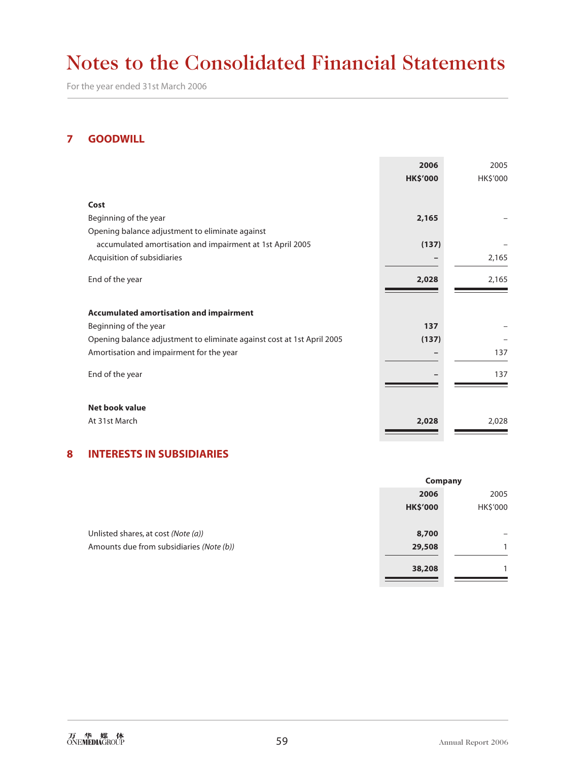# Notes to the Consolidated Financial Statements

For the year ended 31st March 2006

## 7 GOODWILL

| | 2006<br>HK$'000 | 2005<br>HK$'000 |
|---|---|---|
| **Cost** | | |
| Beginning of the year | **2,165** | – |
| Opening balance adjustment to eliminate against accumulated amortisation and impairment at 1st April 2005 | **(137)** | – |
| Acquisition of subsidiaries | **–** | 2,165 |
| End of the year | **2,028** | 2,165 |
| **Accumulated amortisation and impairment** | | |
| Beginning of the year | **137** | – |
| Opening balance adjustment to eliminate against cost at 1st April 2005 | **(137)** | – |
| Amortisation and impairment for the year | **–** | 137 |
| End of the year | **–** | 137 |
| **Net book value** | | |
| At 31st March | **2,028** | 2,028 |

## 8 INTERESTS IN SUBSIDIARIES

| | Company | |
|---|---|---|
| | 2006<br>HK$'000 | 2005<br>HK$'000 |
| Unlisted shares, at cost *(Note (a))* | **8,700** | – |
| Amounts due from subsidiaries *(Note (b))* | **29,508** | 1 |
| | **38,208** | 1 |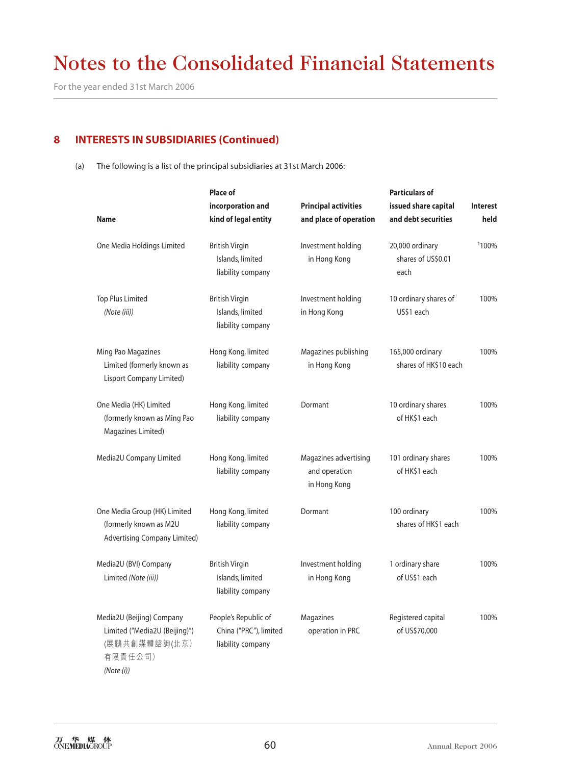# Notes to the Consolidated Financial Statements

For the year ended 31st March 2006

## 8 INTERESTS IN SUBSIDIARIES (Continued)

(a) The following is a list of the principal subsidiaries at 31st March 2006:

| Name | Place of incorporation and kind of legal entity | Principal activities and place of operation | Particulars of issued share capital and debt securities | Interest held |
|---|---|---|---|---|
| One Media Holdings Limited | British Virgin Islands, limited liability company | Investment holding in Hong Kong | 20,000 ordinary shares of US$0.01 each | [1]100% |
| Top Plus Limited *(Note (iii))* | British Virgin Islands, limited liability company | Investment holding in Hong Kong | 10 ordinary shares of US$1 each | 100% |
| Ming Pao Magazines Limited (formerly known as Lisport Company Limited) | Hong Kong, limited liability company | Magazines publishing in Hong Kong | 165,000 ordinary shares of HK$10 each | 100% |
| One Media (HK) Limited (formerly known as Ming Pao Magazines Limited) | Hong Kong, limited liability company | Dormant | 10 ordinary shares of HK$1 each | 100% |
| Media2U Company Limited | Hong Kong, limited liability company | Magazines advertising and operation in Hong Kong | 101 ordinary shares of HK$1 each | 100% |
| One Media Group (HK) Limited (formerly known as M2U Advertising Company Limited) | Hong Kong, limited liability company | Dormant | 100 ordinary shares of HK$1 each | 100% |
| Media2U (BVI) Company Limited *(Note (iii))* | British Virgin Islands, limited liability company | Investment holding in Hong Kong | 1 ordinary share of US$1 each | 100% |
| Media2U (Beijing) Company Limited ("Media2U (Beijing)") (展鵬共創媒體諮詢(北京)有限責任公司) *(Note (i))* | People's Republic of China ("PRC"), limited liability company | Magazines operation in PRC | Registered capital of US$70,000 | 100% |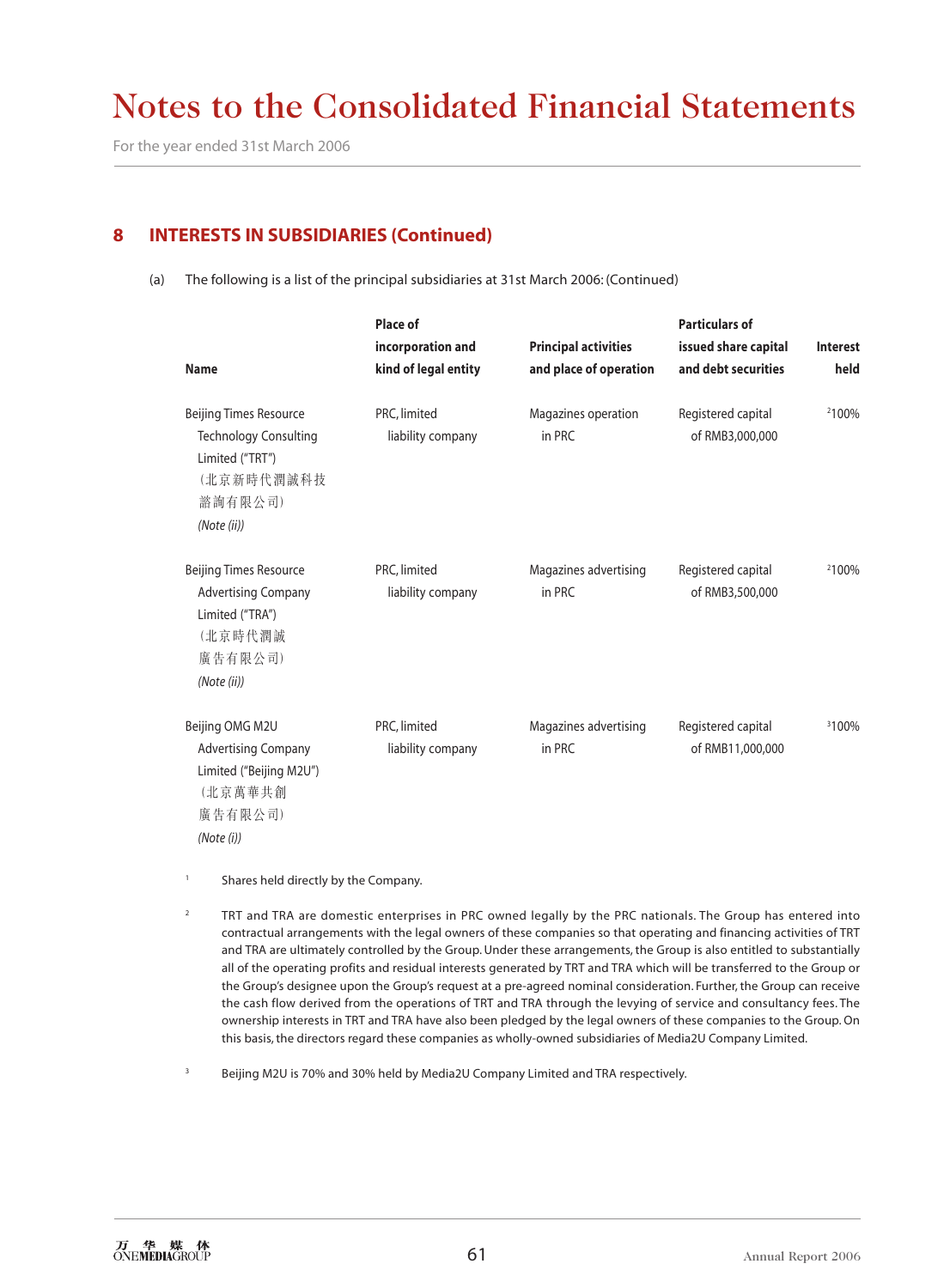# Notes to the Consolidated Financial Statements

For the year ended 31st March 2006

## 8 INTERESTS IN SUBSIDIARIES (Continued)

(a) The following is a list of the principal subsidiaries at 31st March 2006: (Continued)

| Name | Place of incorporation and kind of legal entity | Principal activities and place of operation | Particulars of issued share capital and debt securities | Interest held |
|---|---|---|---|---|
| Beijing Times Resource Technology Consulting Limited ("TRT") (北京新時代潤誠科技諮詢有限公司) *(Note (ii))* | PRC, limited liability company | Magazines operation in PRC | Registered capital of RMB3,000,000 | [2]100% |
| Beijing Times Resource Advertising Company Limited ("TRA") (北京時代潤誠廣告有限公司) *(Note (ii))* | PRC, limited liability company | Magazines advertising in PRC | Registered capital of RMB3,500,000 | [2]100% |
| Beijing OMG M2U Advertising Company Limited ("Beijing M2U") (北京萬華共創廣告有限公司) *(Note (i))* | PRC, limited liability company | Magazines advertising in PRC | Registered capital of RMB11,000,000 | [3]100% |

[1] Shares held directly by the Company.

[2] TRT and TRA are domestic enterprises in PRC owned legally by the PRC nationals. The Group has entered into contractual arrangements with the legal owners of these companies so that operating and financing activities of TRT and TRA are ultimately controlled by the Group. Under these arrangements, the Group is also entitled to substantially all of the operating profits and residual interests generated by TRT and TRA which will be transferred to the Group or the Group's designee upon the Group's request at a pre-agreed nominal consideration. Further, the Group can receive the cash flow derived from the operations of TRT and TRA through the levying of service and consultancy fees. The ownership interests in TRT and TRA have also been pledged by the legal owners of these companies to the Group. On this basis, the directors regard these companies as wholly-owned subsidiaries of Media2U Company Limited.

[3] Beijing M2U is 70% and 30% held by Media2U Company Limited and TRA respectively.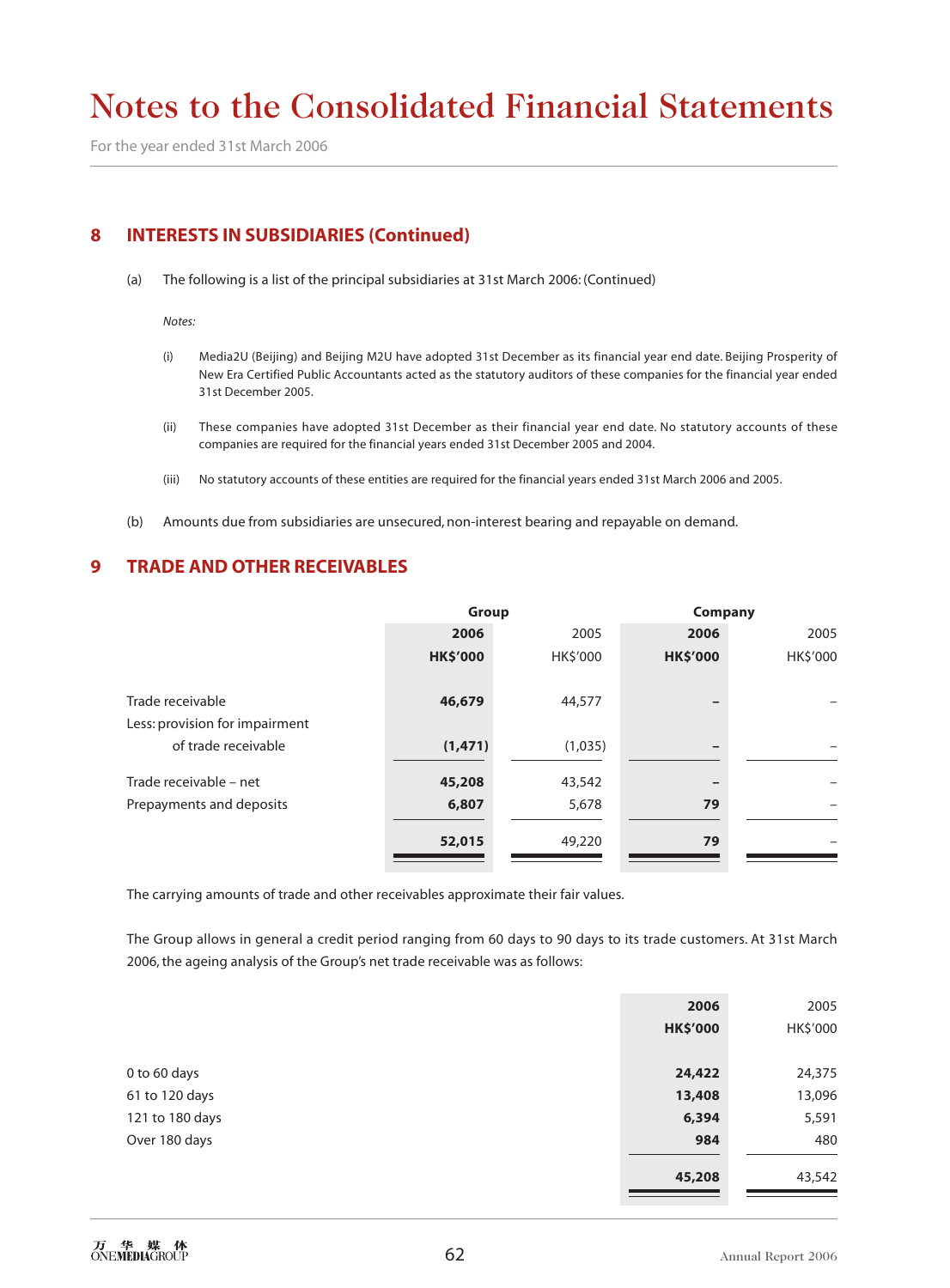# Notes to the Consolidated Financial Statements

For the year ended 31st March 2006

## 8 INTERESTS IN SUBSIDIARIES (Continued)

(a) The following is a list of the principal subsidiaries at 31st March 2006: (Continued)

*Notes:*

(i) Media2U (Beijing) and Beijing M2U have adopted 31st December as its financial year end date. Beijing Prosperity of New Era Certified Public Accountants acted as the statutory auditors of these companies for the financial year ended 31st December 2005.

(ii) These companies have adopted 31st December as their financial year end date. No statutory accounts of these companies are required for the financial years ended 31st December 2005 and 2004.

(iii) No statutory accounts of these entities are required for the financial years ended 31st March 2006 and 2005.

(b) Amounts due from subsidiaries are unsecured, non-interest bearing and repayable on demand.

## 9 TRADE AND OTHER RECEIVABLES

| | Group | | Company | |
|---|---|---|---|---|
| | **2006** | 2005 | **2006** | 2005 |
| | **HK$'000** | HK$'000 | **HK$'000** | HK$'000 |
| Trade receivable | **46,679** | 44,577 | **–** | – |
| Less: provision for impairment of trade receivable | **(1,471)** | (1,035) | **–** | – |
| Trade receivable – net | **45,208** | 43,542 | **–** | – |
| Prepayments and deposits | **6,807** | 5,678 | **79** | – |
| | **52,015** | 49,220 | **79** | – |

The carrying amounts of trade and other receivables approximate their fair values.

The Group allows in general a credit period ranging from 60 days to 90 days to its trade customers. At 31st March 2006, the ageing analysis of the Group's net trade receivable was as follows:

| | **2006** | 2005 |
|---|---|---|
| | **HK$'000** | HK$'000 |
| 0 to 60 days | **24,422** | 24,375 |
| 61 to 120 days | **13,408** | 13,096 |
| 121 to 180 days | **6,394** | 5,591 |
| Over 180 days | **984** | 480 |
| | **45,208** | 43,542 |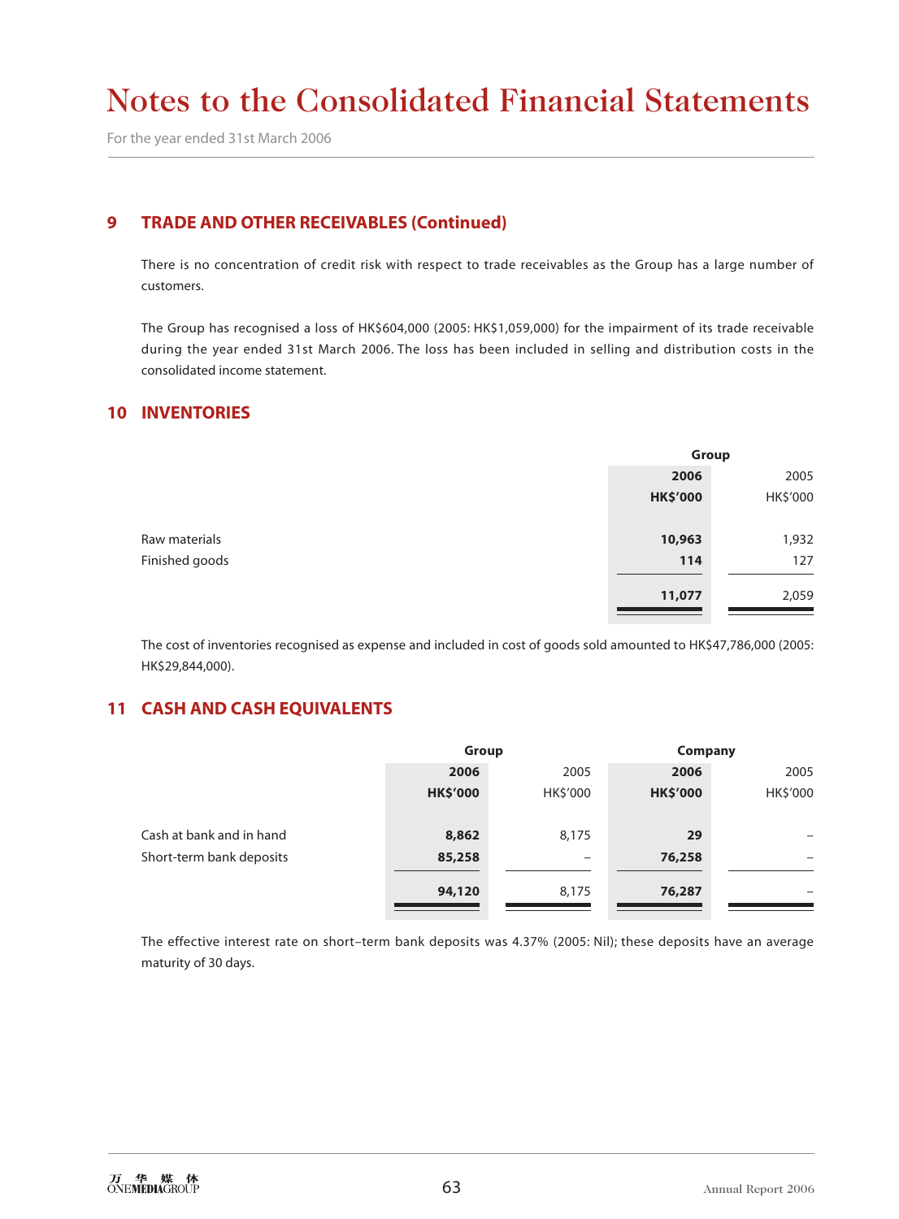# Notes to the Consolidated Financial Statements

For the year ended 31st March 2006

## 9 TRADE AND OTHER RECEIVABLES (Continued)

There is no concentration of credit risk with respect to trade receivables as the Group has a large number of customers.

The Group has recognised a loss of HK$604,000 (2005: HK$1,059,000) for the impairment of its trade receivable during the year ended 31st March 2006. The loss has been included in selling and distribution costs in the consolidated income statement.

## 10 INVENTORIES

| | Group | |
|---|---|---|
| | **2006** | 2005 |
| | **HK$'000** | HK$'000 |
| Raw materials | **10,963** | 1,932 |
| Finished goods | **114** | 127 |
| | **11,077** | 2,059 |

The cost of inventories recognised as expense and included in cost of goods sold amounted to HK$47,786,000 (2005: HK$29,844,000).

## 11 CASH AND CASH EQUIVALENTS

| | Group | | Company | |
|---|---|---|---|---|
| | **2006** | 2005 | **2006** | 2005 |
| | **HK$'000** | HK$'000 | **HK$'000** | HK$'000 |
| Cash at bank and in hand | **8,862** | 8,175 | **29** | – |
| Short-term bank deposits | **85,258** | – | **76,258** | – |
| | **94,120** | 8,175 | **76,287** | – |

The effective interest rate on short–term bank deposits was 4.37% (2005: Nil); these deposits have an average maturity of 30 days.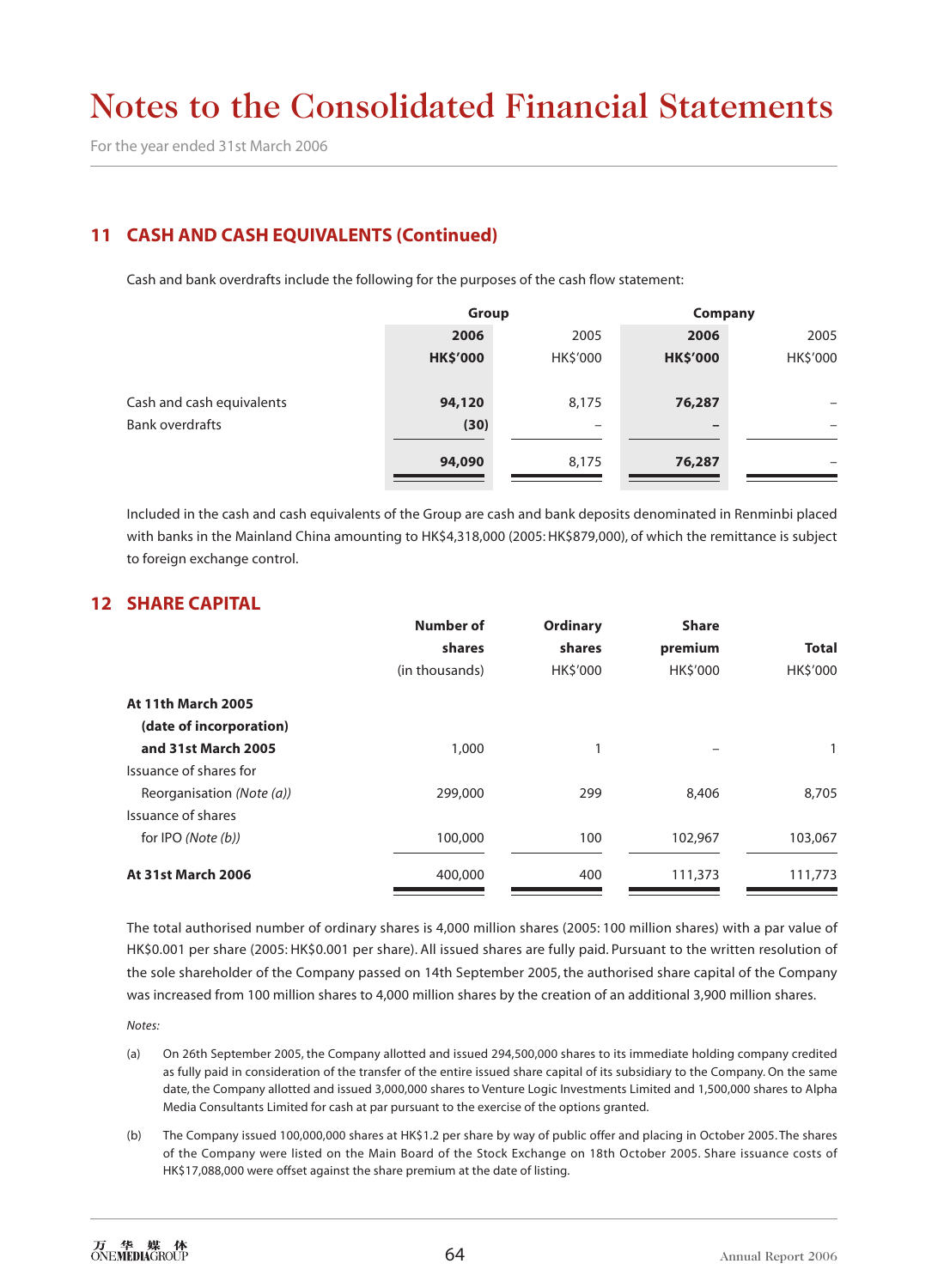# Notes to the Consolidated Financial Statements

For the year ended 31st March 2006

## 11 CASH AND CASH EQUIVALENTS (Continued)

Cash and bank overdrafts include the following for the purposes of the cash flow statement:

| | Group | | Company | |
|---|---|---|---|---|
| | **2006** | 2005 | **2006** | 2005 |
| | **HK$'000** | HK$'000 | **HK$'000** | HK$'000 |
| Cash and cash equivalents | **94,120** | 8,175 | **76,287** | – |
| Bank overdrafts | **(30)** | – | **–** | – |
| | **94,090** | 8,175 | **76,287** | – |

Included in the cash and cash equivalents of the Group are cash and bank deposits denominated in Renminbi placed with banks in the Mainland China amounting to HK$4,318,000 (2005: HK$879,000), of which the remittance is subject to foreign exchange control.

## 12 SHARE CAPITAL

| | **Number of shares** (in thousands) | **Ordinary shares** HK$'000 | **Share premium** HK$'000 | **Total** HK$'000 |
|---|---|---|---|---|
| **At 11th March 2005 (date of incorporation) and 31st March 2005** | 1,000 | 1 | – | 1 |
| Issuance of shares for Reorganisation *(Note (a))* | 299,000 | 299 | 8,406 | 8,705 |
| Issuance of shares for IPO *(Note (b))* | 100,000 | 100 | 102,967 | 103,067 |
| **At 31st March 2006** | 400,000 | 400 | 111,373 | 111,773 |

The total authorised number of ordinary shares is 4,000 million shares (2005: 100 million shares) with a par value of HK$0.001 per share (2005: HK$0.001 per share). All issued shares are fully paid. Pursuant to the written resolution of the sole shareholder of the Company passed on 14th September 2005, the authorised share capital of the Company was increased from 100 million shares to 4,000 million shares by the creation of an additional 3,900 million shares.

*Notes:*

(a) On 26th September 2005, the Company allotted and issued 294,500,000 shares to its immediate holding company credited as fully paid in consideration of the transfer of the entire issued share capital of its subsidiary to the Company. On the same date, the Company allotted and issued 3,000,000 shares to Venture Logic Investments Limited and 1,500,000 shares to Alpha Media Consultants Limited for cash at par pursuant to the exercise of the options granted.

(b) The Company issued 100,000,000 shares at HK$1.2 per share by way of public offer and placing in October 2005. The shares of the Company were listed on the Main Board of the Stock Exchange on 18th October 2005. Share issuance costs of HK$17,088,000 were offset against the share premium at the date of listing.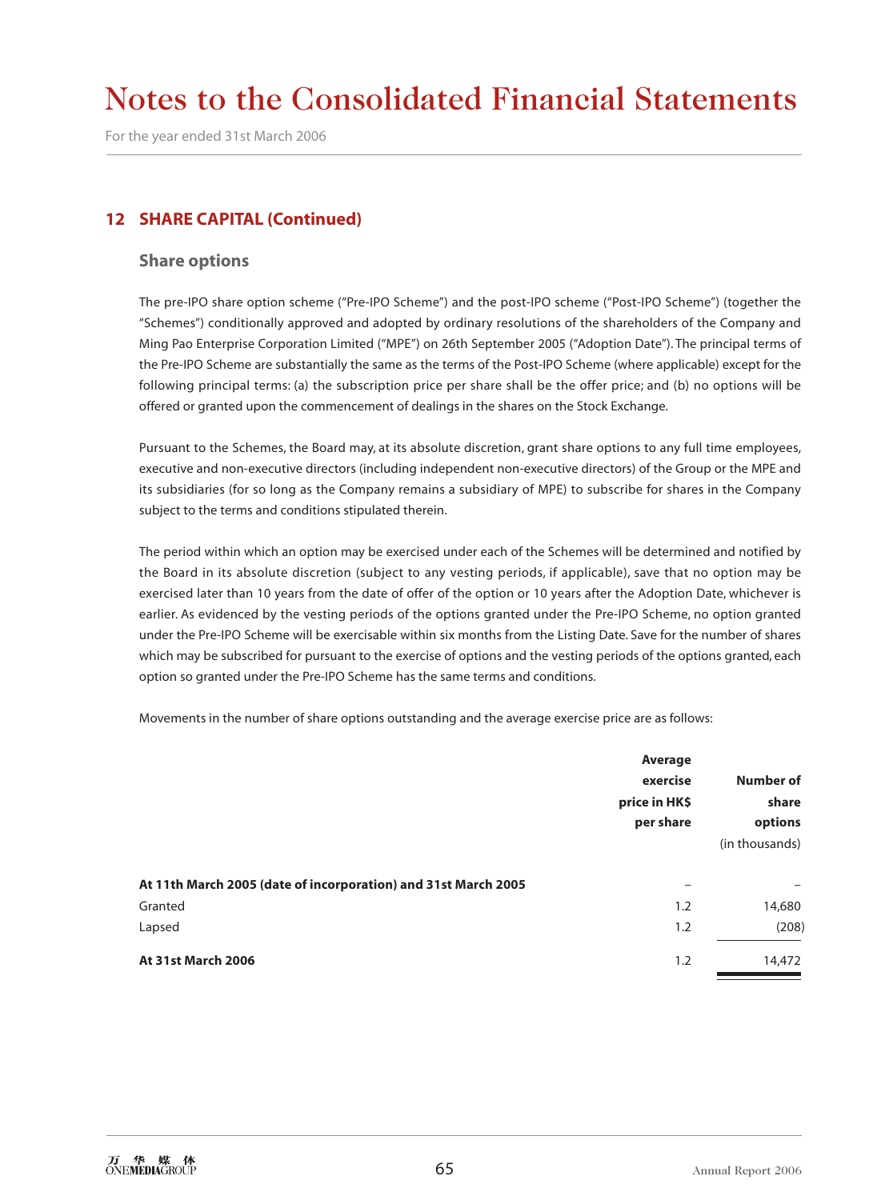# Notes to the Consolidated Financial Statements

For the year ended 31st March 2006

## 12 SHARE CAPITAL (Continued)

### Share options

The pre-IPO share option scheme ("Pre-IPO Scheme") and the post-IPO scheme ("Post-IPO Scheme") (together the "Schemes") conditionally approved and adopted by ordinary resolutions of the shareholders of the Company and Ming Pao Enterprise Corporation Limited ("MPE") on 26th September 2005 ("Adoption Date"). The principal terms of the Pre-IPO Scheme are substantially the same as the terms of the Post-IPO Scheme (where applicable) except for the following principal terms: (a) the subscription price per share shall be the offer price; and (b) no options will be offered or granted upon the commencement of dealings in the shares on the Stock Exchange.

Pursuant to the Schemes, the Board may, at its absolute discretion, grant share options to any full time employees, executive and non-executive directors (including independent non-executive directors) of the Group or the MPE and its subsidiaries (for so long as the Company remains a subsidiary of MPE) to subscribe for shares in the Company subject to the terms and conditions stipulated therein.

The period within which an option may be exercised under each of the Schemes will be determined and notified by the Board in its absolute discretion (subject to any vesting periods, if applicable), save that no option may be exercised later than 10 years from the date of offer of the option or 10 years after the Adoption Date, whichever is earlier. As evidenced by the vesting periods of the options granted under the Pre-IPO Scheme, no option granted under the Pre-IPO Scheme will be exercisable within six months from the Listing Date. Save for the number of shares which may be subscribed for pursuant to the exercise of options and the vesting periods of the options granted, each option so granted under the Pre-IPO Scheme has the same terms and conditions.

Movements in the number of share options outstanding and the average exercise price are as follows:

| | Average exercise price in HK$ per share | Number of share options (in thousands) |
|---|---|---|
| **At 11th March 2005 (date of incorporation) and 31st March 2005** | – | – |
| Granted | 1.2 | 14,680 |
| Lapsed | 1.2 | (208) |
| **At 31st March 2006** | 1.2 | 14,472 |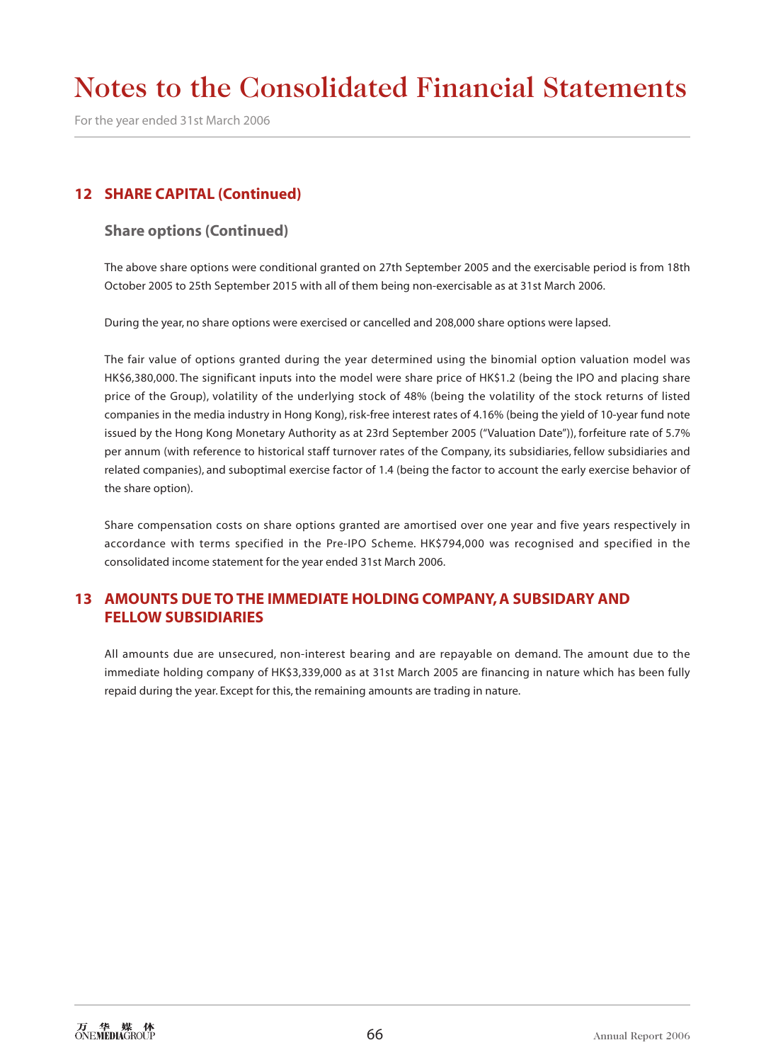# Notes to the Consolidated Financial Statements

For the year ended 31st March 2006

## 12 SHARE CAPITAL (Continued)

### Share options (Continued)

The above share options were conditional granted on 27th September 2005 and the exercisable period is from 18th October 2005 to 25th September 2015 with all of them being non-exercisable as at 31st March 2006.

During the year, no share options were exercised or cancelled and 208,000 share options were lapsed.

The fair value of options granted during the year determined using the binomial option valuation model was HK$6,380,000. The significant inputs into the model were share price of HK$1.2 (being the IPO and placing share price of the Group), volatility of the underlying stock of 48% (being the volatility of the stock returns of listed companies in the media industry in Hong Kong), risk-free interest rates of 4.16% (being the yield of 10-year fund note issued by the Hong Kong Monetary Authority as at 23rd September 2005 ("Valuation Date")), forfeiture rate of 5.7% per annum (with reference to historical staff turnover rates of the Company, its subsidiaries, fellow subsidiaries and related companies), and suboptimal exercise factor of 1.4 (being the factor to account the early exercise behavior of the share option).

Share compensation costs on share options granted are amortised over one year and five years respectively in accordance with terms specified in the Pre-IPO Scheme. HK$794,000 was recognised and specified in the consolidated income statement for the year ended 31st March 2006.

## 13 AMOUNTS DUE TO THE IMMEDIATE HOLDING COMPANY, A SUBSIDARY AND FELLOW SUBSIDIARIES

All amounts due are unsecured, non-interest bearing and are repayable on demand. The amount due to the immediate holding company of HK$3,339,000 as at 31st March 2005 are financing in nature which has been fully repaid during the year. Except for this, the remaining amounts are trading in nature.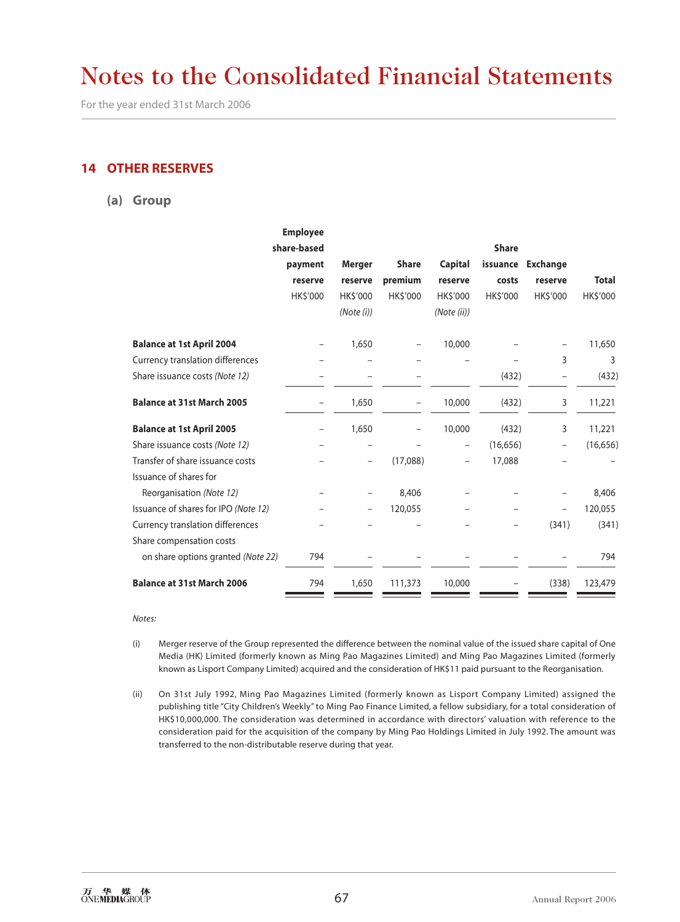# Notes to the Consolidated Financial Statements

For the year ended 31st March 2006

## 14 OTHER RESERVES

### (a) Group

| | Employee share-based payment reserve HK$'000 | Merger reserve HK$'000 *(Note (i))* | Share premium HK$'000 | Capital reserve HK$'000 *(Note (ii))* | Share issuance costs HK$'000 | Exchange reserve HK$'000 | Total HK$'000 |
|---|---|---|---|---|---|---|---|
| **Balance at 1st April 2004** | – | 1,650 | – | 10,000 | – | – | 11,650 |
| Currency translation differences | – | – | – | – | – | 3 | 3 |
| Share issuance costs *(Note 12)* | – | – | – | | (432) | – | (432) |
| **Balance at 31st March 2005** | – | 1,650 | – | 10,000 | (432) | 3 | 11,221 |
| **Balance at 1st April 2005** | – | 1,650 | – | 10,000 | (432) | 3 | 11,221 |
| Share issuance costs *(Note 12)* | – | – | – | – | (16,656) | – | (16,656) |
| Transfer of share issuance costs | – | – | (17,088) | – | 17,088 | – | – |
| Issuance of shares for Reorganisation *(Note 12)* | – | – | 8,406 | – | – | – | 8,406 |
| Issuance of shares for IPO *(Note 12)* | – | – | 120,055 | – | – | – | 120,055 |
| Currency translation differences | – | – | – | – | – | (341) | (341) |
| Share compensation costs on share options granted *(Note 22)* | 794 | – | – | – | – | – | 794 |
| **Balance at 31st March 2006** | 794 | 1,650 | 111,373 | 10,000 | – | (338) | 123,479 |

*Notes:*

(i) Merger reserve of the Group represented the difference between the nominal value of the issued share capital of One Media (HK) Limited (formerly known as Ming Pao Magazines Limited) and Ming Pao Magazines Limited (formerly known as Lisport Company Limited) acquired and the consideration of HK$11 paid pursuant to the Reorganisation.

(ii) On 31st July 1992, Ming Pao Magazines Limited (formerly known as Lisport Company Limited) assigned the publishing title "City Children's Weekly" to Ming Pao Finance Limited, a fellow subsidiary, for a total consideration of HK$10,000,000. The consideration was determined in accordance with directors' valuation with reference to the consideration paid for the acquisition of the company by Ming Pao Holdings Limited in July 1992. The amount was transferred to the non-distributable reserve during that year.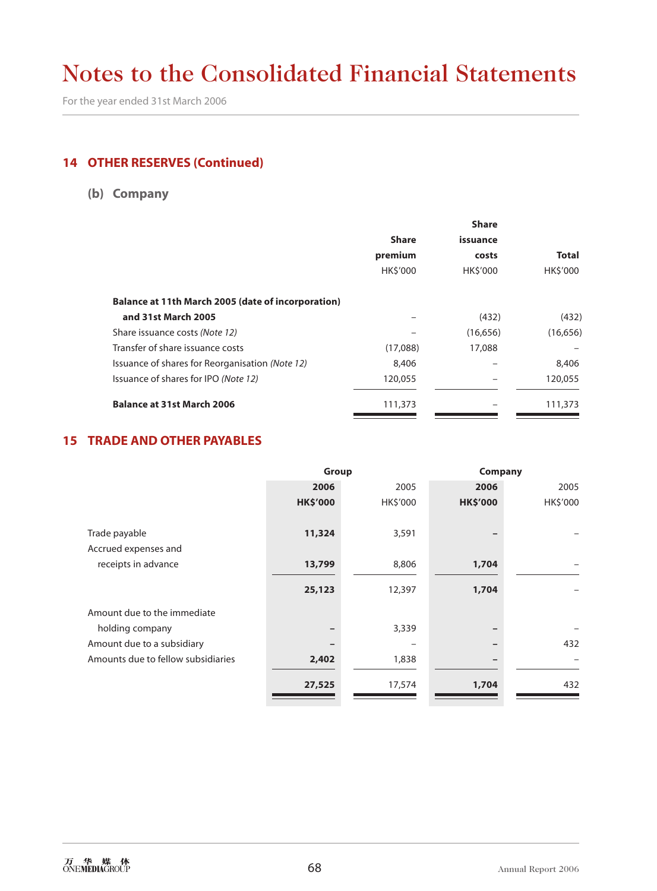# Notes to the Consolidated Financial Statements

For the year ended 31st March 2006

## 14 OTHER RESERVES (Continued)

### (b) Company

| | Share premium HK$'000 | Share issuance costs HK$'000 | Total HK$'000 |
|---|---|---|---|
| **Balance at 11th March 2005 (date of incorporation) and 31st March 2005** | – | (432) | (432) |
| Share issuance costs *(Note 12)* | – | (16,656) | (16,656) |
| Transfer of share issuance costs | (17,088) | 17,088 | – |
| Issuance of shares for Reorganisation *(Note 12)* | 8,406 | – | 8,406 |
| Issuance of shares for IPO *(Note 12)* | 120,055 | – | 120,055 |
| **Balance at 31st March 2006** | 111,373 | – | 111,373 |

## 15 TRADE AND OTHER PAYABLES

| | Group | | Company | |
|---|---|---|---|---|
| | **2006** | 2005 | **2006** | 2005 |
| | **HK$'000** | HK$'000 | **HK$'000** | HK$'000 |
| Trade payable | **11,324** | 3,591 | **–** | – |
| Accrued expenses and receipts in advance | **13,799** | 8,806 | **1,704** | – |
| | **25,123** | 12,397 | **1,704** | – |
| Amount due to the immediate holding company | **–** | 3,339 | **–** | – |
| Amount due to a subsidiary | **–** | – | **–** | 432 |
| Amounts due to fellow subsidiaries | **2,402** | 1,838 | **–** | – |
| | **27,525** | 17,574 | **1,704** | 432 |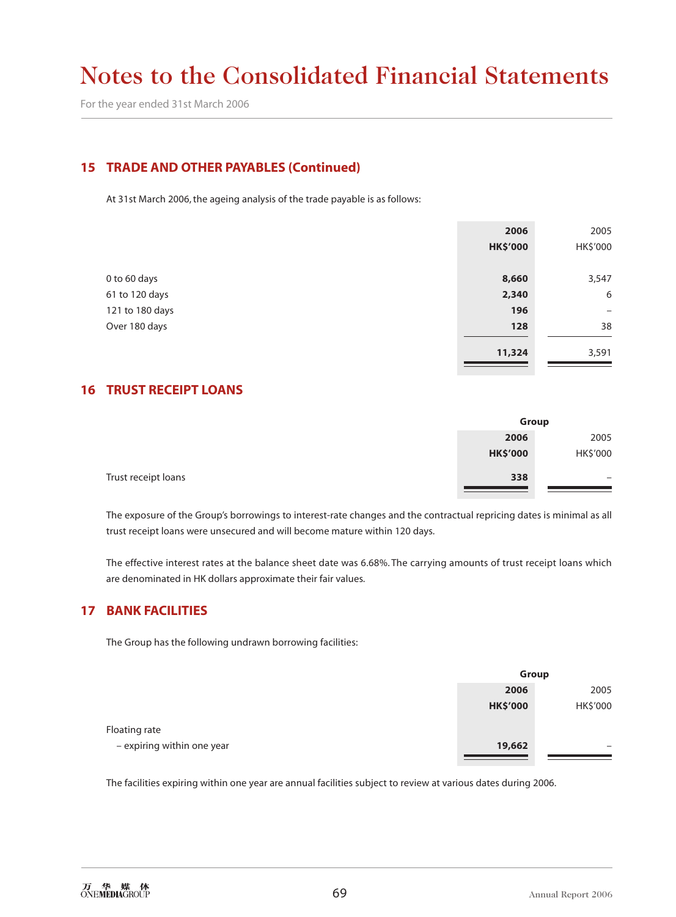# Notes to the Consolidated Financial Statements

For the year ended 31st March 2006

## 15 TRADE AND OTHER PAYABLES (Continued)

At 31st March 2006, the ageing analysis of the trade payable is as follows:

| | 2006 HK$'000 | 2005 HK$'000 |
|---|---|---|
| 0 to 60 days | **8,660** | 3,547 |
| 61 to 120 days | **2,340** | 6 |
| 121 to 180 days | **196** | – |
| Over 180 days | **128** | 38 |
| | **11,324** | 3,591 |

## 16 TRUST RECEIPT LOANS

| | Group | |
|---|---|---|
| | 2006 HK$'000 | 2005 HK$'000 |
| Trust receipt loans | **338** | – |

The exposure of the Group's borrowings to interest-rate changes and the contractual repricing dates is minimal as all trust receipt loans were unsecured and will become mature within 120 days.

The effective interest rates at the balance sheet date was 6.68%. The carrying amounts of trust receipt loans which are denominated in HK dollars approximate their fair values.

## 17 BANK FACILITIES

The Group has the following undrawn borrowing facilities:

| | Group | |
|---|---|---|
| | 2006 HK$'000 | 2005 HK$'000 |
| Floating rate | | |
| – expiring within one year | **19,662** | – |

The facilities expiring within one year are annual facilities subject to review at various dates during 2006.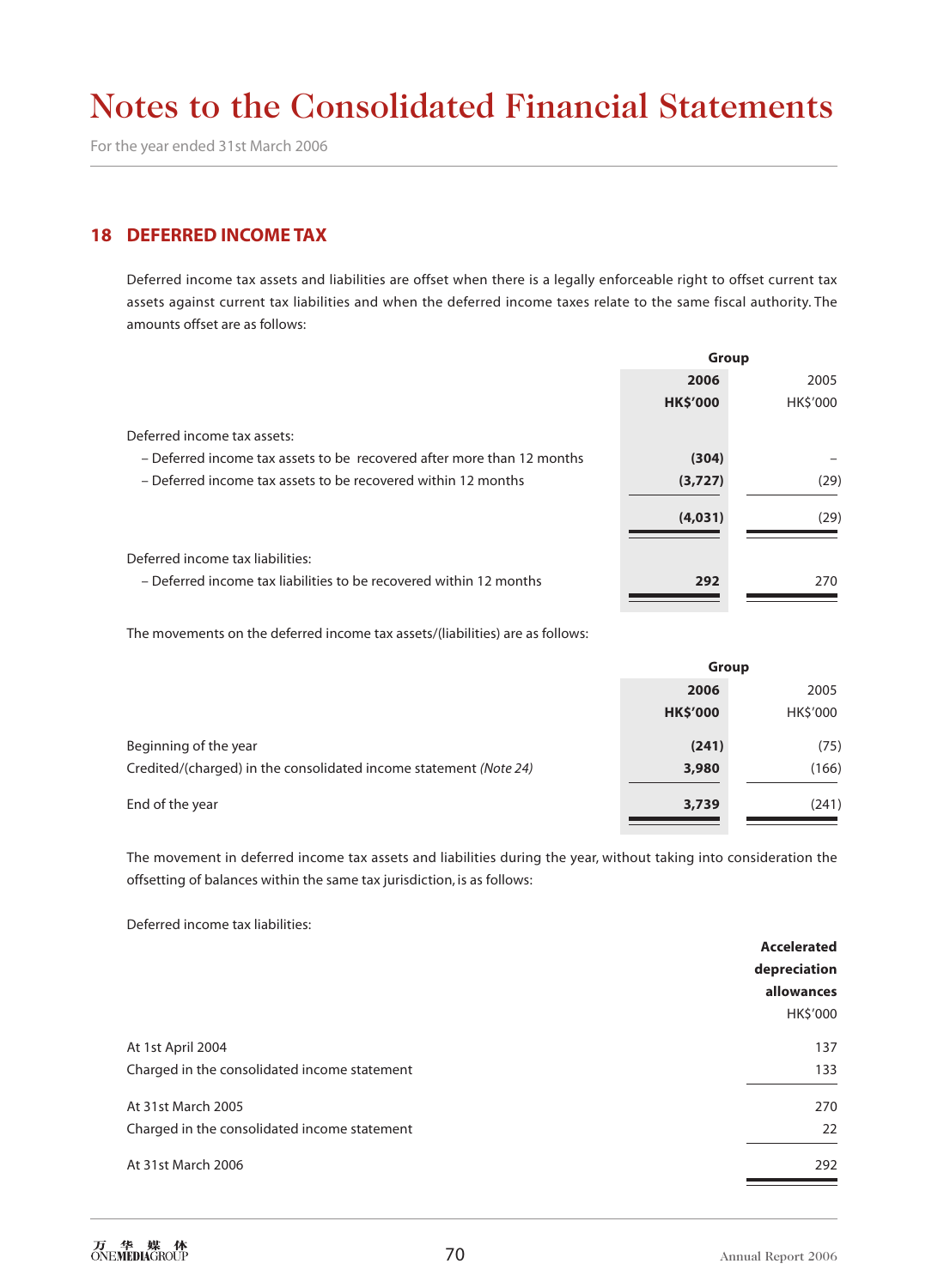# Notes to the Consolidated Financial Statements

For the year ended 31st March 2006

## 18 DEFERRED INCOME TAX

Deferred income tax assets and liabilities are offset when there is a legally enforceable right to offset current tax assets against current tax liabilities and when the deferred income taxes relate to the same fiscal authority. The amounts offset are as follows:

| | Group | |
|---|---|---|
| | **2006** | 2005 |
| | **HK$'000** | HK$'000 |
| Deferred income tax assets: | | |
| – Deferred income tax assets to be recovered after more than 12 months | **(304)** | – |
| – Deferred income tax assets to be recovered within 12 months | **(3,727)** | (29) |
| | **(4,031)** | (29) |
| Deferred income tax liabilities: | | |
| – Deferred income tax liabilities to be recovered within 12 months | **292** | 270 |

The movements on the deferred income tax assets/(liabilities) are as follows:

| | Group | |
|---|---|---|
| | **2006** | 2005 |
| | **HK$'000** | HK$'000 |
| Beginning of the year | **(241)** | (75) |
| Credited/(charged) in the consolidated income statement *(Note 24)* | **3,980** | (166) |
| End of the year | **3,739** | (241) |

The movement in deferred income tax assets and liabilities during the year, without taking into consideration the offsetting of balances within the same tax jurisdiction, is as follows:

Deferred income tax liabilities:

| | **Accelerated depreciation allowances** |
|---|---|
| | HK$'000 |
| At 1st April 2004 | 137 |
| Charged in the consolidated income statement | 133 |
| At 31st March 2005 | 270 |
| Charged in the consolidated income statement | 22 |
| At 31st March 2006 | 292 |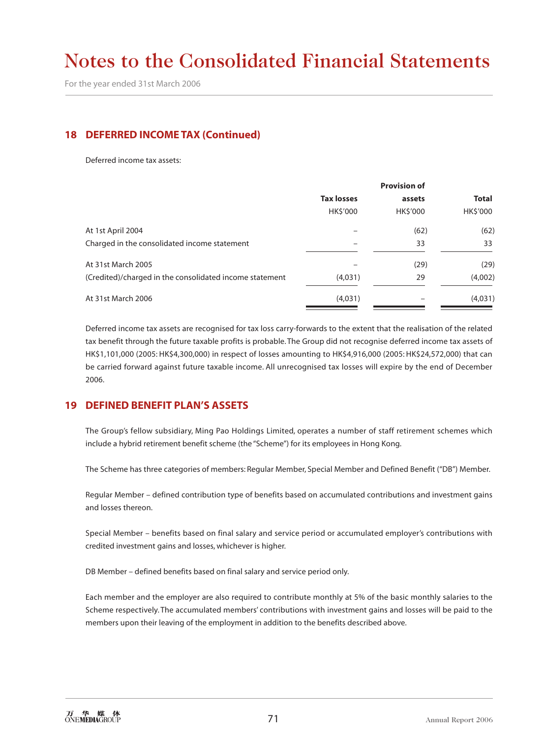# Notes to the Consolidated Financial Statements

For the year ended 31st March 2006

## 18 DEFERRED INCOME TAX (Continued)

Deferred income tax assets:

| | Tax losses | Provision of assets | Total |
|---|---|---|---|
| | HK$'000 | HK$'000 | HK$'000 |
| At 1st April 2004 | – | (62) | (62) |
| Charged in the consolidated income statement | – | 33 | 33 |
| At 31st March 2005 | – | (29) | (29) |
| (Credited)/charged in the consolidated income statement | (4,031) | 29 | (4,002) |
| At 31st March 2006 | (4,031) | – | (4,031) |

Deferred income tax assets are recognised for tax loss carry-forwards to the extent that the realisation of the related tax benefit through the future taxable profits is probable. The Group did not recognise deferred income tax assets of HK$1,101,000 (2005: HK$4,300,000) in respect of losses amounting to HK$4,916,000 (2005: HK$24,572,000) that can be carried forward against future taxable income. All unrecognised tax losses will expire by the end of December 2006.

## 19 DEFINED BENEFIT PLAN'S ASSETS

The Group's fellow subsidiary, Ming Pao Holdings Limited, operates a number of staff retirement schemes which include a hybrid retirement benefit scheme (the "Scheme") for its employees in Hong Kong.

The Scheme has three categories of members: Regular Member, Special Member and Defined Benefit ("DB") Member.

Regular Member – defined contribution type of benefits based on accumulated contributions and investment gains and losses thereon.

Special Member – benefits based on final salary and service period or accumulated employer's contributions with credited investment gains and losses, whichever is higher.

DB Member – defined benefits based on final salary and service period only.

Each member and the employer are also required to contribute monthly at 5% of the basic monthly salaries to the Scheme respectively. The accumulated members' contributions with investment gains and losses will be paid to the members upon their leaving of the employment in addition to the benefits described above.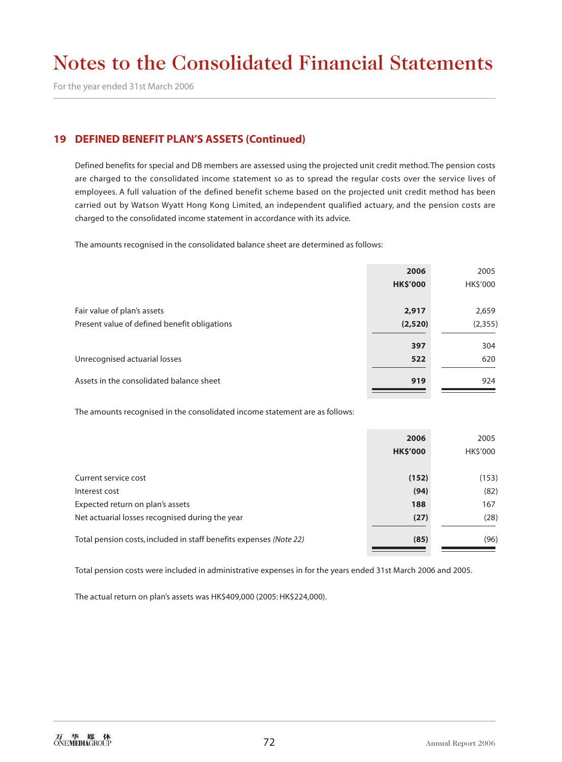# Notes to the Consolidated Financial Statements

For the year ended 31st March 2006

## 19 DEFINED BENEFIT PLAN'S ASSETS (Continued)

Defined benefits for special and DB members are assessed using the projected unit credit method. The pension costs are charged to the consolidated income statement so as to spread the regular costs over the service lives of employees. A full valuation of the defined benefit scheme based on the projected unit credit method has been carried out by Watson Wyatt Hong Kong Limited, an independent qualified actuary, and the pension costs are charged to the consolidated income statement in accordance with its advice.

The amounts recognised in the consolidated balance sheet are determined as follows:

| | **2006** | 2005 |
|---|---|---|
| | **HK$'000** | HK$'000 |
| Fair value of plan's assets | **2,917** | 2,659 |
| Present value of defined benefit obligations | **(2,520)** | (2,355) |
| | **397** | 304 |
| Unrecognised actuarial losses | **522** | 620 |
| Assets in the consolidated balance sheet | **919** | 924 |

The amounts recognised in the consolidated income statement are as follows:

| | **2006** | 2005 |
|---|---|---|
| | **HK$'000** | HK$'000 |
| Current service cost | **(152)** | (153) |
| Interest cost | **(94)** | (82) |
| Expected return on plan's assets | **188** | 167 |
| Net actuarial losses recognised during the year | **(27)** | (28) |
| Total pension costs, included in staff benefits expenses *(Note 22)* | **(85)** | (96) |

Total pension costs were included in administrative expenses in for the years ended 31st March 2006 and 2005.

The actual return on plan's assets was HK$409,000 (2005: HK$224,000).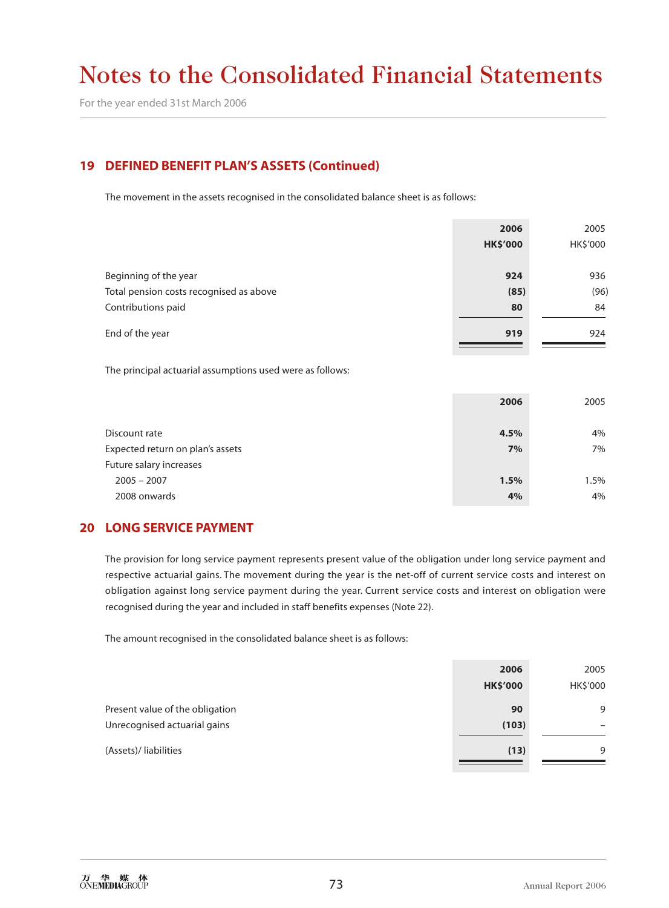# Notes to the Consolidated Financial Statements

For the year ended 31st March 2006

## 19 DEFINED BENEFIT PLAN'S ASSETS (Continued)

The movement in the assets recognised in the consolidated balance sheet is as follows:

| | **2006** | 2005 |
|---|---|---|
| | **HK$'000** | HK$'000 |
| Beginning of the year | **924** | 936 |
| Total pension costs recognised as above | **(85)** | (96) |
| Contributions paid | **80** | 84 |
| End of the year | **919** | 924 |

The principal actuarial assumptions used were as follows:

| | **2006** | 2005 |
|---|---|---|
| Discount rate | **4.5%** | 4% |
| Expected return on plan's assets | **7%** | 7% |
| Future salary increases | | |
| 2005 – 2007 | **1.5%** | 1.5% |
| 2008 onwards | **4%** | 4% |

## 20 LONG SERVICE PAYMENT

The provision for long service payment represents present value of the obligation under long service payment and respective actuarial gains. The movement during the year is the net-off of current service costs and interest on obligation against long service payment during the year. Current service costs and interest on obligation were recognised during the year and included in staff benefits expenses (Note 22).

The amount recognised in the consolidated balance sheet is as follows:

| | **2006** | 2005 |
|---|---|---|
| | **HK$'000** | HK$'000 |
| Present value of the obligation | **90** | 9 |
| Unrecognised actuarial gains | **(103)** | – |
| (Assets)/ liabilities | **(13)** | 9 |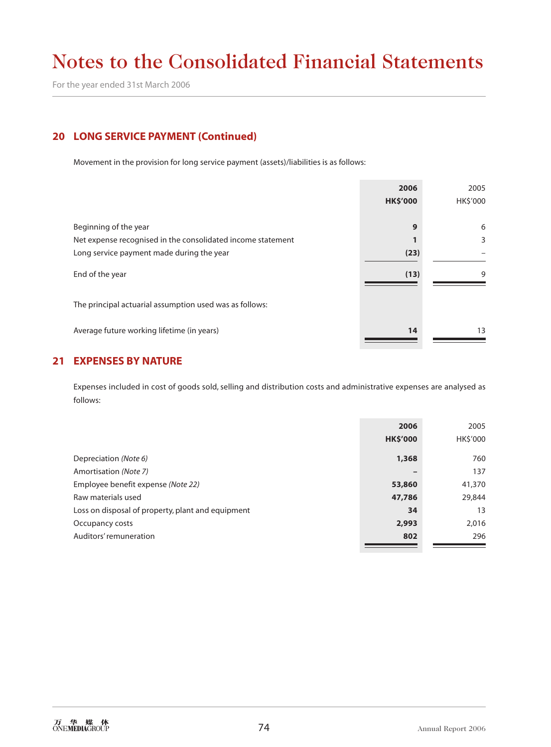# Notes to the Consolidated Financial Statements

For the year ended 31st March 2006

## 20 LONG SERVICE PAYMENT (Continued)

Movement in the provision for long service payment (assets)/liabilities is as follows:

| | **2006** **HK$'000** | 2005 HK$'000 |
|---|---|---|
| Beginning of the year | **9** | 6 |
| Net expense recognised in the consolidated income statement | **1** | 3 |
| Long service payment made during the year | **(23)** | – |
| End of the year | **(13)** | 9 |

The principal actuarial assumption used was as follows:

| | **2006** | 2005 |
|---|---|---|
| Average future working lifetime (in years) | **14** | 13 |

## 21 EXPENSES BY NATURE

Expenses included in cost of goods sold, selling and distribution costs and administrative expenses are analysed as follows:

| | **2006** **HK$'000** | 2005 HK$'000 |
|---|---|---|
| Depreciation *(Note 6)* | **1,368** | 760 |
| Amortisation *(Note 7)* | **–** | 137 |
| Employee benefit expense *(Note 22)* | **53,860** | 41,370 |
| Raw materials used | **47,786** | 29,844 |
| Loss on disposal of property, plant and equipment | **34** | 13 |
| Occupancy costs | **2,993** | 2,016 |
| Auditors' remuneration | **802** | 296 |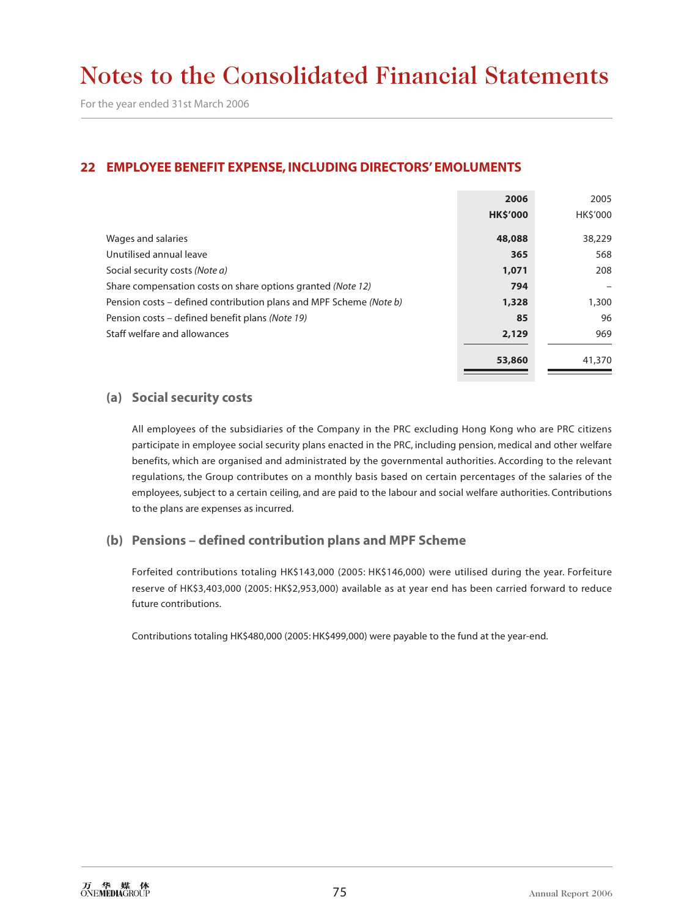# Notes to the Consolidated Financial Statements

For the year ended 31st March 2006

## 22 EMPLOYEE BENEFIT EXPENSE, INCLUDING DIRECTORS' EMOLUMENTS

| | **2006** | 2005 |
|---|---|---|
| | **HK$'000** | HK$'000 |
| Wages and salaries | **48,088** | 38,229 |
| Unutilised annual leave | **365** | 568 |
| Social security costs *(Note a)* | **1,071** | 208 |
| Share compensation costs on share options granted *(Note 12)* | **794** | – |
| Pension costs – defined contribution plans and MPF Scheme *(Note b)* | **1,328** | 1,300 |
| Pension costs – defined benefit plans *(Note 19)* | **85** | 96 |
| Staff welfare and allowances | **2,129** | 969 |
| | **53,860** | 41,370 |

### (a) Social security costs

All employees of the subsidiaries of the Company in the PRC excluding Hong Kong who are PRC citizens participate in employee social security plans enacted in the PRC, including pension, medical and other welfare benefits, which are organised and administrated by the governmental authorities. According to the relevant regulations, the Group contributes on a monthly basis based on certain percentages of the salaries of the employees, subject to a certain ceiling, and are paid to the labour and social welfare authorities. Contributions to the plans are expenses as incurred.

### (b) Pensions – defined contribution plans and MPF Scheme

Forfeited contributions totaling HK$143,000 (2005: HK$146,000) were utilised during the year. Forfeiture reserve of HK$3,403,000 (2005: HK$2,953,000) available as at year end has been carried forward to reduce future contributions.

Contributions totaling HK$480,000 (2005: HK$499,000) were payable to the fund at the year-end.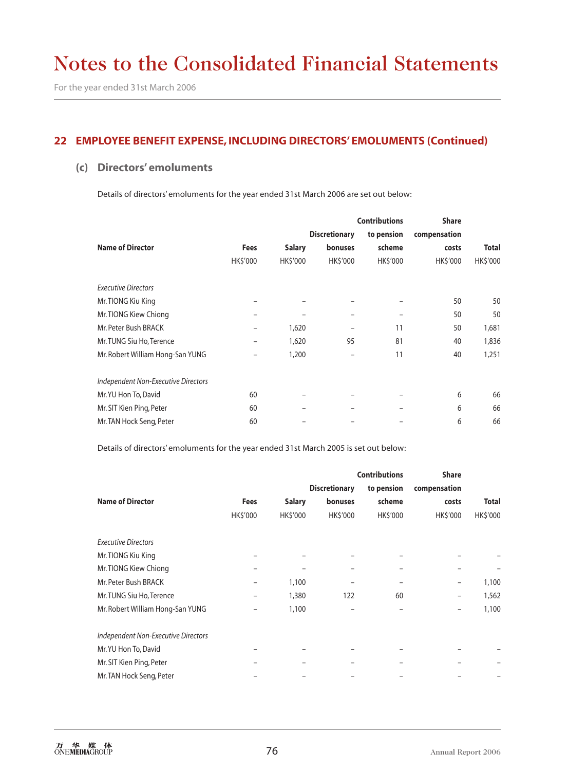# Notes to the Consolidated Financial Statements

For the year ended 31st March 2006

## 22 EMPLOYEE BENEFIT EXPENSE, INCLUDING DIRECTORS' EMOLUMENTS (Continued)

### (c) Directors' emoluments

Details of directors' emoluments for the year ended 31st March 2006 are set out below:

| Name of Director | Fees | Salary | Discretionary bonuses | Contributions to pension scheme | Share compensation costs | Total |
|---|---|---|---|---|---|---|
| | HK$'000 | HK$'000 | HK$'000 | HK$'000 | HK$'000 | HK$'000 |
| *Executive Directors* | | | | | | |
| Mr. TIONG Kiu King | – | – | – | – | 50 | 50 |
| Mr. TIONG Kiew Chiong | – | – | – | – | 50 | 50 |
| Mr. Peter Bush BRACK | – | 1,620 | – | 11 | 50 | 1,681 |
| Mr. TUNG Siu Ho, Terence | – | 1,620 | 95 | 81 | 40 | 1,836 |
| Mr. Robert William Hong-San YUNG | – | 1,200 | – | 11 | 40 | 1,251 |
| *Independent Non-Executive Directors* | | | | | | |
| Mr. YU Hon To, David | 60 | – | – | – | 6 | 66 |
| Mr. SIT Kien Ping, Peter | 60 | – | – | – | 6 | 66 |
| Mr. TAN Hock Seng, Peter | 60 | – | – | – | 6 | 66 |

Details of directors' emoluments for the year ended 31st March 2005 is set out below:

| Name of Director | Fees | Salary | Discretionary bonuses | Contributions to pension scheme | Share compensation costs | Total |
|---|---|---|---|---|---|---|
| | HK$'000 | HK$'000 | HK$'000 | HK$'000 | HK$'000 | HK$'000 |
| *Executive Directors* | | | | | | |
| Mr. TIONG Kiu King | – | – | – | – | – | – |
| Mr. TIONG Kiew Chiong | – | – | – | – | – | – |
| Mr. Peter Bush BRACK | – | 1,100 | – | – | – | 1,100 |
| Mr. TUNG Siu Ho, Terence | – | 1,380 | 122 | 60 | – | 1,562 |
| Mr. Robert William Hong-San YUNG | – | 1,100 | – | – | – | 1,100 |
| *Independent Non-Executive Directors* | | | | | | |
| Mr. YU Hon To, David | – | – | – | – | – | – |
| Mr. SIT Kien Ping, Peter | – | – | – | – | – | – |
| Mr. TAN Hock Seng, Peter | – | – | – | – | – | – |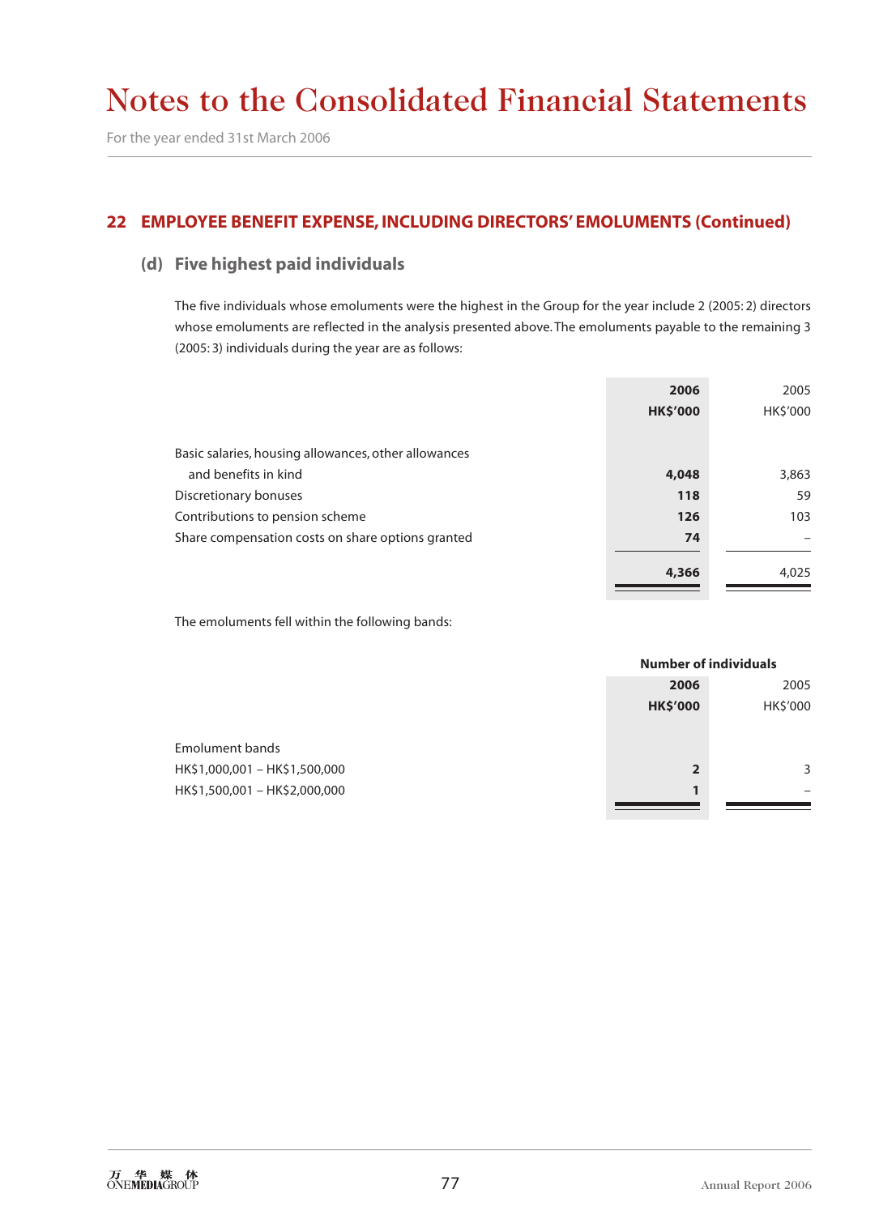# Notes to the Consolidated Financial Statements

For the year ended 31st March 2006

## 22 EMPLOYEE BENEFIT EXPENSE, INCLUDING DIRECTORS' EMOLUMENTS (Continued)

### (d) Five highest paid individuals

The five individuals whose emoluments were the highest in the Group for the year include 2 (2005: 2) directors whose emoluments are reflected in the analysis presented above. The emoluments payable to the remaining 3 (2005: 3) individuals during the year are as follows:

| | **2006** | 2005 |
|---|---|---|
| | **HK$'000** | HK$'000 |
| Basic salaries, housing allowances, other allowances and benefits in kind | **4,048** | 3,863 |
| Discretionary bonuses | **118** | 59 |
| Contributions to pension scheme | **126** | 103 |
| Share compensation costs on share options granted | **74** | – |
| | **4,366** | 4,025 |

The emoluments fell within the following bands:

| | **Number of individuals** | |
|---|---|---|
| | **2006** | 2005 |
| | **HK$'000** | HK$'000 |
| Emolument bands | | |
| HK$1,000,001 – HK$1,500,000 | **2** | 3 |
| HK$1,500,001 – HK$2,000,000 | **1** | – |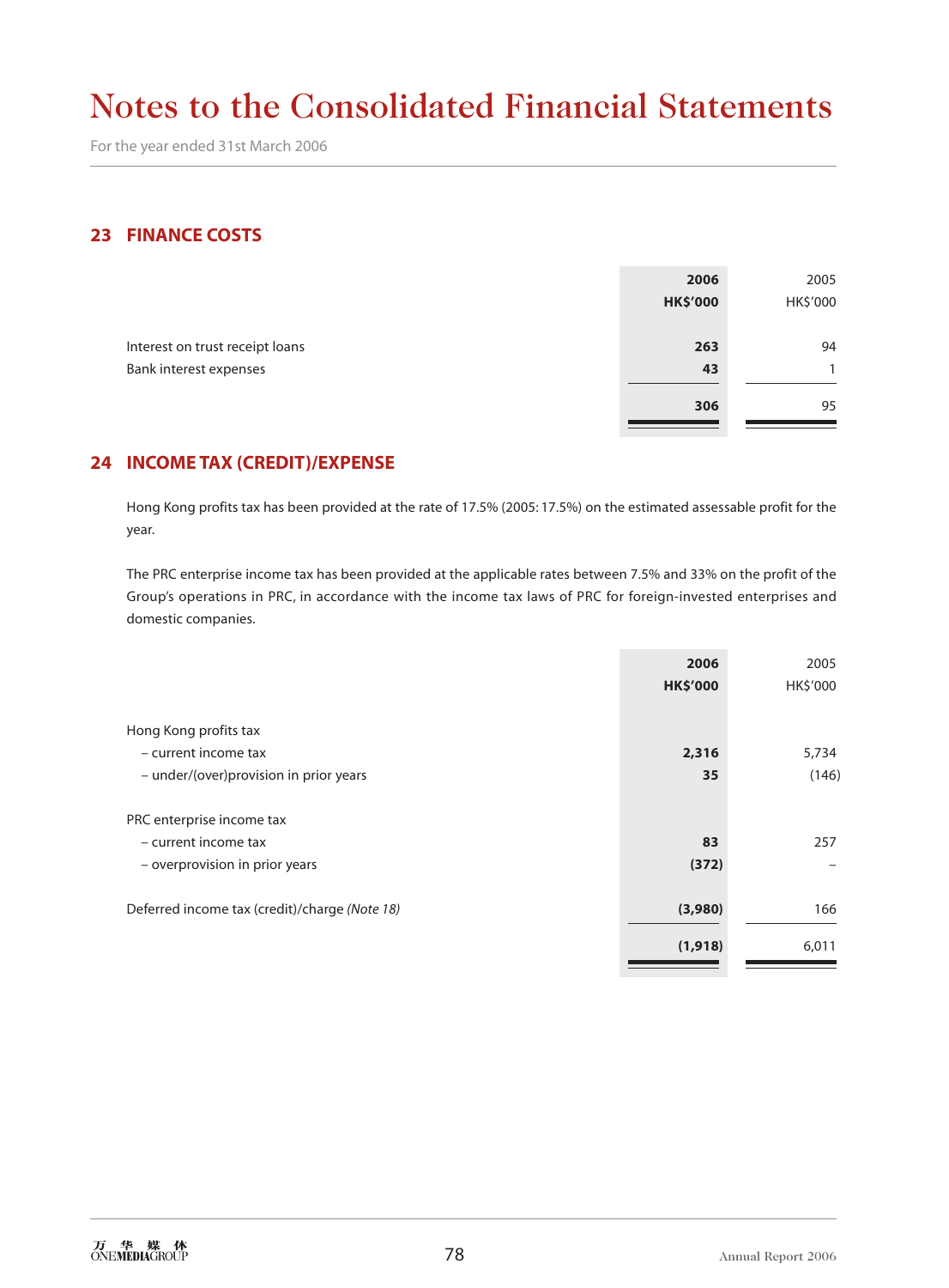# Notes to the Consolidated Financial Statements

For the year ended 31st March 2006

## 23 FINANCE COSTS

| | 2006 HK$'000 | 2005 HK$'000 |
|---|---|---|
| Interest on trust receipt loans | **263** | 94 |
| Bank interest expenses | **43** | 1 |
| | **306** | 95 |

## 24 INCOME TAX (CREDIT)/EXPENSE

Hong Kong profits tax has been provided at the rate of 17.5% (2005: 17.5%) on the estimated assessable profit for the year.

The PRC enterprise income tax has been provided at the applicable rates between 7.5% and 33% on the profit of the Group's operations in PRC, in accordance with the income tax laws of PRC for foreign-invested enterprises and domestic companies.

| | 2006 HK$'000 | 2005 HK$'000 |
|---|---|---|
| Hong Kong profits tax | | |
| – current income tax | **2,316** | 5,734 |
| – under/(over)provision in prior years | **35** | (146) |
| PRC enterprise income tax | | |
| – current income tax | **83** | 257 |
| – overprovision in prior years | **(372)** | – |
| Deferred income tax (credit)/charge *(Note 18)* | **(3,980)** | 166 |
| | **(1,918)** | 6,011 |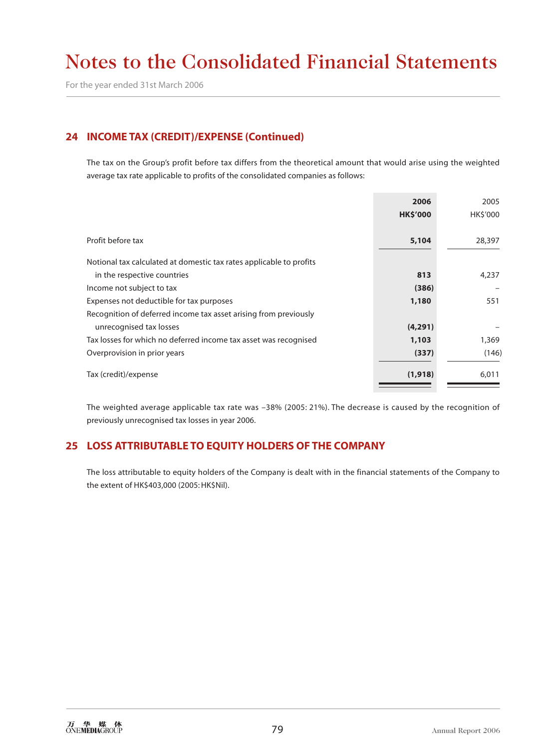# Notes to the Consolidated Financial Statements

For the year ended 31st March 2006

## 24 INCOME TAX (CREDIT)/EXPENSE (Continued)

The tax on the Group's profit before tax differs from the theoretical amount that would arise using the weighted average tax rate applicable to profits of the consolidated companies as follows:

| | **2006** **HK$'000** | 2005 HK$'000 |
|---|---|---|
| Profit before tax | **5,104** | 28,397 |
| Notional tax calculated at domestic tax rates applicable to profits in the respective countries | **813** | 4,237 |
| Income not subject to tax | **(386)** | – |
| Expenses not deductible for tax purposes | **1,180** | 551 |
| Recognition of deferred income tax asset arising from previously unrecognised tax losses | **(4,291)** | – |
| Tax losses for which no deferred income tax asset was recognised | **1,103** | 1,369 |
| Overprovision in prior years | **(337)** | (146) |
| Tax (credit)/expense | **(1,918)** | 6,011 |

The weighted average applicable tax rate was –38% (2005: 21%). The decrease is caused by the recognition of previously unrecognised tax losses in year 2006.

## 25 LOSS ATTRIBUTABLE TO EQUITY HOLDERS OF THE COMPANY

The loss attributable to equity holders of the Company is dealt with in the financial statements of the Company to the extent of HK$403,000 (2005: HK$Nil).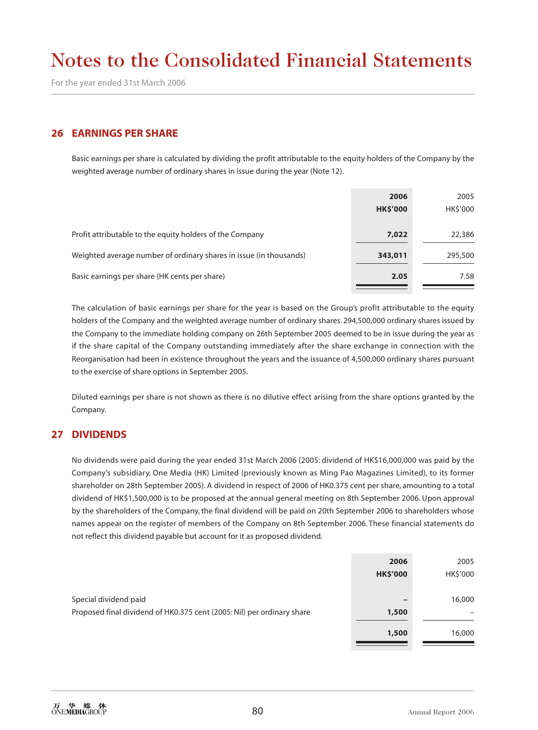# Notes to the Consolidated Financial Statements

For the year ended 31st March 2006

## 26 EARNINGS PER SHARE

Basic earnings per share is calculated by dividing the profit attributable to the equity holders of the Company by the weighted average number of ordinary shares in issue during the year (Note 12).

| | **2006** **HK$'000** | 2005 HK$'000 |
|---|---|---|
| Profit attributable to the equity holders of the Company | **7,022** | 22,386 |
| Weighted average number of ordinary shares in issue (in thousands) | **343,011** | 295,500 |
| Basic earnings per share (HK cents per share) | **2.05** | 7.58 |

The calculation of basic earnings per share for the year is based on the Group's profit attributable to the equity holders of the Company and the weighted average number of ordinary shares. 294,500,000 ordinary shares issued by the Company to the immediate holding company on 26th September 2005 deemed to be in issue during the year as if the share capital of the Company outstanding immediately after the share exchange in connection with the Reorganisation had been in existence throughout the years and the issuance of 4,500,000 ordinary shares pursuant to the exercise of share options in September 2005.

Diluted earnings per share is not shown as there is no dilutive effect arising from the share options granted by the Company.

## 27 DIVIDENDS

No dividends were paid during the year ended 31st March 2006 (2005: dividend of HK$16,000,000 was paid by the Company's subsidiary, One Media (HK) Limited (previously known as Ming Pao Magazines Limited), to its former shareholder on 28th September 2005). A dividend in respect of 2006 of HK0.375 cent per share, amounting to a total dividend of HK$1,500,000 is to be proposed at the annual general meeting on 8th September 2006. Upon approval by the shareholders of the Company, the final dividend will be paid on 20th September 2006 to shareholders whose names appear on the register of members of the Company on 8th September 2006. These financial statements do not reflect this dividend payable but account for it as proposed dividend.

| | **2006** **HK$'000** | 2005 HK$'000 |
|---|---|---|
| Special dividend paid | **–** | 16,000 |
| Proposed final dividend of HK0.375 cent (2005: Nil) per ordinary share | **1,500** | – |
| | **1,500** | 16,000 |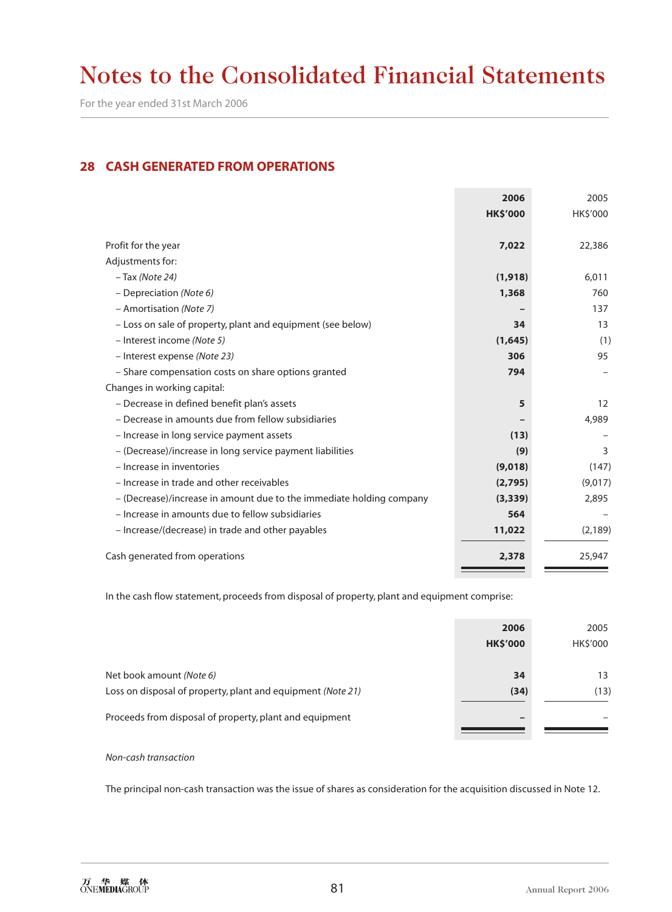# Notes to the Consolidated Financial Statements

For the year ended 31st March 2006

## 28 CASH GENERATED FROM OPERATIONS

| | **2006** **HK$'000** | 2005 HK$'000 |
|---|---|---|
| Profit for the year | **7,022** | 22,386 |
| Adjustments for: | | |
| – Tax *(Note 24)* | **(1,918)** | 6,011 |
| – Depreciation *(Note 6)* | **1,368** | 760 |
| – Amortisation *(Note 7)* | **–** | 137 |
| – Loss on sale of property, plant and equipment (see below) | **34** | 13 |
| – Interest income *(Note 5)* | **(1,645)** | (1) |
| – Interest expense *(Note 23)* | **306** | 95 |
| – Share compensation costs on share options granted | **794** | – |
| Changes in working capital: | | |
| – Decrease in defined benefit plan's assets | **5** | 12 |
| – Decrease in amounts due from fellow subsidiaries | **–** | 4,989 |
| – Increase in long service payment assets | **(13)** | – |
| – (Decrease)/increase in long service payment liabilities | **(9)** | 3 |
| – Increase in inventories | **(9,018)** | (147) |
| – Increase in trade and other receivables | **(2,795)** | (9,017) |
| – (Decrease)/increase in amount due to the immediate holding company | **(3,339)** | 2,895 |
| – Increase in amounts due to fellow subsidiaries | **564** | – |
| – Increase/(decrease) in trade and other payables | **11,022** | (2,189) |
| Cash generated from operations | **2,378** | 25,947 |

In the cash flow statement, proceeds from disposal of property, plant and equipment comprise:

| | **2006** **HK$'000** | 2005 HK$'000 |
|---|---|---|
| Net book amount *(Note 6)* | **34** | 13 |
| Loss on disposal of property, plant and equipment *(Note 21)* | **(34)** | (13) |
| Proceeds from disposal of property, plant and equipment | **–** | – |

*Non-cash transaction*

The principal non-cash transaction was the issue of shares as consideration for the acquisition discussed in Note 12.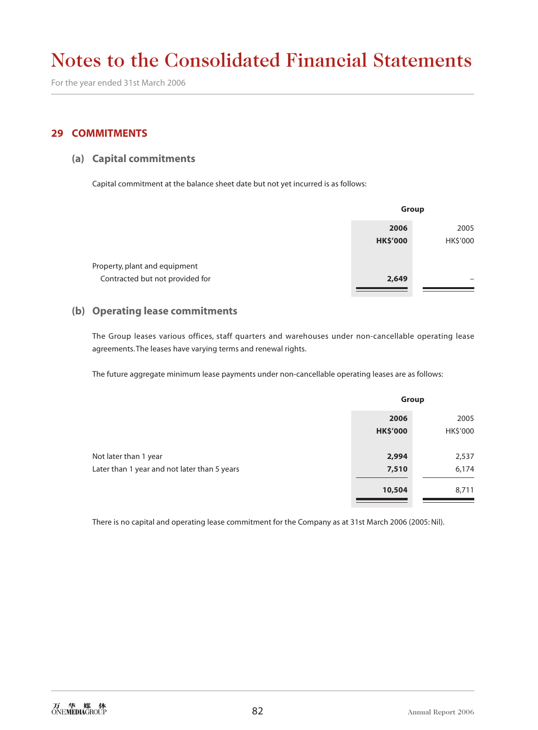# Notes to the Consolidated Financial Statements

For the year ended 31st March 2006

## 29 COMMITMENTS

### (a) Capital commitments

Capital commitment at the balance sheet date but not yet incurred is as follows:

| | Group | |
|---|---|---|
| | **2006** | 2005 |
| | **HK$'000** | HK$'000 |
| Property, plant and equipment | | |
| Contracted but not provided for | **2,649** | – |

### (b) Operating lease commitments

The Group leases various offices, staff quarters and warehouses under non-cancellable operating lease agreements. The leases have varying terms and renewal rights.

The future aggregate minimum lease payments under non-cancellable operating leases are as follows:

| | Group | |
|---|---|---|
| | **2006** | 2005 |
| | **HK$'000** | HK$'000 |
| Not later than 1 year | **2,994** | 2,537 |
| Later than 1 year and not later than 5 years | **7,510** | 6,174 |
| | **10,504** | 8,711 |

There is no capital and operating lease commitment for the Company as at 31st March 2006 (2005: Nil).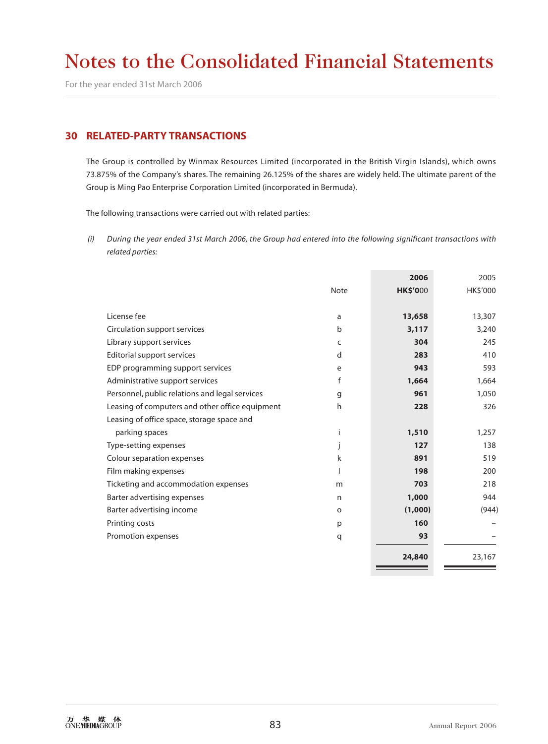# Notes to the Consolidated Financial Statements

For the year ended 31st March 2006

## 30 RELATED-PARTY TRANSACTIONS

The Group is controlled by Winmax Resources Limited (incorporated in the British Virgin Islands), which owns 73.875% of the Company's shares. The remaining 26.125% of the shares are widely held. The ultimate parent of the Group is Ming Pao Enterprise Corporation Limited (incorporated in Bermuda).

The following transactions were carried out with related parties:

*(i) During the year ended 31st March 2006, the Group had entered into the following significant transactions with related parties:*

| | Note | **2006** **HK$'000** | 2005 HK$'000 |
|---|---|---|---|
| License fee | a | **13,658** | 13,307 |
| Circulation support services | b | **3,117** | 3,240 |
| Library support services | c | **304** | 245 |
| Editorial support services | d | **283** | 410 |
| EDP programming support services | e | **943** | 593 |
| Administrative support services | f | **1,664** | 1,664 |
| Personnel, public relations and legal services | g | **961** | 1,050 |
| Leasing of computers and other office equipment | h | **228** | 326 |
| Leasing of office space, storage space and parking spaces | i | **1,510** | 1,257 |
| Type-setting expenses | j | **127** | 138 |
| Colour separation expenses | k | **891** | 519 |
| Film making expenses | l | **198** | 200 |
| Ticketing and accommodation expenses | m | **703** | 218 |
| Barter advertising expenses | n | **1,000** | 944 |
| Barter advertising income | o | **(1,000)** | (944) |
| Printing costs | p | **160** | – |
| Promotion expenses | q | **93** | – |
| | | **24,840** | 23,167 |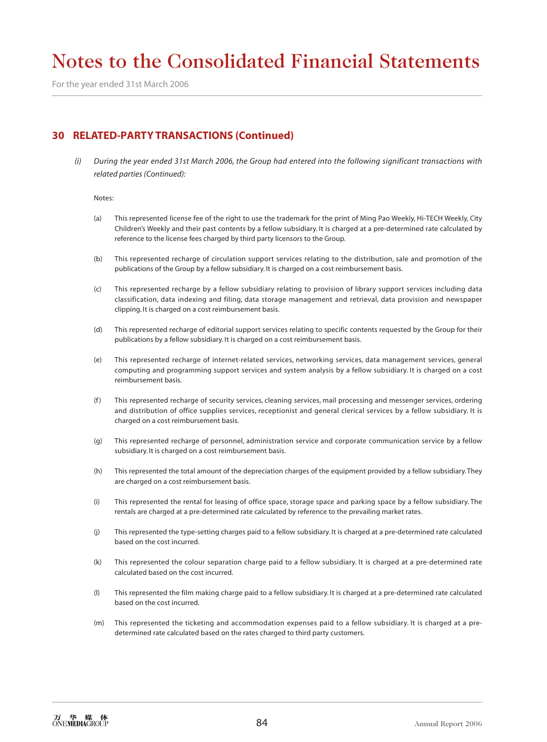## 30 RELATED-PARTY TRANSACTIONS (Continued)

*(i) During the year ended 31st March 2006, the Group had entered into the following significant transactions with related parties (Continued):*

Notes:

(a) This represented license fee of the right to use the trademark for the print of Ming Pao Weekly, Hi-TECH Weekly, City Children's Weekly and their past contents by a fellow subsidiary. It is charged at a pre-determined rate calculated by reference to the license fees charged by third party licensors to the Group.

(b) This represented recharge of circulation support services relating to the distribution, sale and promotion of the publications of the Group by a fellow subsidiary. It is charged on a cost reimbursement basis.

(c) This represented recharge by a fellow subsidiary relating to provision of library support services including data classification, data indexing and filing, data storage management and retrieval, data provision and newspaper clipping. It is charged on a cost reimbursement basis.

(d) This represented recharge of editorial support services relating to specific contents requested by the Group for their publications by a fellow subsidiary. It is charged on a cost reimbursement basis.

(e) This represented recharge of internet-related services, networking services, data management services, general computing and programming support services and system analysis by a fellow subsidiary. It is charged on a cost reimbursement basis.

(f) This represented recharge of security services, cleaning services, mail processing and messenger services, ordering and distribution of office supplies services, receptionist and general clerical services by a fellow subsidiary. It is charged on a cost reimbursement basis.

(g) This represented recharge of personnel, administration service and corporate communication service by a fellow subsidiary. It is charged on a cost reimbursement basis.

(h) This represented the total amount of the depreciation charges of the equipment provided by a fellow subsidiary. They are charged on a cost reimbursement basis.

(i) This represented the rental for leasing of office space, storage space and parking space by a fellow subsidiary. The rentals are charged at a pre-determined rate calculated by reference to the prevailing market rates.

(j) This represented the type-setting charges paid to a fellow subsidiary. It is charged at a pre-determined rate calculated based on the cost incurred.

(k) This represented the colour separation charge paid to a fellow subsidiary. It is charged at a pre-determined rate calculated based on the cost incurred.

(l) This represented the film making charge paid to a fellow subsidiary. It is charged at a pre-determined rate calculated based on the cost incurred.

(m) This represented the ticketing and accommodation expenses paid to a fellow subsidiary. It is charged at a pre-determined rate calculated based on the rates charged to third party customers.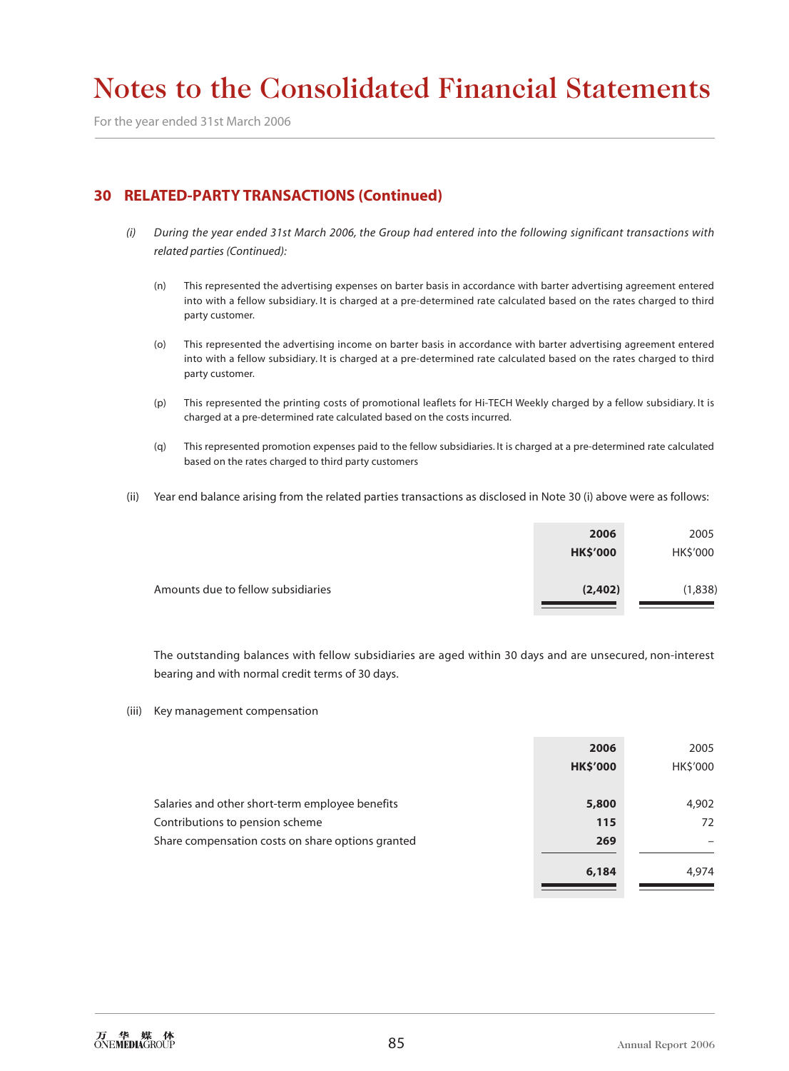# Notes to the Consolidated Financial Statements

For the year ended 31st March 2006

## 30 RELATED-PARTY TRANSACTIONS (Continued)

(i) *During the year ended 31st March 2006, the Group had entered into the following significant transactions with related parties (Continued):*

(n) This represented the advertising expenses on barter basis in accordance with barter advertising agreement entered into with a fellow subsidiary. It is charged at a pre-determined rate calculated based on the rates charged to third party customer.

(o) This represented the advertising income on barter basis in accordance with barter advertising agreement entered into with a fellow subsidiary. It is charged at a pre-determined rate calculated based on the rates charged to third party customer.

(p) This represented the printing costs of promotional leaflets for Hi-TECH Weekly charged by a fellow subsidiary. It is charged at a pre-determined rate calculated based on the costs incurred.

(q) This represented promotion expenses paid to the fellow subsidiaries. It is charged at a pre-determined rate calculated based on the rates charged to third party customers

(ii) Year end balance arising from the related parties transactions as disclosed in Note 30 (i) above were as follows:

| | **2006** **HK$'000** | 2005 HK$'000 |
|---|---|---|
| Amounts due to fellow subsidiaries | **(2,402)** | (1,838) |

The outstanding balances with fellow subsidiaries are aged within 30 days and are unsecured, non-interest bearing and with normal credit terms of 30 days.

(iii) Key management compensation

| | **2006** **HK$'000** | 2005 HK$'000 |
|---|---|---|
| Salaries and other short-term employee benefits | **5,800** | 4,902 |
| Contributions to pension scheme | **115** | 72 |
| Share compensation costs on share options granted | **269** | – |
| | **6,184** | 4,974 |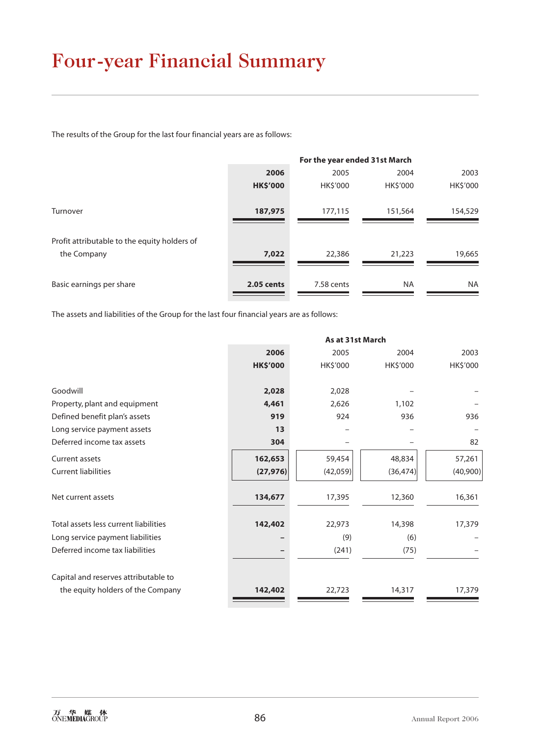# Four-year Financial Summary

The results of the Group for the last four financial years are as follows:

| | For the year ended 31st March | | | |
|---|---|---|---|---|
| | **2006** | 2005 | 2004 | 2003 |
| | **HK$'000** | HK$'000 | HK$'000 | HK$'000 |
| Turnover | **187,975** | 177,115 | 151,564 | 154,529 |
| Profit attributable to the equity holders of the Company | **7,022** | 22,386 | 21,223 | 19,665 |
| Basic earnings per share | **2.05 cents** | 7.58 cents | NA | NA |

The assets and liabilities of the Group for the last four financial years are as follows:

| | As at 31st March | | | |
|---|---|---|---|---|
| | **2006** | 2005 | 2004 | 2003 |
| | **HK$'000** | HK$'000 | HK$'000 | HK$'000 |
| Goodwill | **2,028** | 2,028 | – | – |
| Property, plant and equipment | **4,461** | 2,626 | 1,102 | – |
| Defined benefit plan's assets | **919** | 924 | 936 | 936 |
| Long service payment assets | **13** | – | – | – |
| Deferred income tax assets | **304** | – | – | 82 |
| Current assets | **162,653** | 59,454 | 48,834 | 57,261 |
| Current liabilities | **(27,976)** | (42,059) | (36,474) | (40,900) |
| Net current assets | **134,677** | 17,395 | 12,360 | 16,361 |
| Total assets less current liabilities | **142,402** | 22,973 | 14,398 | 17,379 |
| Long service payment liabilities | **–** | (9) | (6) | – |
| Deferred income tax liabilities | **–** | (241) | (75) | – |
| Capital and reserves attributable to the equity holders of the Company | **142,402** | 22,723 | 14,317 | 17,379 |